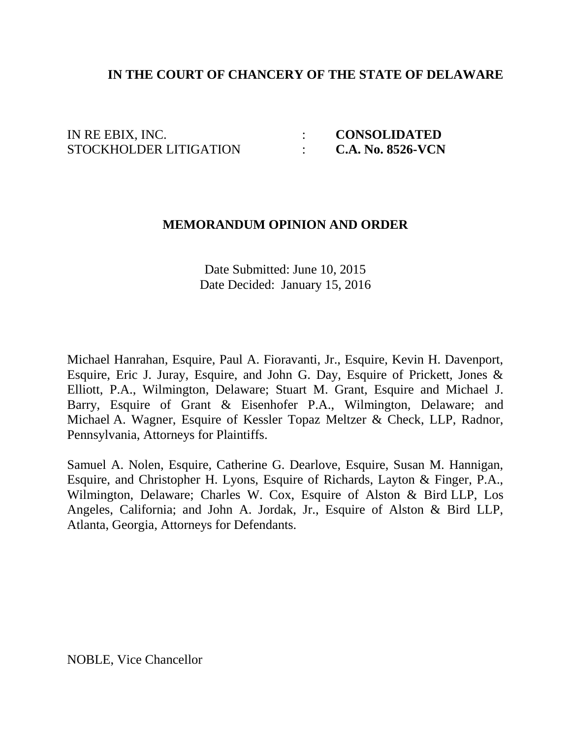**IN THE COURT OF CHANCERY OF THE STATE OF DELAWARE**

| | | |
|---|---|---|
| IN RE EBIX, INC. | : | **CONSOLIDATED** |
| STOCKHOLDER LITIGATION | : | **C.A. No. 8526-VCN** |

**MEMORANDUM OPINION AND ORDER**

Date Submitted: June 10, 2015
Date Decided: January 15, 2016

Michael Hanrahan, Esquire, Paul A. Fioravanti, Jr., Esquire, Kevin H. Davenport, Esquire, Eric J. Juray, Esquire, and John G. Day, Esquire of Prickett, Jones & Elliott, P.A., Wilmington, Delaware; Stuart M. Grant, Esquire and Michael J. Barry, Esquire of Grant & Eisenhofer P.A., Wilmington, Delaware; and Michael A. Wagner, Esquire of Kessler Topaz Meltzer & Check, LLP, Radnor, Pennsylvania, Attorneys for Plaintiffs.

Samuel A. Nolen, Esquire, Catherine G. Dearlove, Esquire, Susan M. Hannigan, Esquire, and Christopher H. Lyons, Esquire of Richards, Layton & Finger, P.A., Wilmington, Delaware; Charles W. Cox, Esquire of Alston & Bird LLP, Los Angeles, California; and John A. Jordak, Jr., Esquire of Alston & Bird LLP, Atlanta, Georgia, Attorneys for Defendants.

NOBLE, Vice Chancellor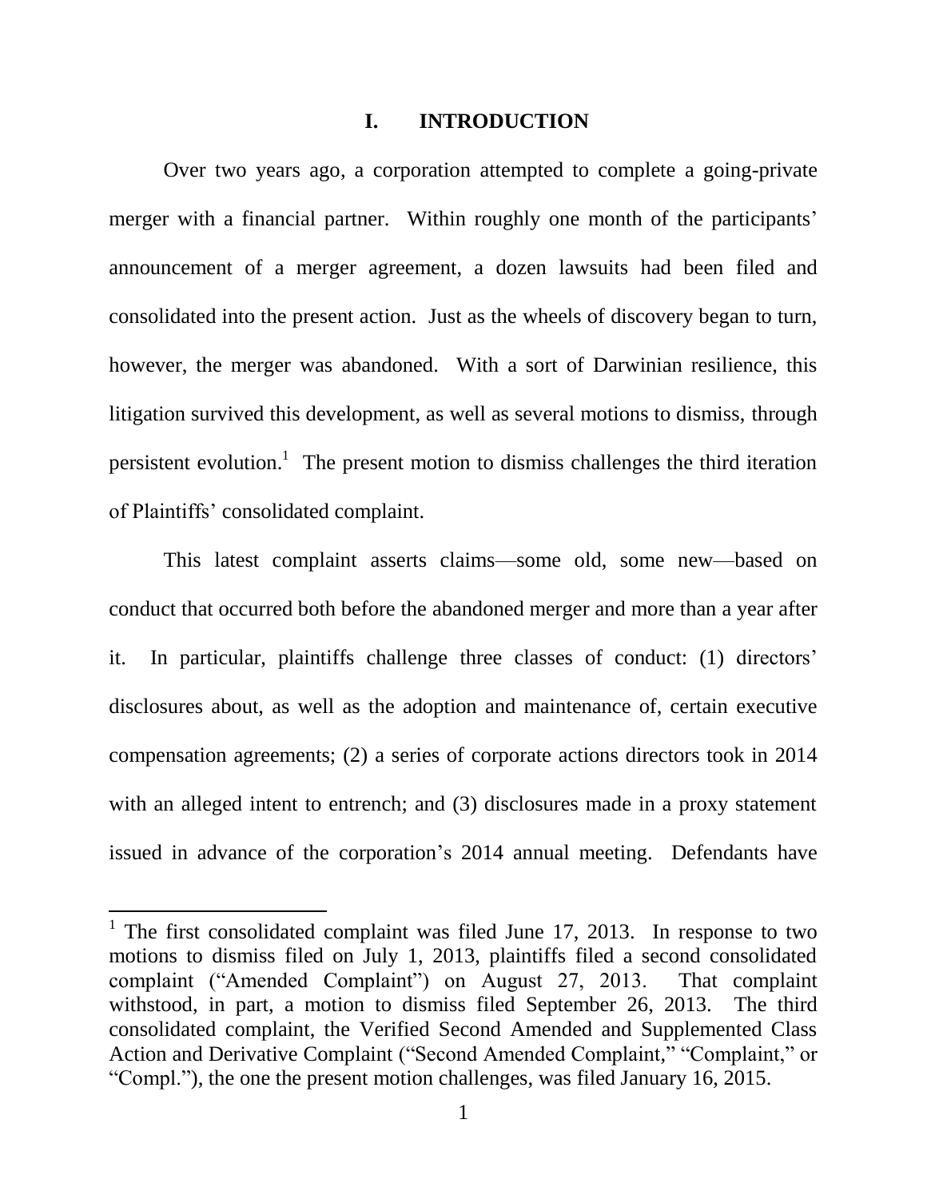# I. INTRODUCTION

Over two years ago, a corporation attempted to complete a going-private merger with a financial partner. Within roughly one month of the participants' announcement of a merger agreement, a dozen lawsuits had been filed and consolidated into the present action. Just as the wheels of discovery began to turn, however, the merger was abandoned. With a sort of Darwinian resilience, this litigation survived this development, as well as several motions to dismiss, through persistent evolution.[1] The present motion to dismiss challenges the third iteration of Plaintiffs' consolidated complaint.

This latest complaint asserts claims—some old, some new—based on conduct that occurred both before the abandoned merger and more than a year after it. In particular, plaintiffs challenge three classes of conduct: (1) directors' disclosures about, as well as the adoption and maintenance of, certain executive compensation agreements; (2) a series of corporate actions directors took in 2014 with an alleged intent to entrench; and (3) disclosures made in a proxy statement issued in advance of the corporation's 2014 annual meeting. Defendants have

---

[1] The first consolidated complaint was filed June 17, 2013. In response to two motions to dismiss filed on July 1, 2013, plaintiffs filed a second consolidated complaint ("Amended Complaint") on August 27, 2013. That complaint withstood, in part, a motion to dismiss filed September 26, 2013. The third consolidated complaint, the Verified Second Amended and Supplemented Class Action and Derivative Complaint ("Second Amended Complaint," "Complaint," or "Compl."), the one the present motion challenges, was filed January 16, 2015.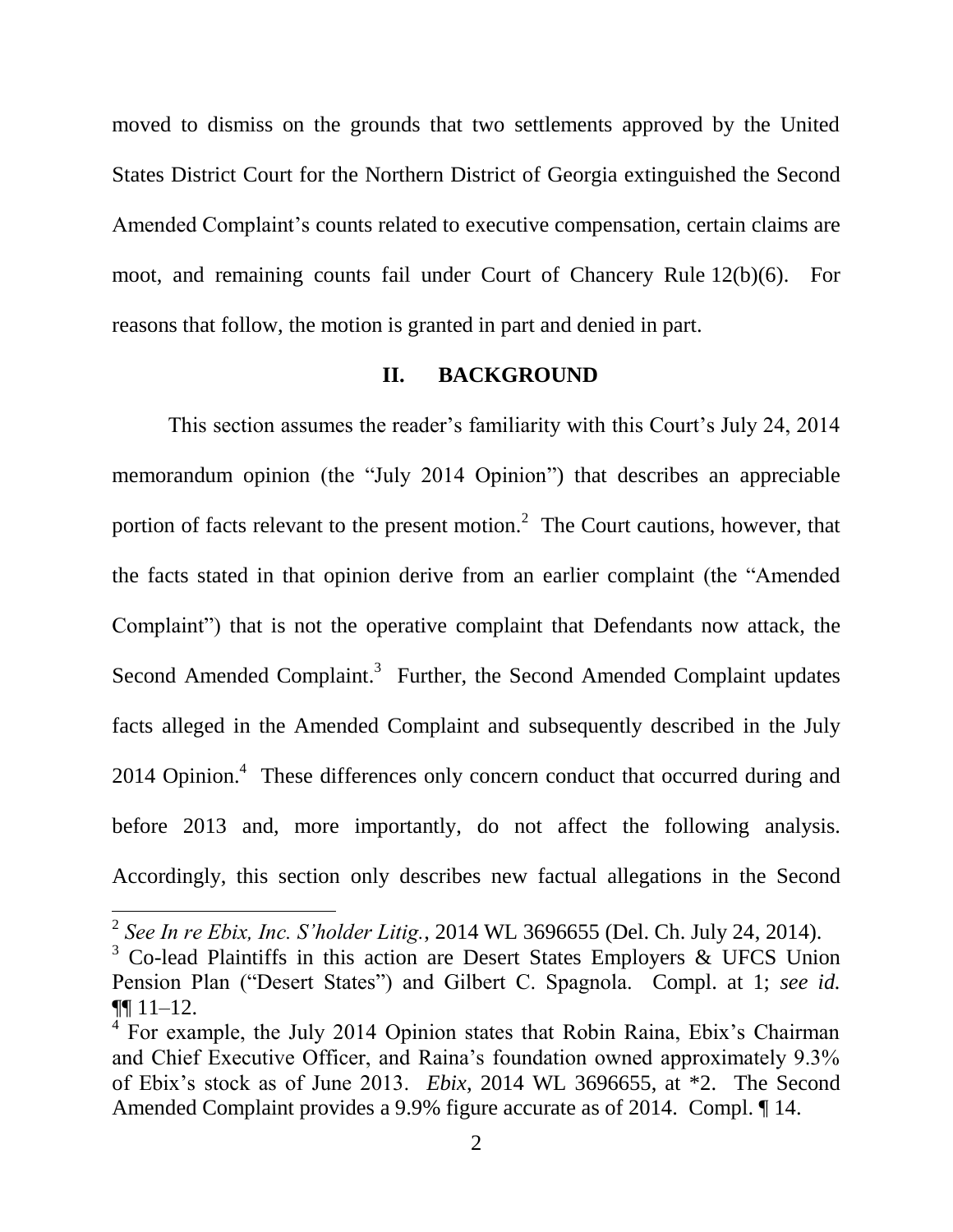moved to dismiss on the grounds that two settlements approved by the United States District Court for the Northern District of Georgia extinguished the Second Amended Complaint's counts related to executive compensation, certain claims are moot, and remaining counts fail under Court of Chancery Rule 12(b)(6). For reasons that follow, the motion is granted in part and denied in part.

## II. BACKGROUND

This section assumes the reader's familiarity with this Court's July 24, 2014 memorandum opinion (the "July 2014 Opinion") that describes an appreciable portion of facts relevant to the present motion.[2] The Court cautions, however, that the facts stated in that opinion derive from an earlier complaint (the "Amended Complaint") that is not the operative complaint that Defendants now attack, the Second Amended Complaint.[3] Further, the Second Amended Complaint updates facts alleged in the Amended Complaint and subsequently described in the July 2014 Opinion.[4] These differences only concern conduct that occurred during and before 2013 and, more importantly, do not affect the following analysis. Accordingly, this section only describes new factual allegations in the Second

---

[2] *See In re Ebix, Inc. S'holder Litig.*, 2014 WL 3696655 (Del. Ch. July 24, 2014).

[3] Co-lead Plaintiffs in this action are Desert States Employers & UFCS Union Pension Plan ("Desert States") and Gilbert C. Spagnola. Compl. at 1; *see id.* ¶¶ 11–12.

[4] For example, the July 2014 Opinion states that Robin Raina, Ebix's Chairman and Chief Executive Officer, and Raina's foundation owned approximately 9.3% of Ebix's stock as of June 2013. *Ebix*, 2014 WL 3696655, at *2. The Second Amended Complaint provides a 9.9% figure accurate as of 2014. Compl. ¶ 14.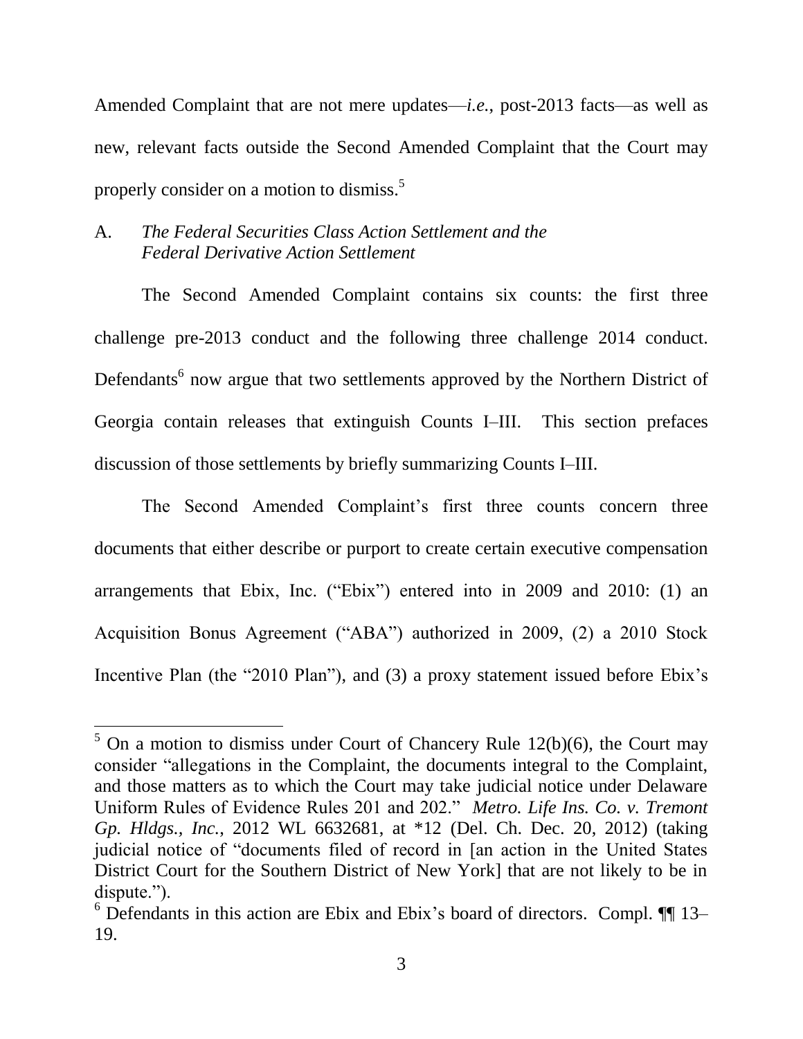Amended Complaint that are not mere updates—*i.e.*, post-2013 facts—as well as new, relevant facts outside the Second Amended Complaint that the Court may properly consider on a motion to dismiss.[5]

### A. *The Federal Securities Class Action Settlement and the Federal Derivative Action Settlement*

The Second Amended Complaint contains six counts: the first three challenge pre-2013 conduct and the following three challenge 2014 conduct. Defendants[6] now argue that two settlements approved by the Northern District of Georgia contain releases that extinguish Counts I–III. This section prefaces discussion of those settlements by briefly summarizing Counts I–III.

The Second Amended Complaint's first three counts concern three documents that either describe or purport to create certain executive compensation arrangements that Ebix, Inc. ("Ebix") entered into in 2009 and 2010: (1) an Acquisition Bonus Agreement ("ABA") authorized in 2009, (2) a 2010 Stock Incentive Plan (the "2010 Plan"), and (3) a proxy statement issued before Ebix's

---

[5] On a motion to dismiss under Court of Chancery Rule 12(b)(6), the Court may consider "allegations in the Complaint, the documents integral to the Complaint, and those matters as to which the Court may take judicial notice under Delaware Uniform Rules of Evidence Rules 201 and 202." *Metro. Life Ins. Co. v. Tremont Gp. Hldgs., Inc.*, 2012 WL 6632681, at *12 (Del. Ch. Dec. 20, 2012) (taking judicial notice of "documents filed of record in [an action in the United States District Court for the Southern District of New York] that are not likely to be in dispute.").

[6] Defendants in this action are Ebix and Ebix's board of directors. Compl. ¶¶ 13–19.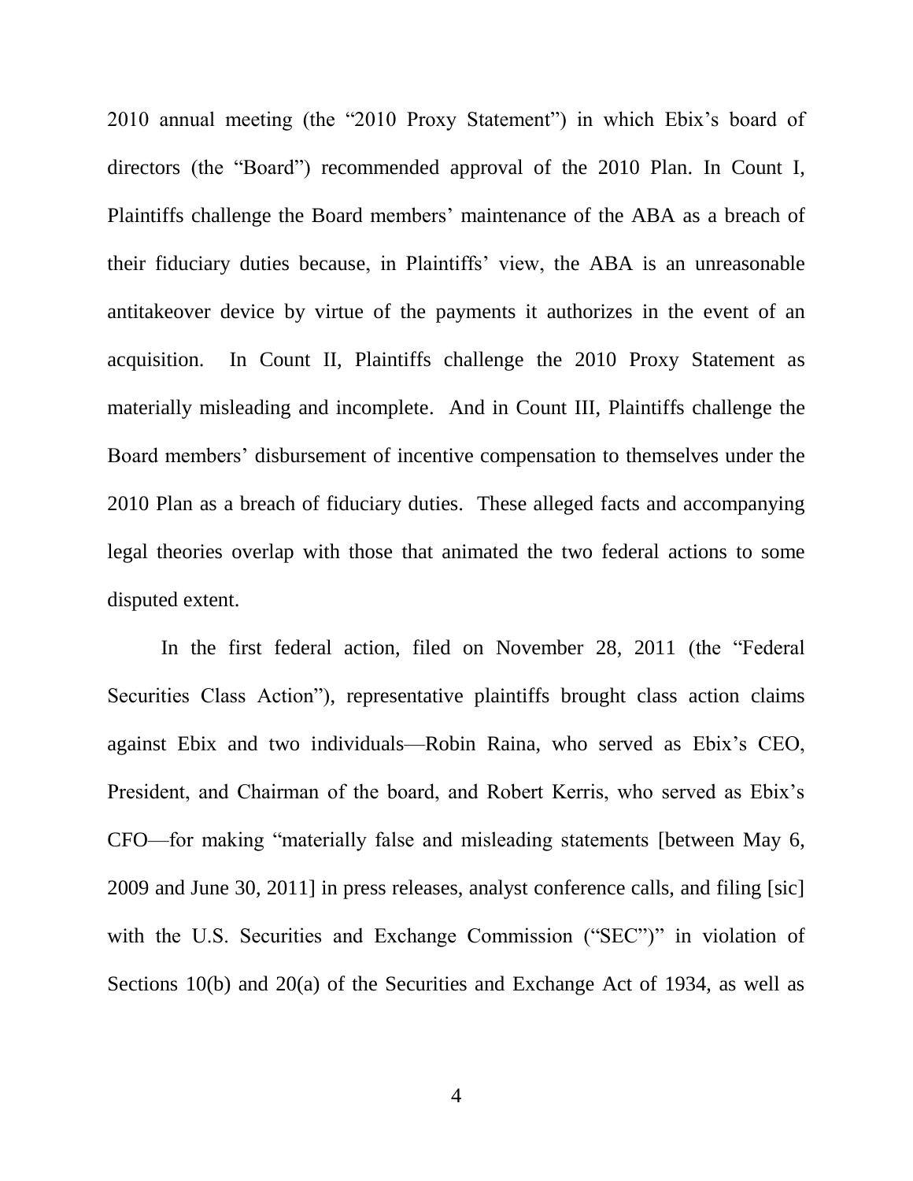2010 annual meeting (the "2010 Proxy Statement") in which Ebix's board of directors (the "Board") recommended approval of the 2010 Plan. In Count I, Plaintiffs challenge the Board members' maintenance of the ABA as a breach of their fiduciary duties because, in Plaintiffs' view, the ABA is an unreasonable antitakeover device by virtue of the payments it authorizes in the event of an acquisition. In Count II, Plaintiffs challenge the 2010 Proxy Statement as materially misleading and incomplete. And in Count III, Plaintiffs challenge the Board members' disbursement of incentive compensation to themselves under the 2010 Plan as a breach of fiduciary duties. These alleged facts and accompanying legal theories overlap with those that animated the two federal actions to some disputed extent.

In the first federal action, filed on November 28, 2011 (the "Federal Securities Class Action"), representative plaintiffs brought class action claims against Ebix and two individuals—Robin Raina, who served as Ebix's CEO, President, and Chairman of the board, and Robert Kerris, who served as Ebix's CFO—for making "materially false and misleading statements [between May 6, 2009 and June 30, 2011] in press releases, analyst conference calls, and filing [sic] with the U.S. Securities and Exchange Commission ("SEC")" in violation of Sections 10(b) and 20(a) of the Securities and Exchange Act of 1934, as well as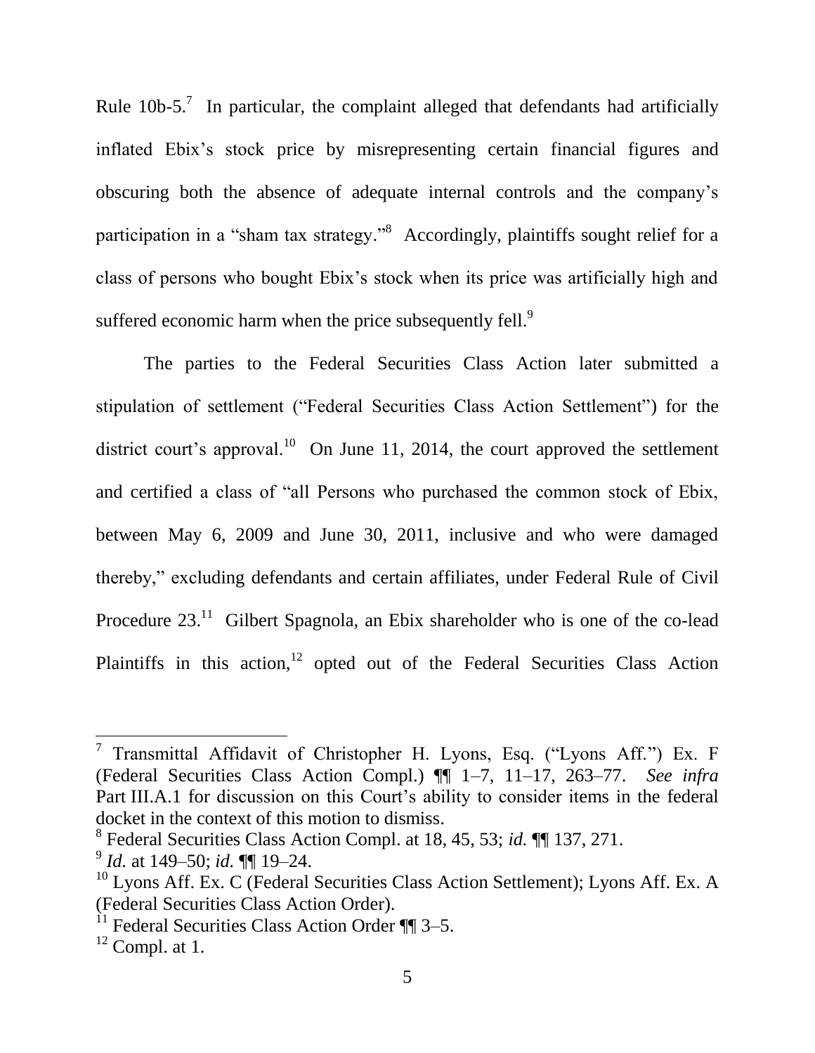Rule 10b-5.[7] In particular, the complaint alleged that defendants had artificially inflated Ebix's stock price by misrepresenting certain financial figures and obscuring both the absence of adequate internal controls and the company's participation in a "sham tax strategy."[8] Accordingly, plaintiffs sought relief for a class of persons who bought Ebix's stock when its price was artificially high and suffered economic harm when the price subsequently fell.[9]

The parties to the Federal Securities Class Action later submitted a stipulation of settlement ("Federal Securities Class Action Settlement") for the district court's approval.[10] On June 11, 2014, the court approved the settlement and certified a class of "all Persons who purchased the common stock of Ebix, between May 6, 2009 and June 30, 2011, inclusive and who were damaged thereby," excluding defendants and certain affiliates, under Federal Rule of Civil Procedure 23.[11] Gilbert Spagnola, an Ebix shareholder who is one of the co-lead Plaintiffs in this action,[12] opted out of the Federal Securities Class Action

---

[7] Transmittal Affidavit of Christopher H. Lyons, Esq. ("Lyons Aff.") Ex. F (Federal Securities Class Action Compl.) ¶¶ 1–7, 11–17, 263–77. *See infra* Part III.A.1 for discussion on this Court's ability to consider items in the federal docket in the context of this motion to dismiss.

[8] Federal Securities Class Action Compl. at 18, 45, 53; *id.* ¶¶ 137, 271.

[9] *Id.* at 149–50; *id.* ¶¶ 19–24.

[10] Lyons Aff. Ex. C (Federal Securities Class Action Settlement); Lyons Aff. Ex. A (Federal Securities Class Action Order).

[11] Federal Securities Class Action Order ¶¶ 3–5.

[12] Compl. at 1.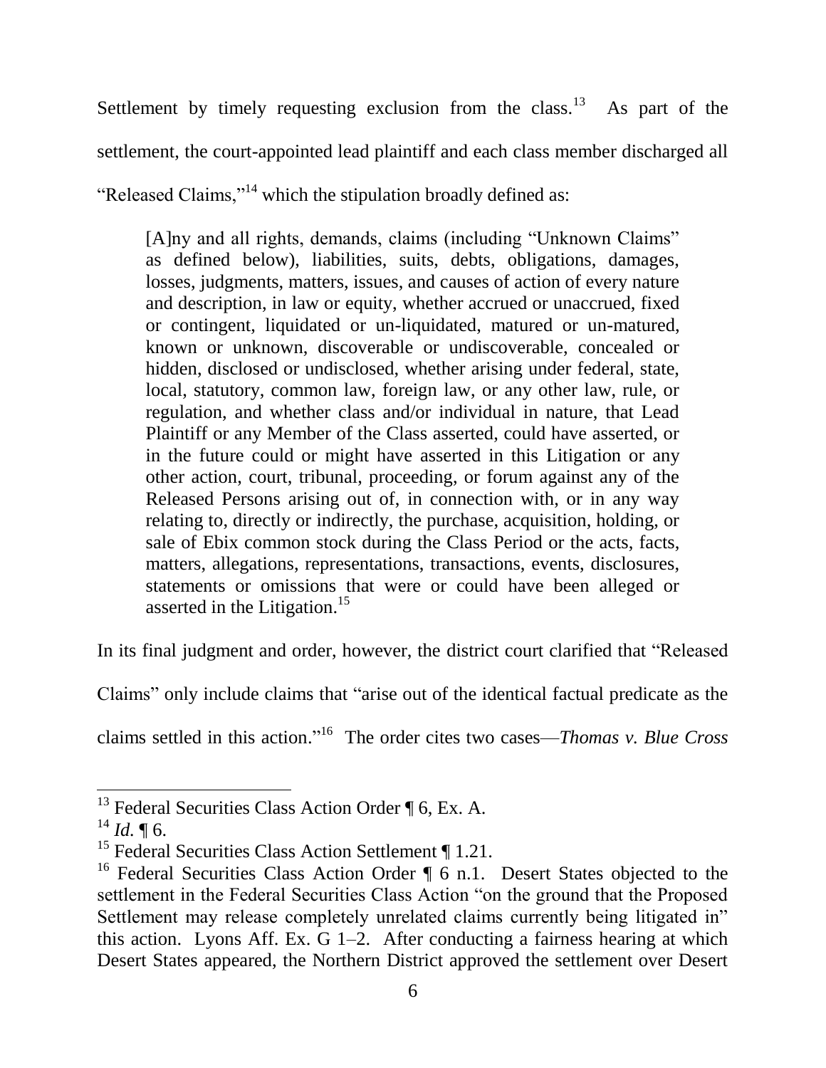Settlement by timely requesting exclusion from the class.[13] As part of the settlement, the court-appointed lead plaintiff and each class member discharged all "Released Claims,"[14] which the stipulation broadly defined as:

> [A]ny and all rights, demands, claims (including "Unknown Claims" as defined below), liabilities, suits, debts, obligations, damages, losses, judgments, matters, issues, and causes of action of every nature and description, in law or equity, whether accrued or unaccrued, fixed or contingent, liquidated or un-liquidated, matured or un-matured, known or unknown, discoverable or undiscoverable, concealed or hidden, disclosed or undisclosed, whether arising under federal, state, local, statutory, common law, foreign law, or any other law, rule, or regulation, and whether class and/or individual in nature, that Lead Plaintiff or any Member of the Class asserted, could have asserted, or in the future could or might have asserted in this Litigation or any other action, court, tribunal, proceeding, or forum against any of the Released Persons arising out of, in connection with, or in any way relating to, directly or indirectly, the purchase, acquisition, holding, or sale of Ebix common stock during the Class Period or the acts, facts, matters, allegations, representations, transactions, events, disclosures, statements or omissions that were or could have been alleged or asserted in the Litigation.[15]

In its final judgment and order, however, the district court clarified that "Released Claims" only include claims that "arise out of the identical factual predicate as the claims settled in this action."[16] The order cites two cases—*Thomas v. Blue Cross*

---

[13] Federal Securities Class Action Order ¶ 6, Ex. A.

[14] *Id.* ¶ 6.

[15] Federal Securities Class Action Settlement ¶ 1.21.

[16] Federal Securities Class Action Order ¶ 6 n.1. Desert States objected to the settlement in the Federal Securities Class Action "on the ground that the Proposed Settlement may release completely unrelated claims currently being litigated in" this action. Lyons Aff. Ex. G 1–2. After conducting a fairness hearing at which Desert States appeared, the Northern District approved the settlement over Desert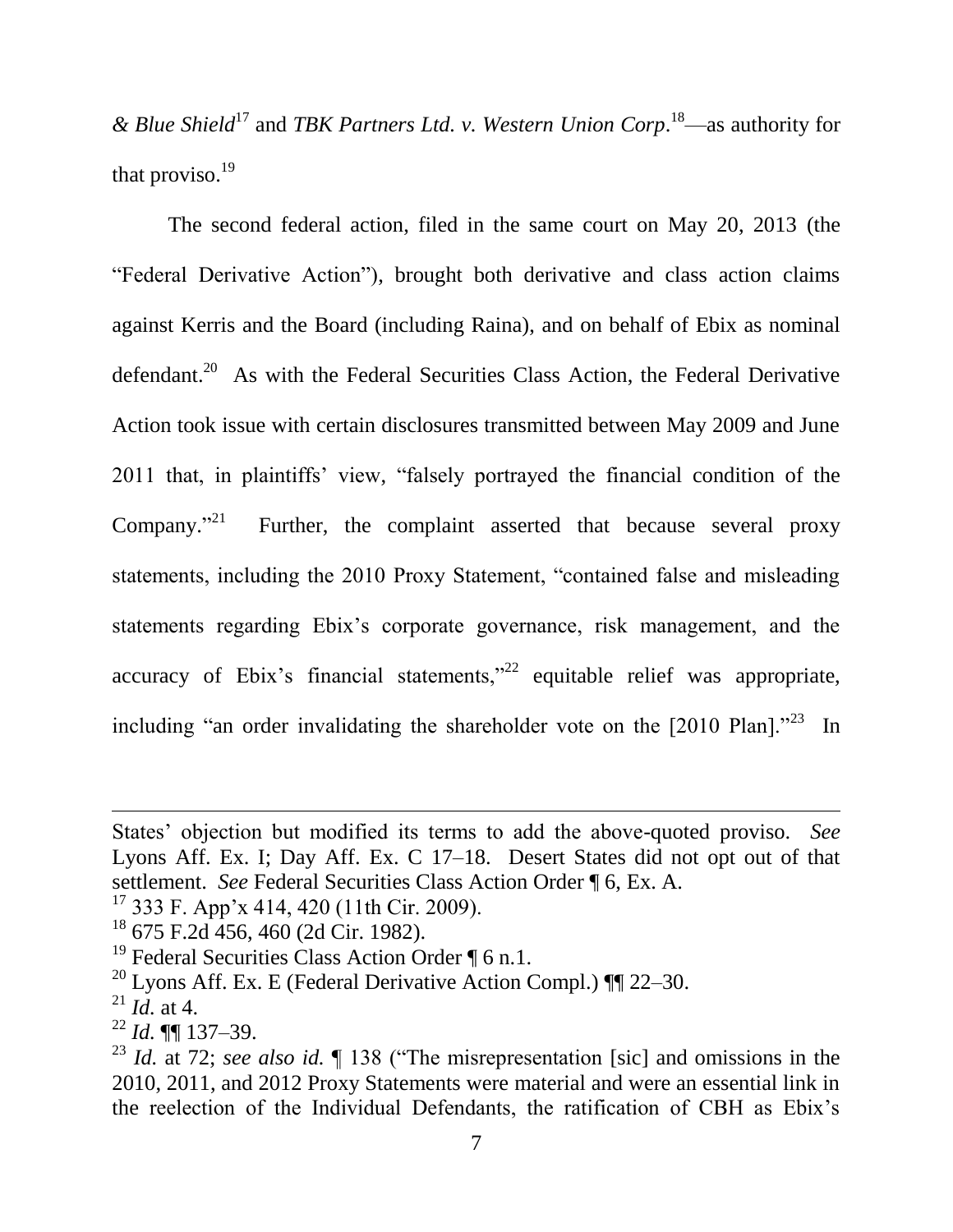*& Blue Shield*[17] and *TBK Partners Ltd. v. Western Union Corp*.[18]—as authority for that proviso.[19]

The second federal action, filed in the same court on May 20, 2013 (the "Federal Derivative Action"), brought both derivative and class action claims against Kerris and the Board (including Raina), and on behalf of Ebix as nominal defendant.[20] As with the Federal Securities Class Action, the Federal Derivative Action took issue with certain disclosures transmitted between May 2009 and June 2011 that, in plaintiffs' view, "falsely portrayed the financial condition of the Company."[21] Further, the complaint asserted that because several proxy statements, including the 2010 Proxy Statement, "contained false and misleading statements regarding Ebix's corporate governance, risk management, and the accuracy of Ebix's financial statements,"[22] equitable relief was appropriate, including "an order invalidating the shareholder vote on the [2010 Plan]."[23] In

---

States' objection but modified its terms to add the above-quoted proviso. *See* Lyons Aff. Ex. I; Day Aff. Ex. C 17–18. Desert States did not opt out of that settlement. *See* Federal Securities Class Action Order ¶ 6, Ex. A.

[17] 333 F. App'x 414, 420 (11th Cir. 2009).

[18] 675 F.2d 456, 460 (2d Cir. 1982).

[19] Federal Securities Class Action Order ¶ 6 n.1.

[20] Lyons Aff. Ex. E (Federal Derivative Action Compl.) ¶¶ 22–30.

[21] *Id.* at 4.

[22] *Id.* ¶¶ 137–39.

[23] *Id.* at 72; *see also id.* ¶ 138 ("The misrepresentation [sic] and omissions in the 2010, 2011, and 2012 Proxy Statements were material and were an essential link in the reelection of the Individual Defendants, the ratification of CBH as Ebix's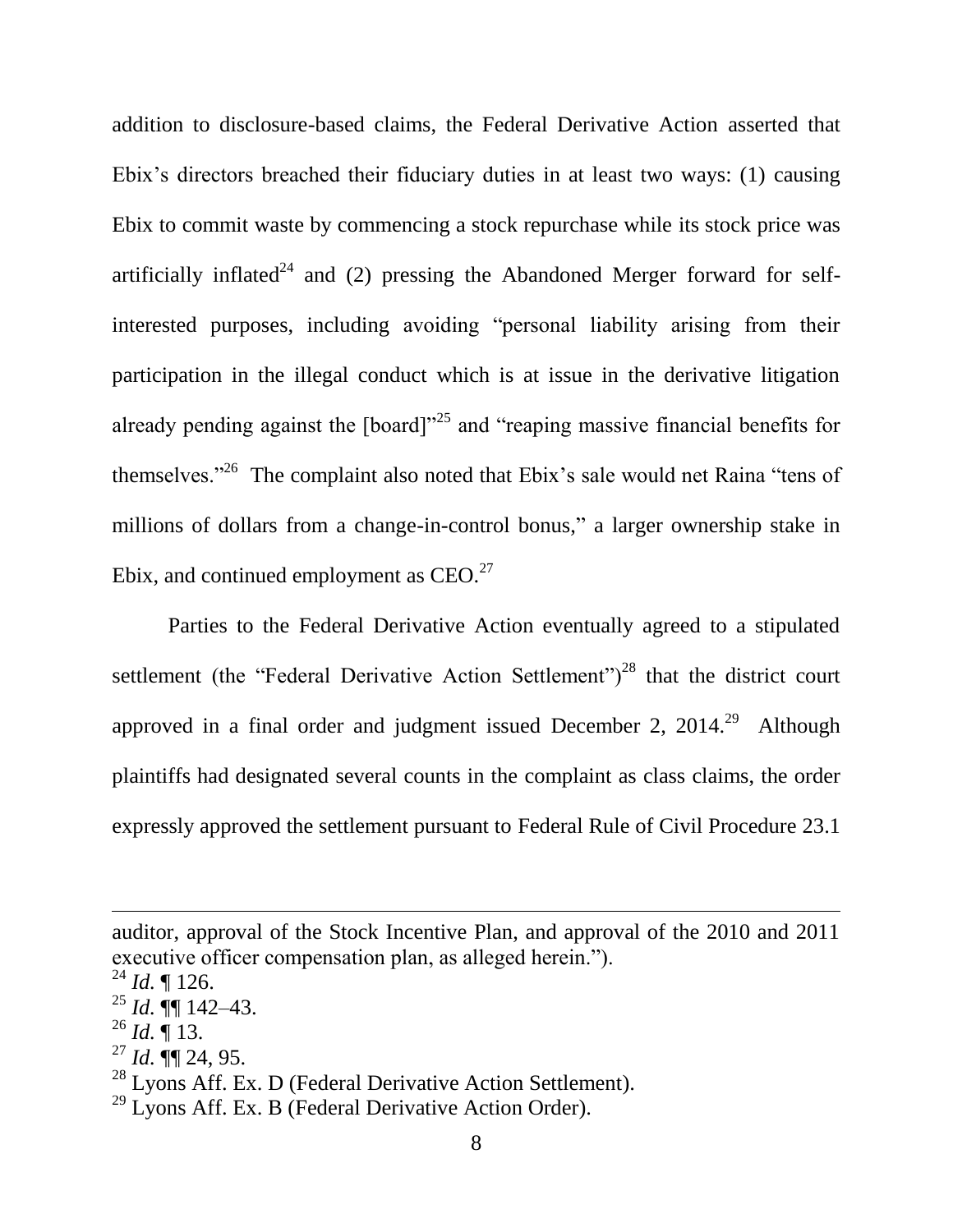addition to disclosure-based claims, the Federal Derivative Action asserted that Ebix's directors breached their fiduciary duties in at least two ways: (1) causing Ebix to commit waste by commencing a stock repurchase while its stock price was artificially inflated[24] and (2) pressing the Abandoned Merger forward for self-interested purposes, including avoiding "personal liability arising from their participation in the illegal conduct which is at issue in the derivative litigation already pending against the [board]"[25] and "reaping massive financial benefits for themselves."[26] The complaint also noted that Ebix's sale would net Raina "tens of millions of dollars from a change-in-control bonus," a larger ownership stake in Ebix, and continued employment as CEO.[27]

Parties to the Federal Derivative Action eventually agreed to a stipulated settlement (the "Federal Derivative Action Settlement")[28] that the district court approved in a final order and judgment issued December 2, 2014.[29] Although plaintiffs had designated several counts in the complaint as class claims, the order expressly approved the settlement pursuant to Federal Rule of Civil Procedure 23.1

---

auditor, approval of the Stock Incentive Plan, and approval of the 2010 and 2011 executive officer compensation plan, as alleged herein.").

[24] *Id.* ¶ 126.

[25] *Id.* ¶¶ 142–43.

[26] *Id.* ¶ 13.

[27] *Id.* ¶¶ 24, 95.

[28] Lyons Aff. Ex. D (Federal Derivative Action Settlement).

[29] Lyons Aff. Ex. B (Federal Derivative Action Order).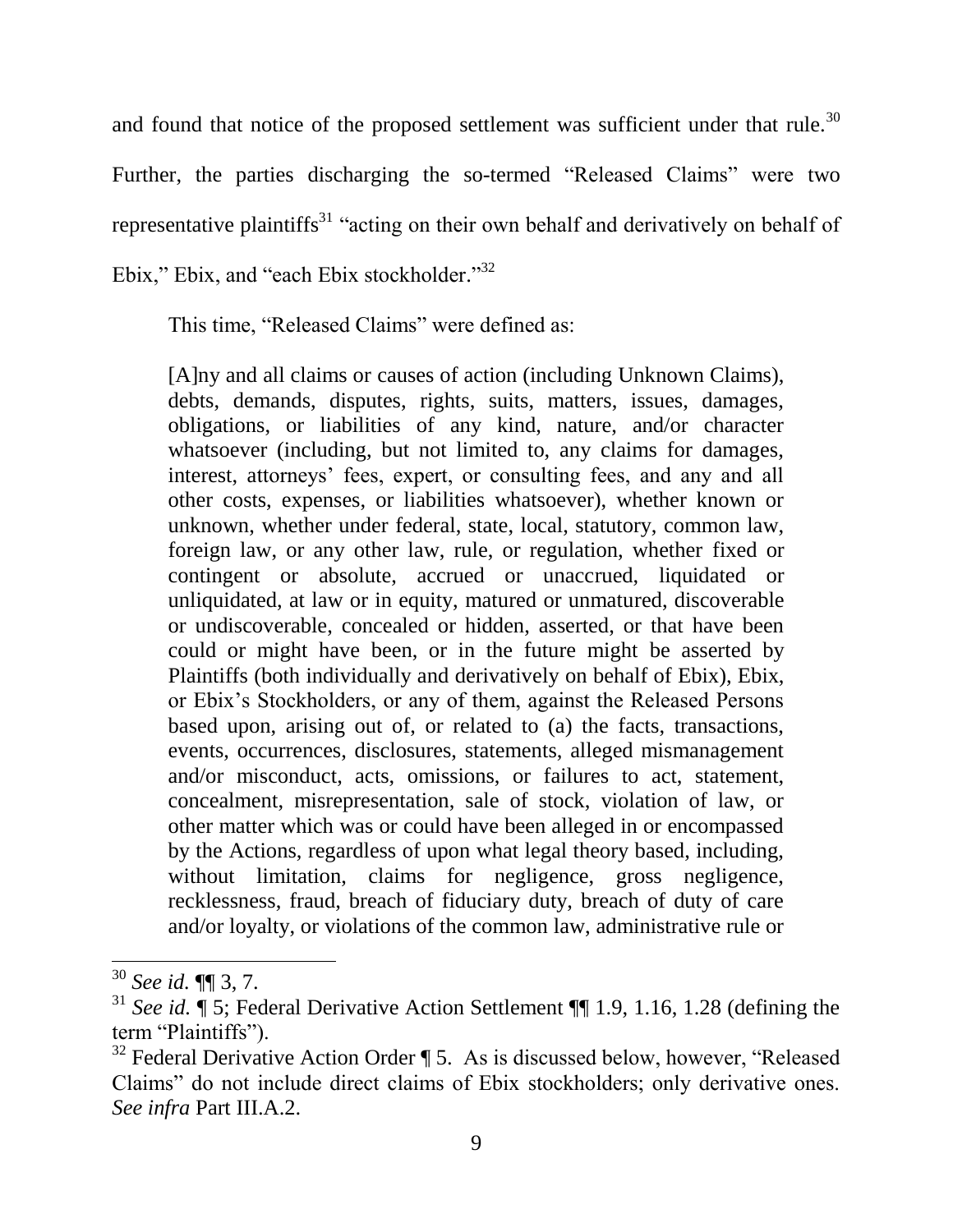and found that notice of the proposed settlement was sufficient under that rule.[30] Further, the parties discharging the so-termed "Released Claims" were two representative plaintiffs[31] "acting on their own behalf and derivatively on behalf of Ebix," Ebix, and "each Ebix stockholder."[32]

This time, "Released Claims" were defined as:

> [A]ny and all claims or causes of action (including Unknown Claims), debts, demands, disputes, rights, suits, matters, issues, damages, obligations, or liabilities of any kind, nature, and/or character whatsoever (including, but not limited to, any claims for damages, interest, attorneys' fees, expert, or consulting fees, and any and all other costs, expenses, or liabilities whatsoever), whether known or unknown, whether under federal, state, local, statutory, common law, foreign law, or any other law, rule, or regulation, whether fixed or contingent or absolute, accrued or unaccrued, liquidated or unliquidated, at law or in equity, matured or unmatured, discoverable or undiscoverable, concealed or hidden, asserted, or that have been could or might have been, or in the future might be asserted by Plaintiffs (both individually and derivatively on behalf of Ebix), Ebix, or Ebix's Stockholders, or any of them, against the Released Persons based upon, arising out of, or related to (a) the facts, transactions, events, occurrences, disclosures, statements, alleged mismanagement and/or misconduct, acts, omissions, or failures to act, statement, concealment, misrepresentation, sale of stock, violation of law, or other matter which was or could have been alleged in or encompassed by the Actions, regardless of upon what legal theory based, including, without limitation, claims for negligence, gross negligence, recklessness, fraud, breach of fiduciary duty, breach of duty of care and/or loyalty, or violations of the common law, administrative rule or

---

[30] *See id.* ¶¶ 3, 7.

[31] *See id.* ¶ 5; Federal Derivative Action Settlement ¶¶ 1.9, 1.16, 1.28 (defining the term "Plaintiffs").

[32] Federal Derivative Action Order ¶ 5. As is discussed below, however, "Released Claims" do not include direct claims of Ebix stockholders; only derivative ones. *See infra* Part III.A.2.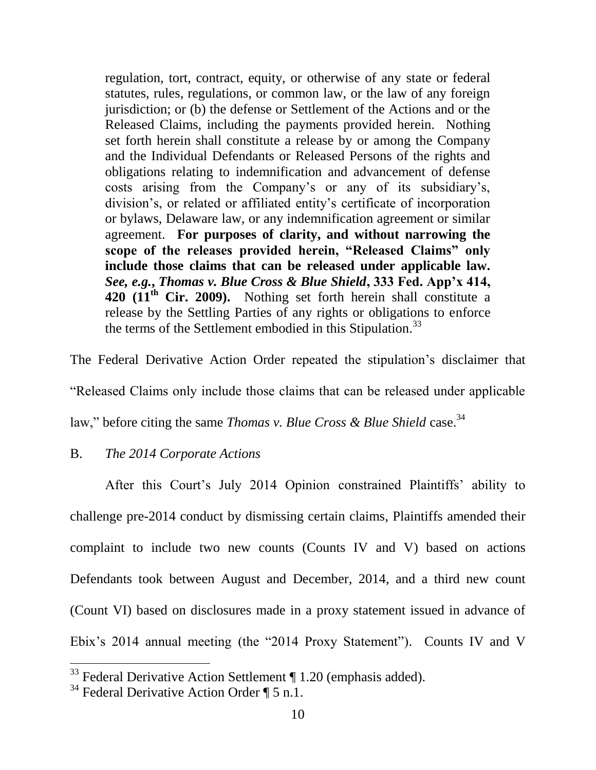> regulation, tort, contract, equity, or otherwise of any state or federal statutes, rules, regulations, or common law, or the law of any foreign jurisdiction; or (b) the defense or Settlement of the Actions and or the Released Claims, including the payments provided herein. Nothing set forth herein shall constitute a release by or among the Company and the Individual Defendants or Released Persons of the rights and obligations relating to indemnification and advancement of defense costs arising from the Company's or any of its subsidiary's, division's, or related or affiliated entity's certificate of incorporation or bylaws, Delaware law, or any indemnification agreement or similar agreement. **For purposes of clarity, and without narrowing the scope of the releases provided herein, "Released Claims" only include those claims that can be released under applicable law. *See, e.g.*, *Thomas v. Blue Cross & Blue Shield*, 333 Fed. App'x 414, 420 (11th Cir. 2009).** Nothing set forth herein shall constitute a release by the Settling Parties of any rights or obligations to enforce the terms of the Settlement embodied in this Stipulation.[33]

The Federal Derivative Action Order repeated the stipulation's disclaimer that "Released Claims only include those claims that can be released under applicable law," before citing the same *Thomas v. Blue Cross & Blue Shield* case.[34]

B. *The 2014 Corporate Actions*

After this Court's July 2014 Opinion constrained Plaintiffs' ability to challenge pre-2014 conduct by dismissing certain claims, Plaintiffs amended their complaint to include two new counts (Counts IV and V) based on actions Defendants took between August and December, 2014, and a third new count (Count VI) based on disclosures made in a proxy statement issued in advance of Ebix's 2014 annual meeting (the "2014 Proxy Statement"). Counts IV and V

---

[33] Federal Derivative Action Settlement ¶ 1.20 (emphasis added).

[34] Federal Derivative Action Order ¶ 5 n.1.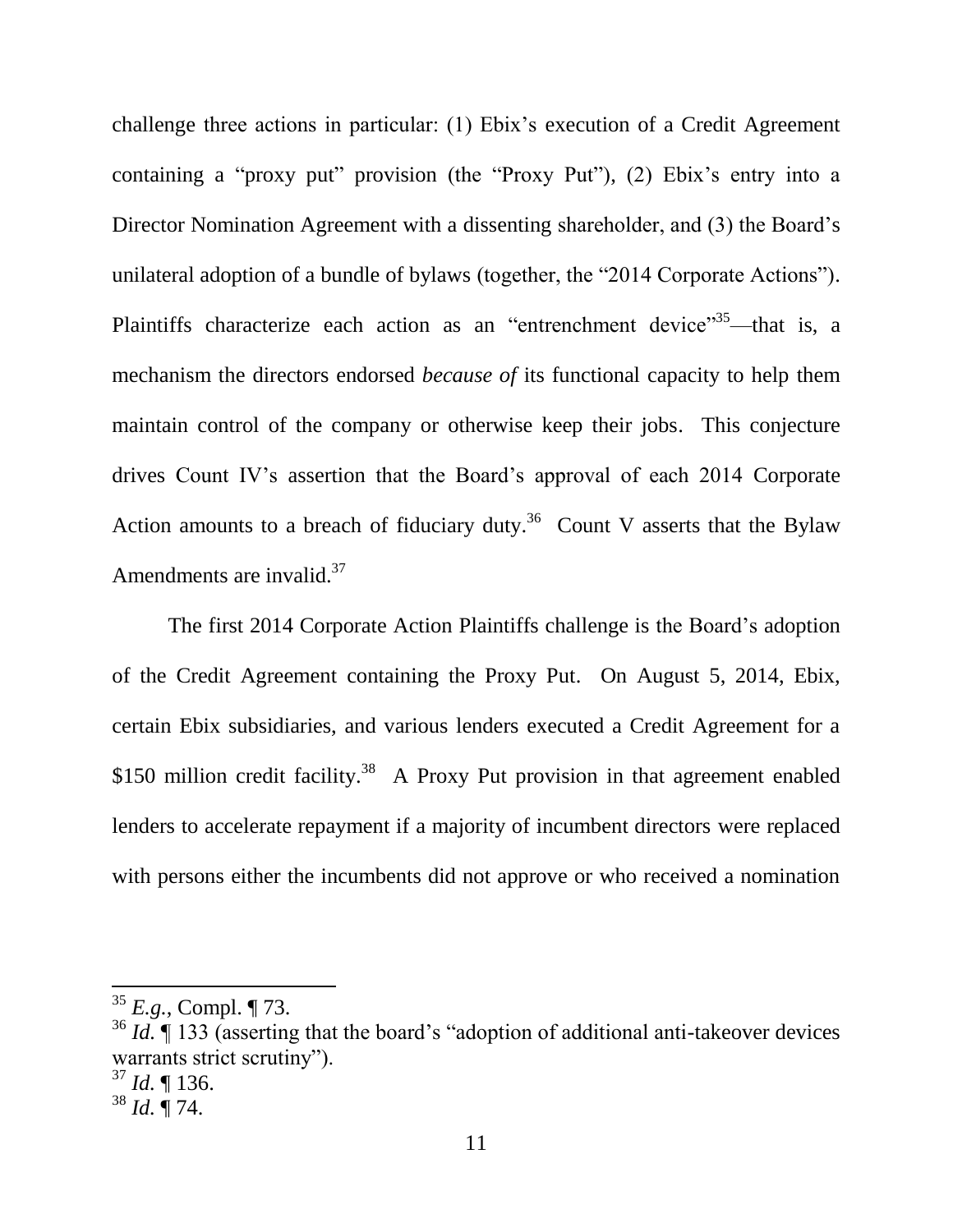challenge three actions in particular: (1) Ebix's execution of a Credit Agreement containing a "proxy put" provision (the "Proxy Put"), (2) Ebix's entry into a Director Nomination Agreement with a dissenting shareholder, and (3) the Board's unilateral adoption of a bundle of bylaws (together, the "2014 Corporate Actions"). Plaintiffs characterize each action as an "entrenchment device"[35]—that is, a mechanism the directors endorsed *because of* its functional capacity to help them maintain control of the company or otherwise keep their jobs. This conjecture drives Count IV's assertion that the Board's approval of each 2014 Corporate Action amounts to a breach of fiduciary duty.[36] Count V asserts that the Bylaw Amendments are invalid.[37]

The first 2014 Corporate Action Plaintiffs challenge is the Board's adoption of the Credit Agreement containing the Proxy Put. On August 5, 2014, Ebix, certain Ebix subsidiaries, and various lenders executed a Credit Agreement for a \$150 million credit facility.[38] A Proxy Put provision in that agreement enabled lenders to accelerate repayment if a majority of incumbent directors were replaced with persons either the incumbents did not approve or who received a nomination

---

[35] *E.g.*, Compl. ¶ 73.

[36] *Id.* ¶ 133 (asserting that the board's "adoption of additional anti-takeover devices warrants strict scrutiny").

[37] *Id.* ¶ 136.

[38] *Id.* ¶ 74.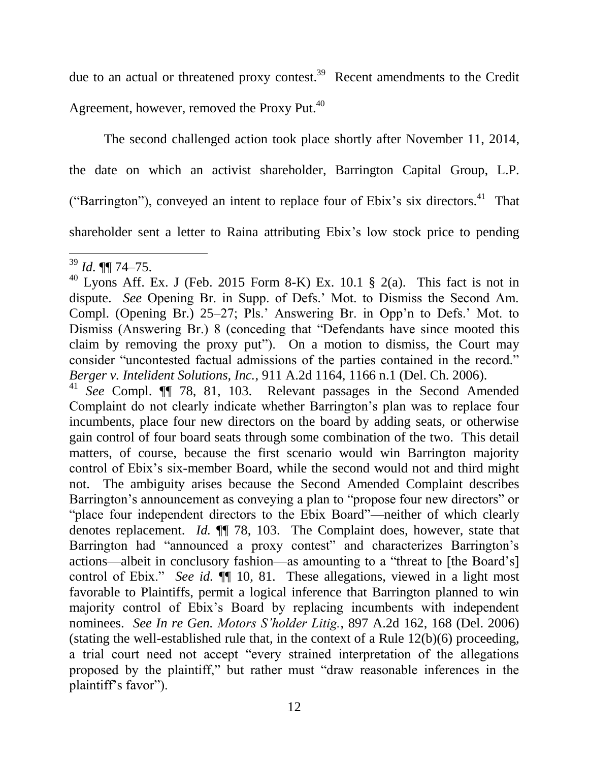due to an actual or threatened proxy contest.[39] Recent amendments to the Credit Agreement, however, removed the Proxy Put.[40]

The second challenged action took place shortly after November 11, 2014, the date on which an activist shareholder, Barrington Capital Group, L.P. ("Barrington"), conveyed an intent to replace four of Ebix's six directors.[41] That shareholder sent a letter to Raina attributing Ebix's low stock price to pending

---

[39] *Id.* ¶¶ 74–75.

[40] Lyons Aff. Ex. J (Feb. 2015 Form 8-K) Ex. 10.1 § 2(a). This fact is not in dispute. *See* Opening Br. in Supp. of Defs.' Mot. to Dismiss the Second Am. Compl. (Opening Br.) 25–27; Pls.' Answering Br. in Opp'n to Defs.' Mot. to Dismiss (Answering Br.) 8 (conceding that "Defendants have since mooted this claim by removing the proxy put"). On a motion to dismiss, the Court may consider "uncontested factual admissions of the parties contained in the record." *Berger v. Intelident Solutions, Inc.*, 911 A.2d 1164, 1166 n.1 (Del. Ch. 2006).

[41] *See* Compl. ¶¶ 78, 81, 103. Relevant passages in the Second Amended Complaint do not clearly indicate whether Barrington's plan was to replace four incumbents, place four new directors on the board by adding seats, or otherwise gain control of four board seats through some combination of the two. This detail matters, of course, because the first scenario would win Barrington majority control of Ebix's six-member Board, while the second would not and third might not. The ambiguity arises because the Second Amended Complaint describes Barrington's announcement as conveying a plan to "propose four new directors" or "place four independent directors to the Ebix Board"—neither of which clearly denotes replacement. *Id.* ¶¶ 78, 103. The Complaint does, however, state that Barrington had "announced a proxy contest" and characterizes Barrington's actions—albeit in conclusory fashion—as amounting to a "threat to [the Board's] control of Ebix." *See id.* ¶¶ 10, 81. These allegations, viewed in a light most favorable to Plaintiffs, permit a logical inference that Barrington planned to win majority control of Ebix's Board by replacing incumbents with independent nominees. *See In re Gen. Motors S'holder Litig.*, 897 A.2d 162, 168 (Del. 2006) (stating the well-established rule that, in the context of a Rule 12(b)(6) proceeding, a trial court need not accept "every strained interpretation of the allegations proposed by the plaintiff," but rather must "draw reasonable inferences in the plaintiff's favor").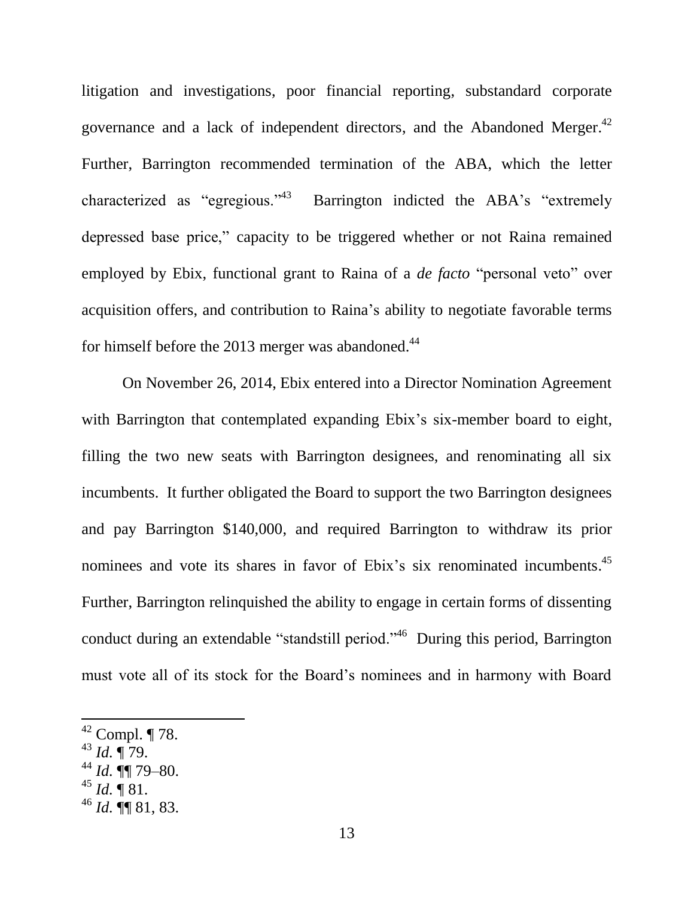litigation and investigations, poor financial reporting, substandard corporate governance and a lack of independent directors, and the Abandoned Merger.[42] Further, Barrington recommended termination of the ABA, which the letter characterized as "egregious."[43] Barrington indicted the ABA's "extremely depressed base price," capacity to be triggered whether or not Raina remained employed by Ebix, functional grant to Raina of a *de facto* "personal veto" over acquisition offers, and contribution to Raina's ability to negotiate favorable terms for himself before the 2013 merger was abandoned.[44]

On November 26, 2014, Ebix entered into a Director Nomination Agreement with Barrington that contemplated expanding Ebix's six-member board to eight, filling the two new seats with Barrington designees, and renominating all six incumbents. It further obligated the Board to support the two Barrington designees and pay Barrington $140,000, and required Barrington to withdraw its prior nominees and vote its shares in favor of Ebix's six renominated incumbents.[45] Further, Barrington relinquished the ability to engage in certain forms of dissenting conduct during an extendable "standstill period."[46] During this period, Barrington must vote all of its stock for the Board's nominees and in harmony with Board

---

[42] Compl. ¶ 78.

[43] *Id.* ¶ 79.

[44] *Id.* ¶¶ 79–80.

[45] *Id.* ¶ 81.

[46] *Id.* ¶¶ 81, 83.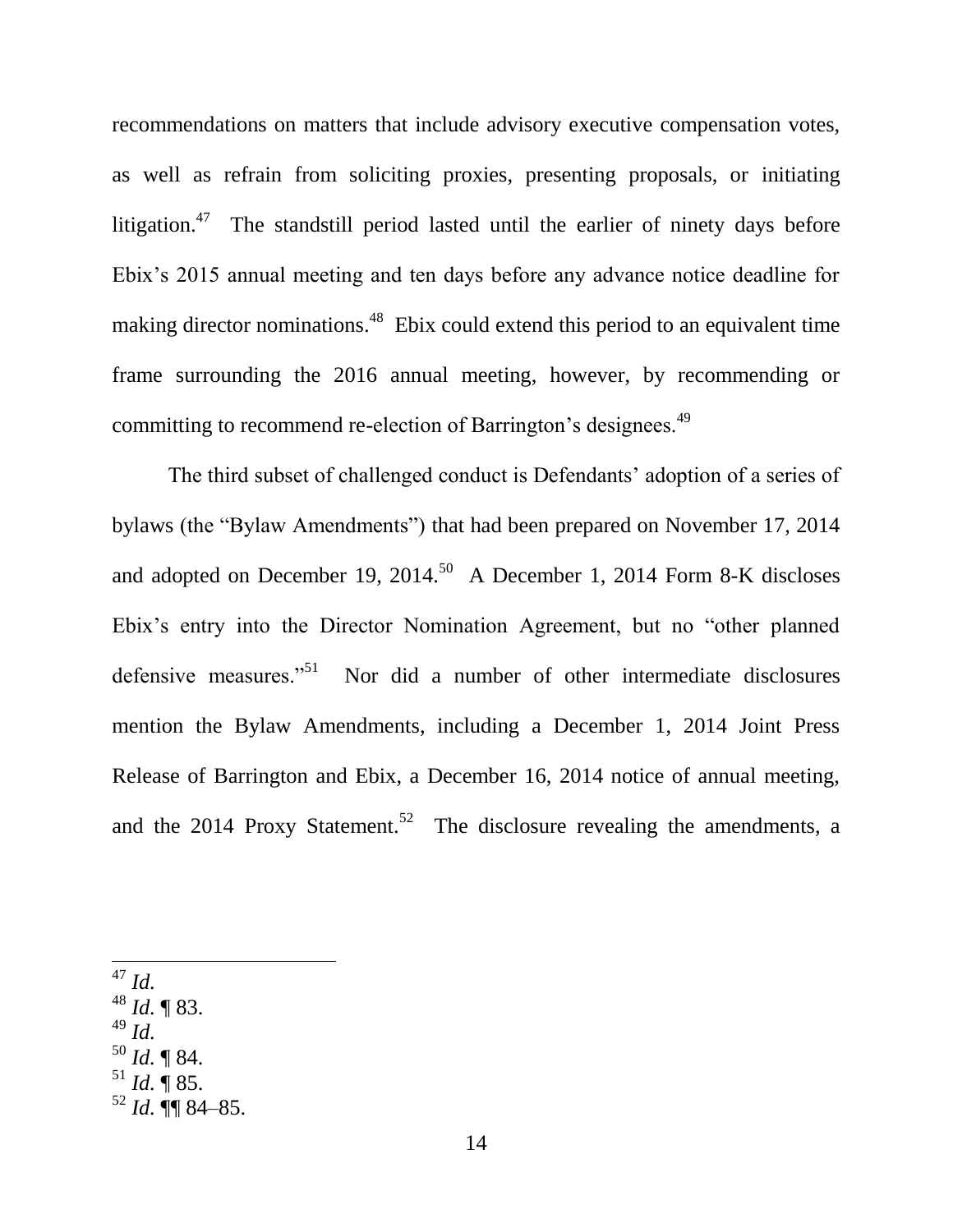recommendations on matters that include advisory executive compensation votes, as well as refrain from soliciting proxies, presenting proposals, or initiating litigation.[47] The standstill period lasted until the earlier of ninety days before Ebix's 2015 annual meeting and ten days before any advance notice deadline for making director nominations.[48] Ebix could extend this period to an equivalent time frame surrounding the 2016 annual meeting, however, by recommending or committing to recommend re-election of Barrington's designees.[49]

The third subset of challenged conduct is Defendants' adoption of a series of bylaws (the "Bylaw Amendments") that had been prepared on November 17, 2014 and adopted on December 19, 2014.[50] A December 1, 2014 Form 8-K discloses Ebix's entry into the Director Nomination Agreement, but no "other planned defensive measures."[51] Nor did a number of other intermediate disclosures mention the Bylaw Amendments, including a December 1, 2014 Joint Press Release of Barrington and Ebix, a December 16, 2014 notice of annual meeting, and the 2014 Proxy Statement.[52] The disclosure revealing the amendments, a

---

[47] *Id.*

[48] *Id.* ¶ 83.

[49] *Id.*

[50] *Id.* ¶ 84.

[51] *Id.* ¶ 85.

[52] *Id.* ¶¶ 84–85.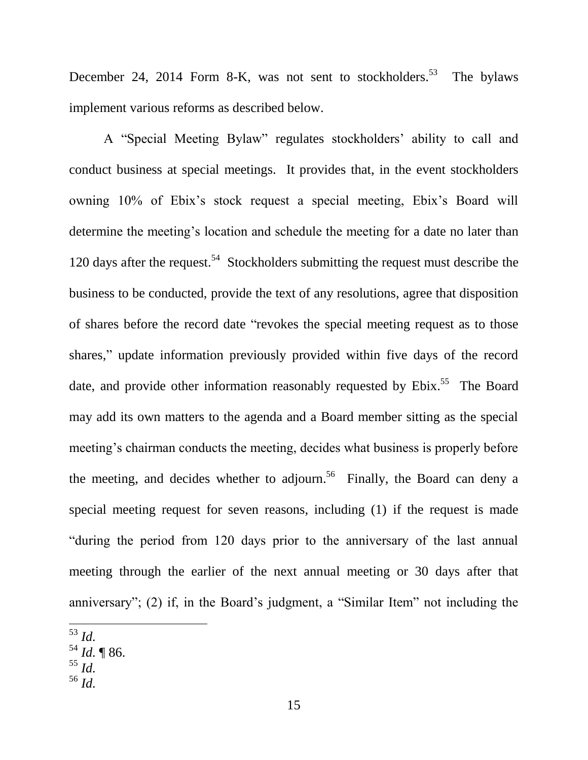December 24, 2014 Form 8-K, was not sent to stockholders.[53] The bylaws implement various reforms as described below.

A "Special Meeting Bylaw" regulates stockholders' ability to call and conduct business at special meetings. It provides that, in the event stockholders owning 10% of Ebix's stock request a special meeting, Ebix's Board will determine the meeting's location and schedule the meeting for a date no later than 120 days after the request.[54] Stockholders submitting the request must describe the business to be conducted, provide the text of any resolutions, agree that disposition of shares before the record date "revokes the special meeting request as to those shares," update information previously provided within five days of the record date, and provide other information reasonably requested by Ebix.[55] The Board may add its own matters to the agenda and a Board member sitting as the special meeting's chairman conducts the meeting, decides what business is properly before the meeting, and decides whether to adjourn.[56] Finally, the Board can deny a special meeting request for seven reasons, including (1) if the request is made "during the period from 120 days prior to the anniversary of the last annual meeting through the earlier of the next annual meeting or 30 days after that anniversary"; (2) if, in the Board's judgment, a "Similar Item" not including the

---

[53] *Id.*

[54] *Id.* ¶ 86.

[55] *Id.*

[56] *Id.*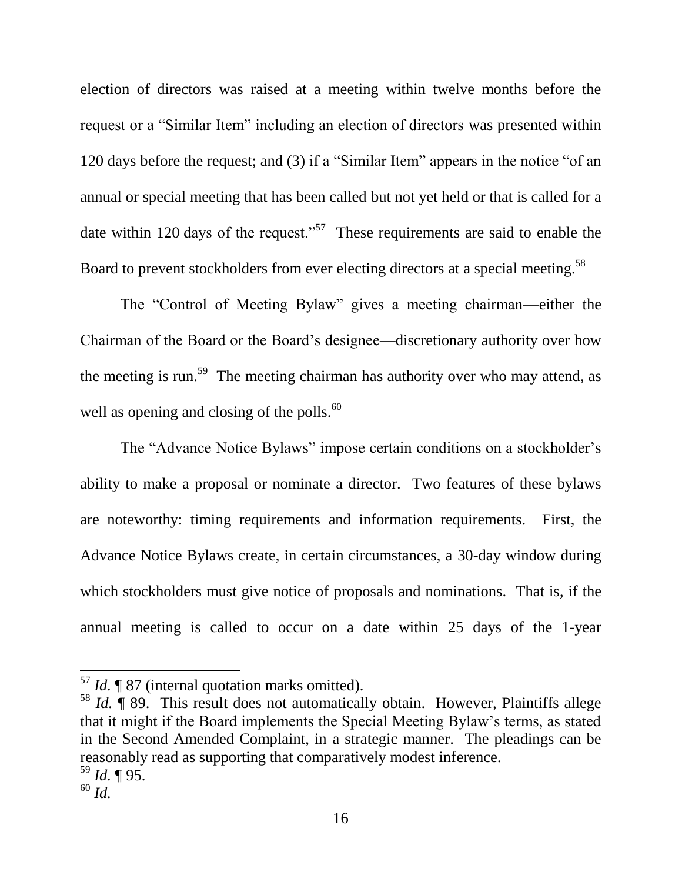election of directors was raised at a meeting within twelve months before the request or a "Similar Item" including an election of directors was presented within 120 days before the request; and (3) if a "Similar Item" appears in the notice "of an annual or special meeting that has been called but not yet held or that is called for a date within 120 days of the request."[57] These requirements are said to enable the Board to prevent stockholders from ever electing directors at a special meeting.[58]

The "Control of Meeting Bylaw" gives a meeting chairman—either the Chairman of the Board or the Board's designee—discretionary authority over how the meeting is run.[59] The meeting chairman has authority over who may attend, as well as opening and closing of the polls.[60]

The "Advance Notice Bylaws" impose certain conditions on a stockholder's ability to make a proposal or nominate a director. Two features of these bylaws are noteworthy: timing requirements and information requirements. First, the Advance Notice Bylaws create, in certain circumstances, a 30-day window during which stockholders must give notice of proposals and nominations. That is, if the annual meeting is called to occur on a date within 25 days of the 1-year

---

[57] *Id.* ¶ 87 (internal quotation marks omitted).

[58] *Id.* ¶ 89. This result does not automatically obtain. However, Plaintiffs allege that it might if the Board implements the Special Meeting Bylaw's terms, as stated in the Second Amended Complaint, in a strategic manner. The pleadings can be reasonably read as supporting that comparatively modest inference.

[59] *Id.* ¶ 95.

[60] *Id.*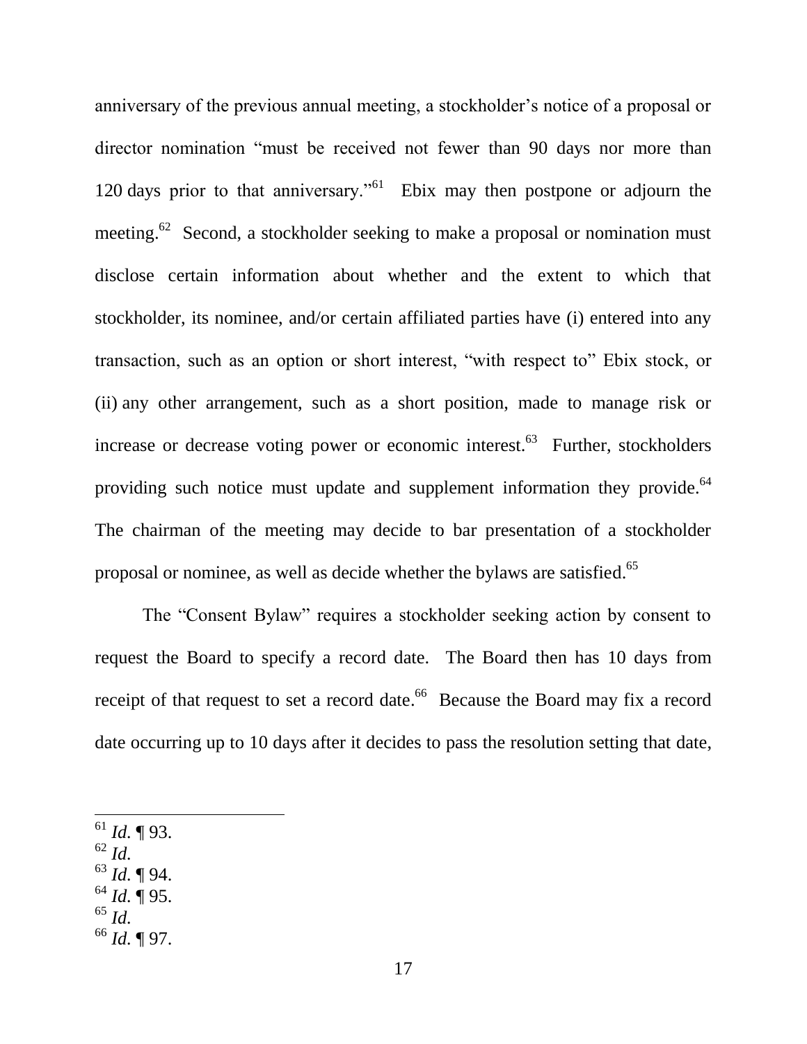anniversary of the previous annual meeting, a stockholder's notice of a proposal or director nomination "must be received not fewer than 90 days nor more than 120 days prior to that anniversary."[61] Ebix may then postpone or adjourn the meeting.[62] Second, a stockholder seeking to make a proposal or nomination must disclose certain information about whether and the extent to which that stockholder, its nominee, and/or certain affiliated parties have (i) entered into any transaction, such as an option or short interest, "with respect to" Ebix stock, or (ii) any other arrangement, such as a short position, made to manage risk or increase or decrease voting power or economic interest.[63] Further, stockholders providing such notice must update and supplement information they provide.[64] The chairman of the meeting may decide to bar presentation of a stockholder proposal or nominee, as well as decide whether the bylaws are satisfied.[65]

The "Consent Bylaw" requires a stockholder seeking action by consent to request the Board to specify a record date. The Board then has 10 days from receipt of that request to set a record date.[66] Because the Board may fix a record date occurring up to 10 days after it decides to pass the resolution setting that date,

---

[61] *Id.* ¶ 93.
[62] *Id.*
[63] *Id.* ¶ 94.
[64] *Id.* ¶ 95.
[65] *Id.*
[66] *Id.* ¶ 97.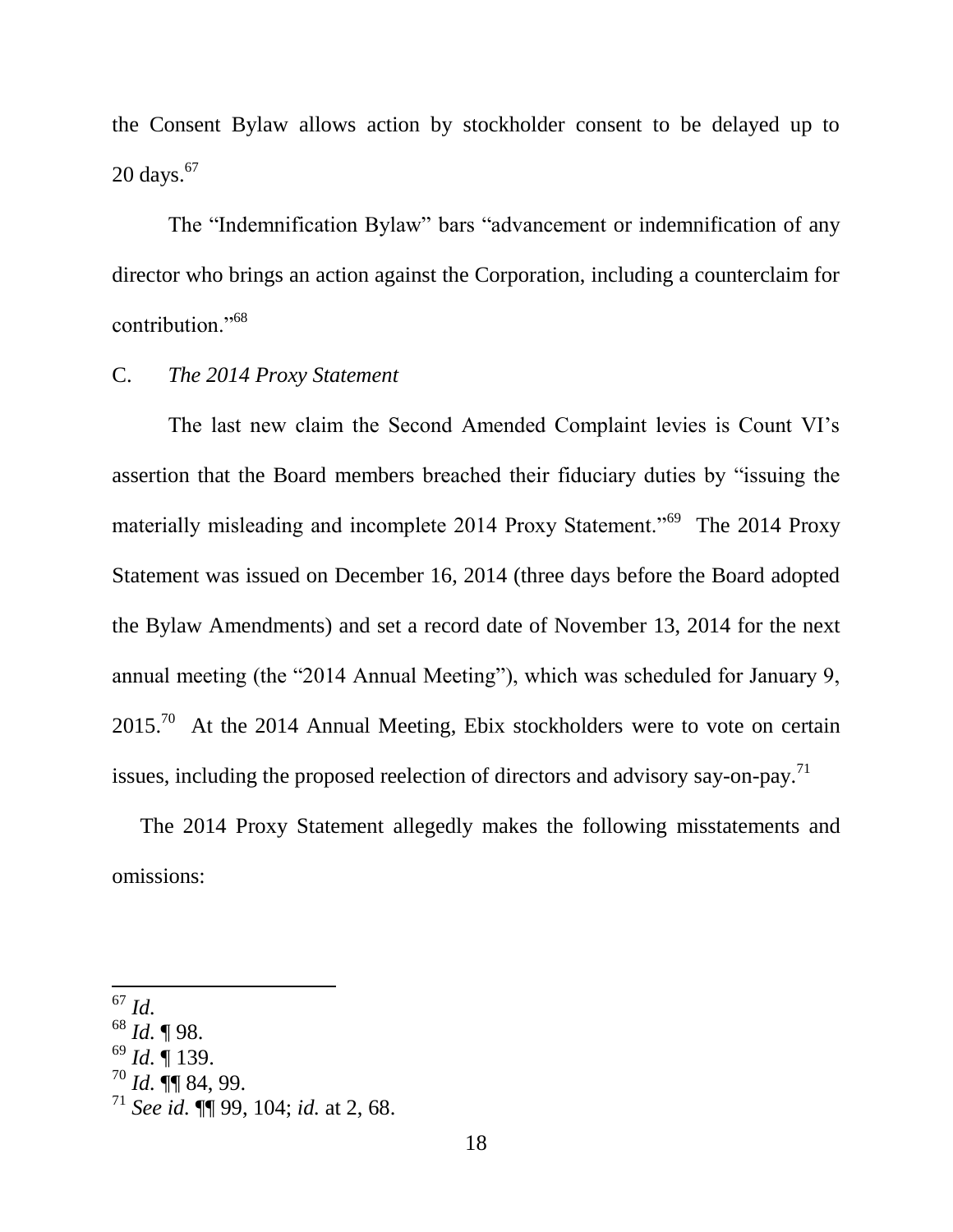the Consent Bylaw allows action by stockholder consent to be delayed up to 20 days.[67]

The "Indemnification Bylaw" bars "advancement or indemnification of any director who brings an action against the Corporation, including a counterclaim for contribution."[68]

### C. *The 2014 Proxy Statement*

The last new claim the Second Amended Complaint levies is Count VI's assertion that the Board members breached their fiduciary duties by "issuing the materially misleading and incomplete 2014 Proxy Statement."[69] The 2014 Proxy Statement was issued on December 16, 2014 (three days before the Board adopted the Bylaw Amendments) and set a record date of November 13, 2014 for the next annual meeting (the "2014 Annual Meeting"), which was scheduled for January 9, 2015.[70] At the 2014 Annual Meeting, Ebix stockholders were to vote on certain issues, including the proposed reelection of directors and advisory say-on-pay.[71]

The 2014 Proxy Statement allegedly makes the following misstatements and omissions:

---

[67] *Id.*

[68] *Id.* ¶ 98.

[69] *Id.* ¶ 139.

[70] *Id.* ¶¶ 84, 99.

[71] *See id.* ¶¶ 99, 104; *id.* at 2, 68.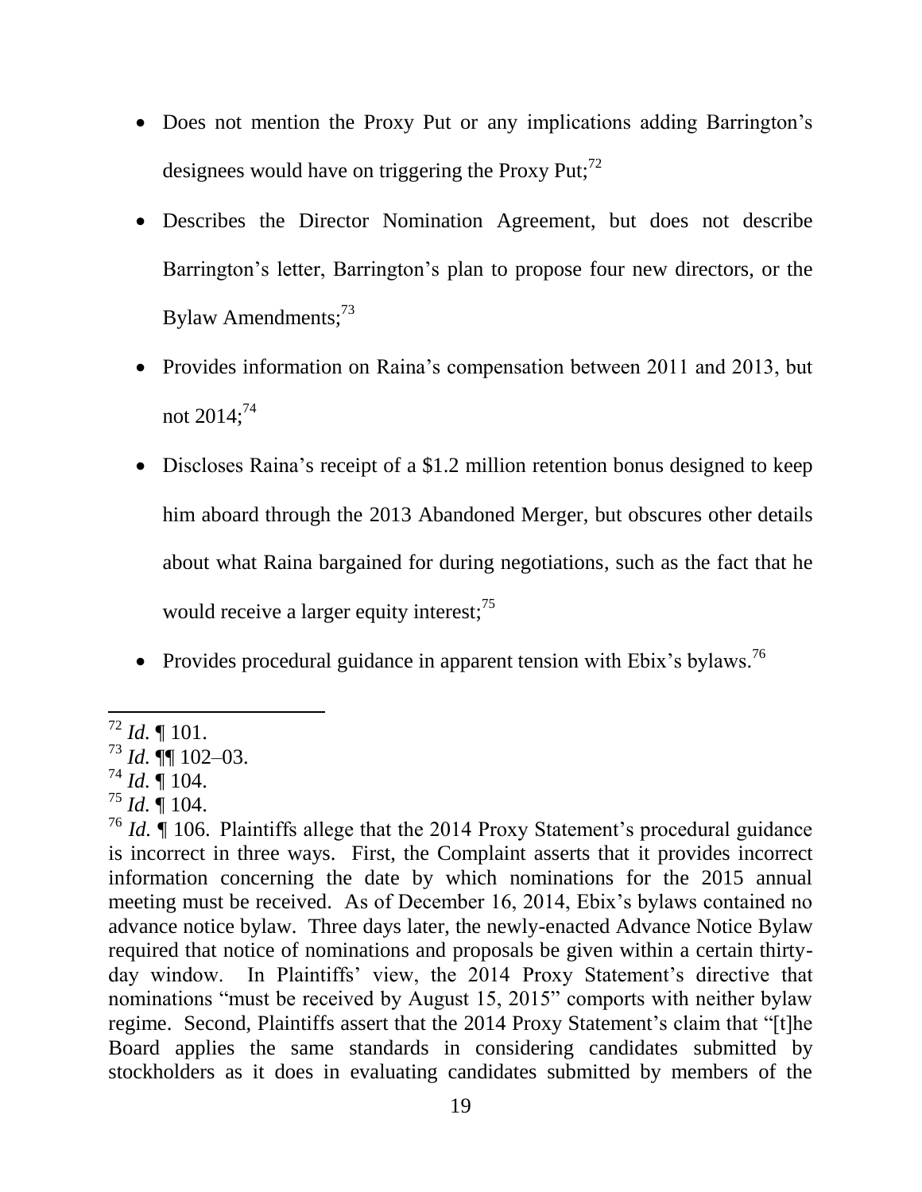- Does not mention the Proxy Put or any implications adding Barrington's designees would have on triggering the Proxy Put;[72]
- Describes the Director Nomination Agreement, but does not describe Barrington's letter, Barrington's plan to propose four new directors, or the Bylaw Amendments;[73]
- Provides information on Raina's compensation between 2011 and 2013, but not 2014;[74]
- Discloses Raina's receipt of a $1.2 million retention bonus designed to keep him aboard through the 2013 Abandoned Merger, but obscures other details about what Raina bargained for during negotiations, such as the fact that he would receive a larger equity interest;[75]
- Provides procedural guidance in apparent tension with Ebix's bylaws.[76]

---

[72] *Id.* ¶ 101.

[73] *Id.* ¶¶ 102–03.

[74] *Id.* ¶ 104.

[75] *Id.* ¶ 104.

[76] *Id.* ¶ 106. Plaintiffs allege that the 2014 Proxy Statement's procedural guidance is incorrect in three ways. First, the Complaint asserts that it provides incorrect information concerning the date by which nominations for the 2015 annual meeting must be received. As of December 16, 2014, Ebix's bylaws contained no advance notice bylaw. Three days later, the newly-enacted Advance Notice Bylaw required that notice of nominations and proposals be given within a certain thirty-day window. In Plaintiffs' view, the 2014 Proxy Statement's directive that nominations "must be received by August 15, 2015" comports with neither bylaw regime. Second, Plaintiffs assert that the 2014 Proxy Statement's claim that "[t]he Board applies the same standards in considering candidates submitted by stockholders as it does in evaluating candidates submitted by members of the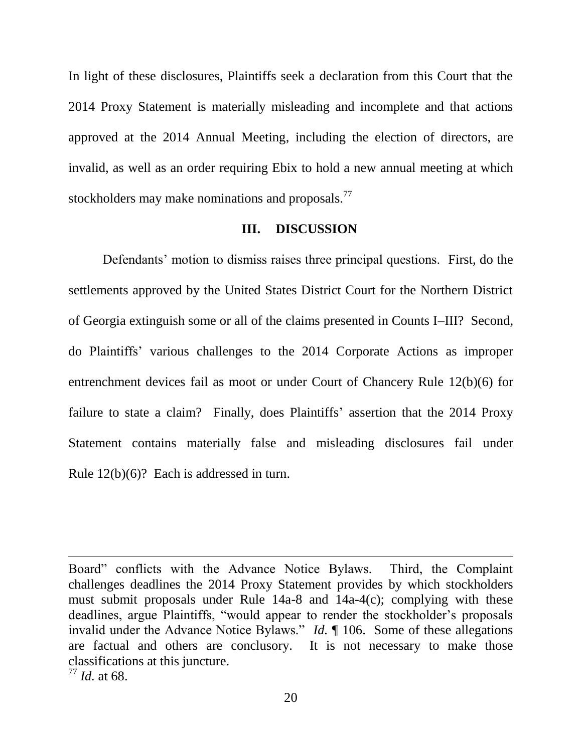In light of these disclosures, Plaintiffs seek a declaration from this Court that the 2014 Proxy Statement is materially misleading and incomplete and that actions approved at the 2014 Annual Meeting, including the election of directors, are invalid, as well as an order requiring Ebix to hold a new annual meeting at which stockholders may make nominations and proposals.[77]

## III. DISCUSSION

Defendants' motion to dismiss raises three principal questions. First, do the settlements approved by the United States District Court for the Northern District of Georgia extinguish some or all of the claims presented in Counts I–III? Second, do Plaintiffs' various challenges to the 2014 Corporate Actions as improper entrenchment devices fail as moot or under Court of Chancery Rule 12(b)(6) for failure to state a claim? Finally, does Plaintiffs' assertion that the 2014 Proxy Statement contains materially false and misleading disclosures fail under Rule 12(b)(6)? Each is addressed in turn.

---

Board" conflicts with the Advance Notice Bylaws. Third, the Complaint challenges deadlines the 2014 Proxy Statement provides by which stockholders must submit proposals under Rule 14a-8 and 14a-4(c); complying with these deadlines, argue Plaintiffs, "would appear to render the stockholder's proposals invalid under the Advance Notice Bylaws." *Id.* ¶ 106. Some of these allegations are factual and others are conclusory. It is not necessary to make those classifications at this juncture.

[77] *Id.* at 68.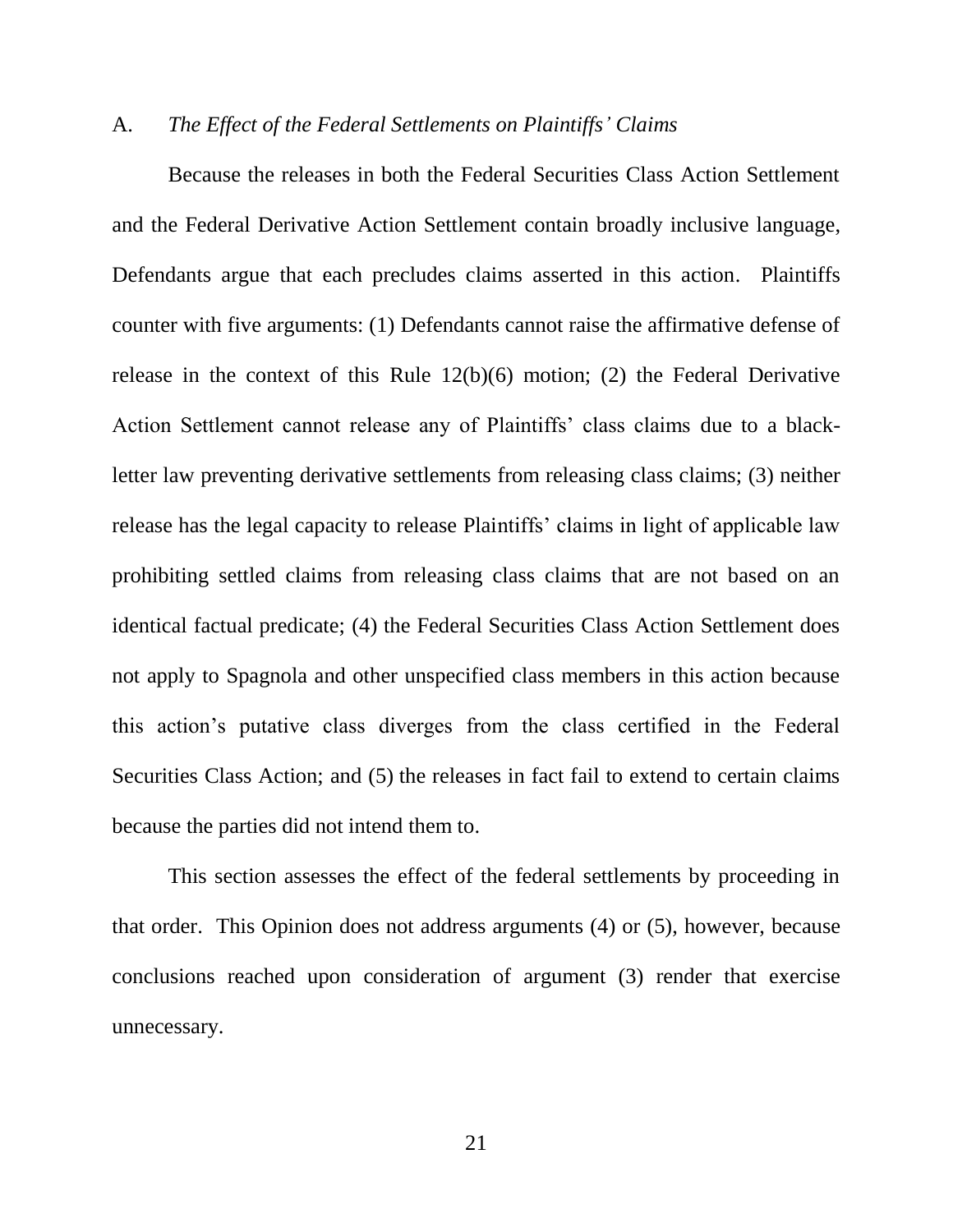### A. *The Effect of the Federal Settlements on Plaintiffs' Claims*

Because the releases in both the Federal Securities Class Action Settlement and the Federal Derivative Action Settlement contain broadly inclusive language, Defendants argue that each precludes claims asserted in this action. Plaintiffs counter with five arguments: (1) Defendants cannot raise the affirmative defense of release in the context of this Rule 12(b)(6) motion; (2) the Federal Derivative Action Settlement cannot release any of Plaintiffs' class claims due to a black-letter law preventing derivative settlements from releasing class claims; (3) neither release has the legal capacity to release Plaintiffs' claims in light of applicable law prohibiting settled claims from releasing class claims that are not based on an identical factual predicate; (4) the Federal Securities Class Action Settlement does not apply to Spagnola and other unspecified class members in this action because this action's putative class diverges from the class certified in the Federal Securities Class Action; and (5) the releases in fact fail to extend to certain claims because the parties did not intend them to.

This section assesses the effect of the federal settlements by proceeding in that order. This Opinion does not address arguments (4) or (5), however, because conclusions reached upon consideration of argument (3) render that exercise unnecessary.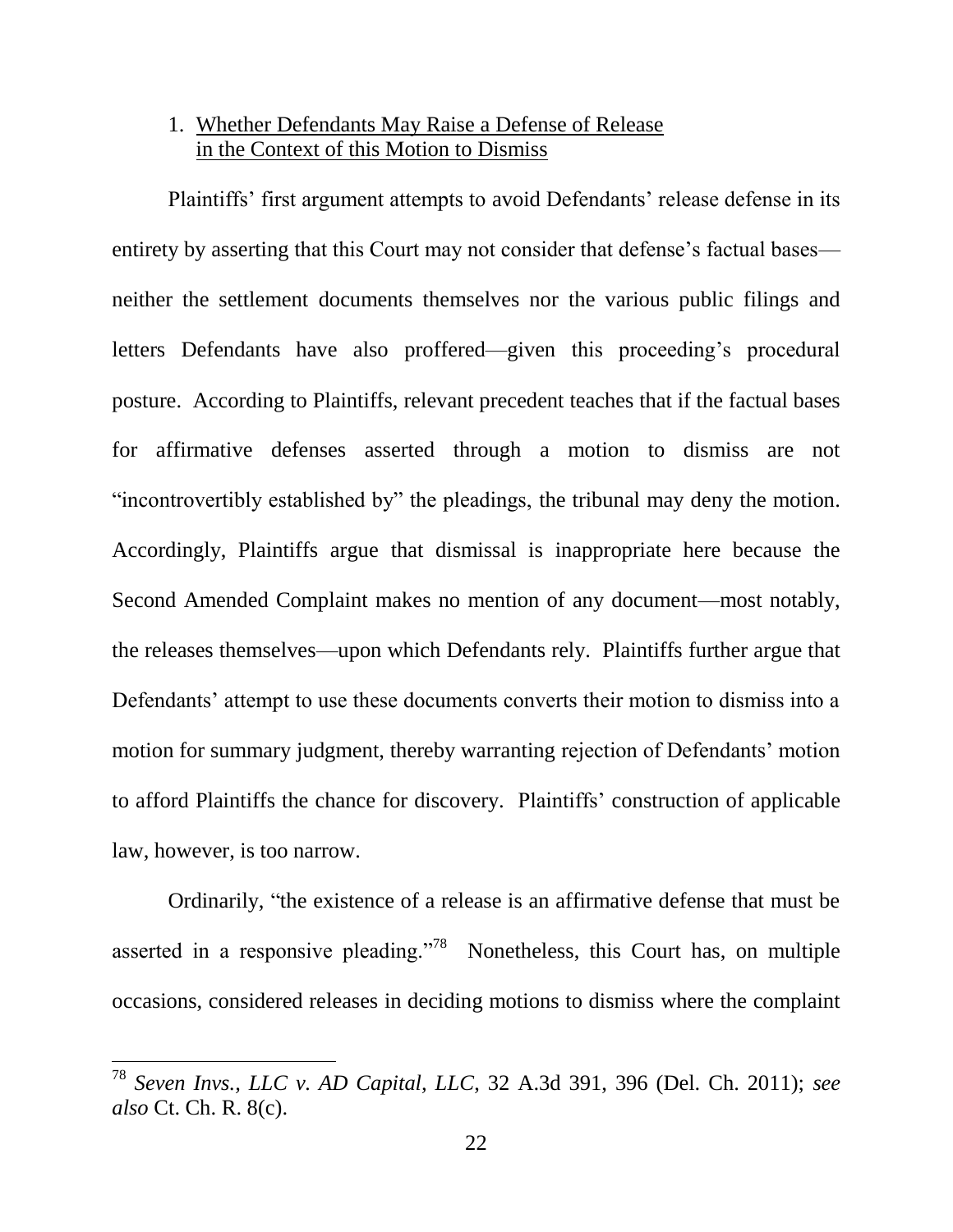1. Whether Defendants May Raise a Defense of Release in the Context of this Motion to Dismiss

Plaintiffs' first argument attempts to avoid Defendants' release defense in its entirety by asserting that this Court may not consider that defense's factual bases—neither the settlement documents themselves nor the various public filings and letters Defendants have also proffered—given this proceeding's procedural posture. According to Plaintiffs, relevant precedent teaches that if the factual bases for affirmative defenses asserted through a motion to dismiss are not "incontrovertibly established by" the pleadings, the tribunal may deny the motion. Accordingly, Plaintiffs argue that dismissal is inappropriate here because the Second Amended Complaint makes no mention of any document—most notably, the releases themselves—upon which Defendants rely. Plaintiffs further argue that Defendants' attempt to use these documents converts their motion to dismiss into a motion for summary judgment, thereby warranting rejection of Defendants' motion to afford Plaintiffs the chance for discovery. Plaintiffs' construction of applicable law, however, is too narrow.

Ordinarily, "the existence of a release is an affirmative defense that must be asserted in a responsive pleading."[78] Nonetheless, this Court has, on multiple occasions, considered releases in deciding motions to dismiss where the complaint

[78] *Seven Invs., LLC v. AD Capital, LLC*, 32 A.3d 391, 396 (Del. Ch. 2011); *see also* Ct. Ch. R. 8(c).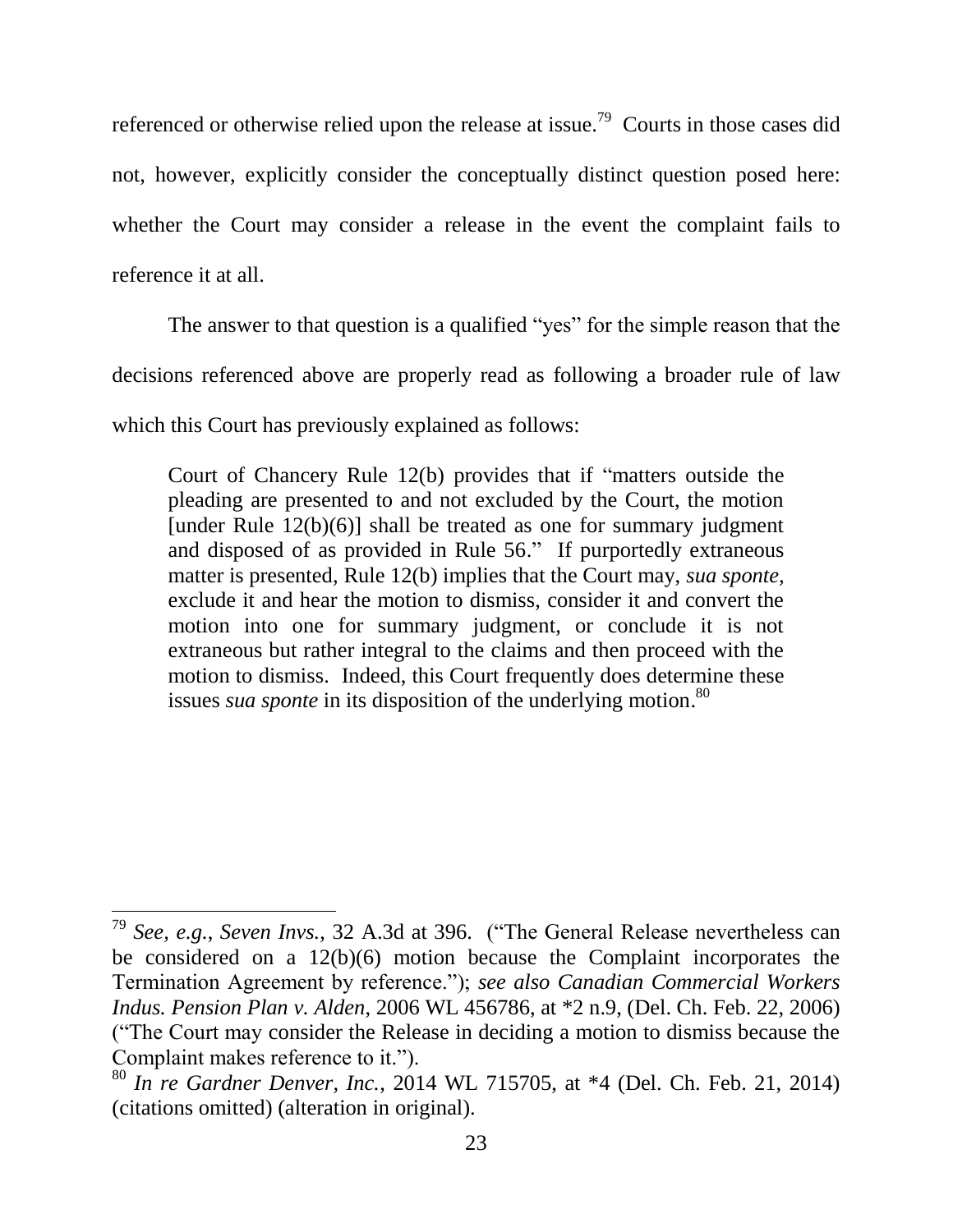referenced or otherwise relied upon the release at issue.[79] Courts in those cases did not, however, explicitly consider the conceptually distinct question posed here: whether the Court may consider a release in the event the complaint fails to reference it at all.

The answer to that question is a qualified "yes" for the simple reason that the decisions referenced above are properly read as following a broader rule of law which this Court has previously explained as follows:

> Court of Chancery Rule 12(b) provides that if "matters outside the pleading are presented to and not excluded by the Court, the motion [under Rule 12(b)(6)] shall be treated as one for summary judgment and disposed of as provided in Rule 56." If purportedly extraneous matter is presented, Rule 12(b) implies that the Court may, *sua sponte*, exclude it and hear the motion to dismiss, consider it and convert the motion into one for summary judgment, or conclude it is not extraneous but rather integral to the claims and then proceed with the motion to dismiss. Indeed, this Court frequently does determine these issues *sua sponte* in its disposition of the underlying motion.[80]

---

[79] *See, e.g.*, *Seven Invs.*, 32 A.3d at 396. ("The General Release nevertheless can be considered on a 12(b)(6) motion because the Complaint incorporates the Termination Agreement by reference."); *see also Canadian Commercial Workers Indus. Pension Plan v. Alden*, 2006 WL 456786, at *2 n.9, (Del. Ch. Feb. 22, 2006) ("The Court may consider the Release in deciding a motion to dismiss because the Complaint makes reference to it.").

[80] *In re Gardner Denver, Inc.*, 2014 WL 715705, at *4 (Del. Ch. Feb. 21, 2014) (citations omitted) (alteration in original).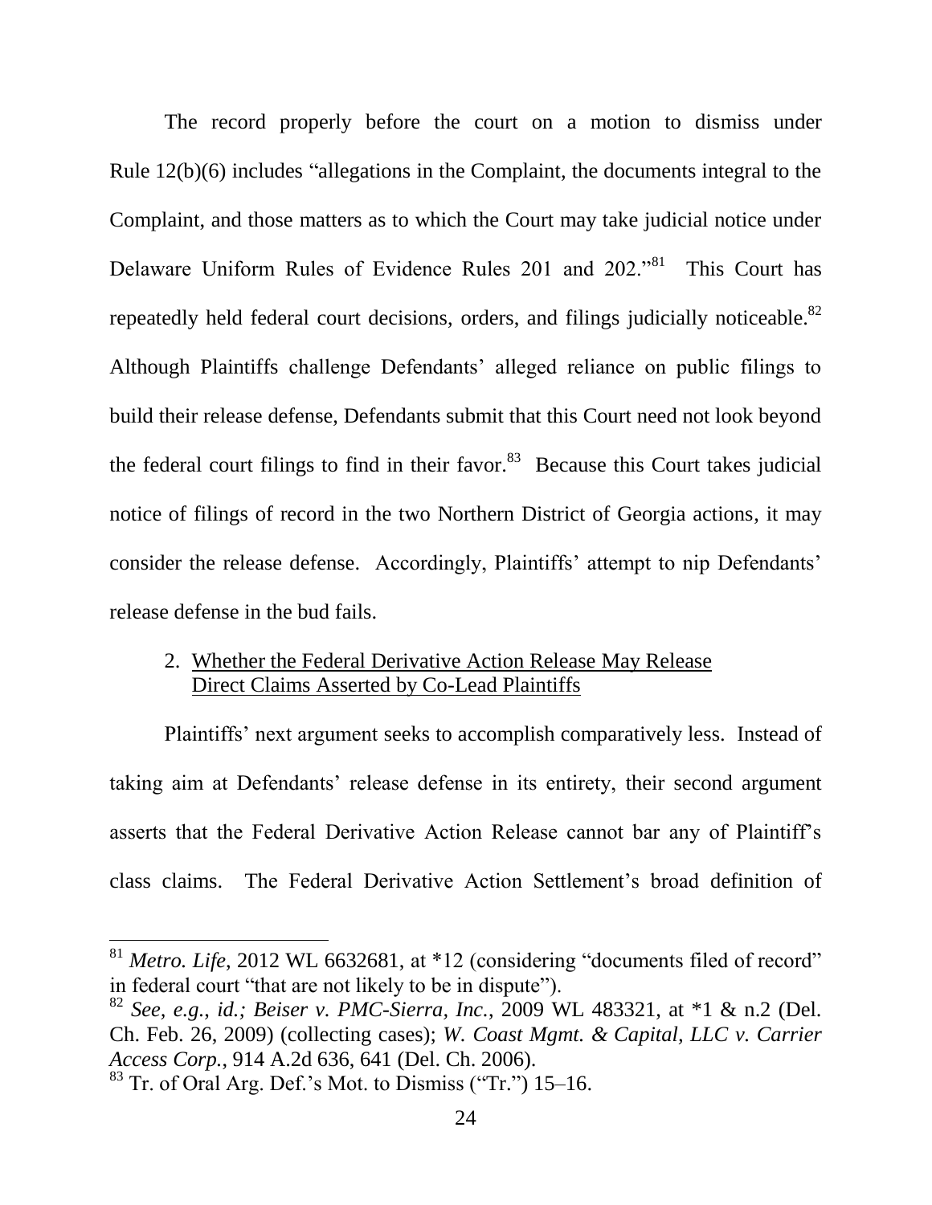The record properly before the court on a motion to dismiss under Rule 12(b)(6) includes "allegations in the Complaint, the documents integral to the Complaint, and those matters as to which the Court may take judicial notice under Delaware Uniform Rules of Evidence Rules 201 and 202."[81] This Court has repeatedly held federal court decisions, orders, and filings judicially noticeable.[82] Although Plaintiffs challenge Defendants' alleged reliance on public filings to build their release defense, Defendants submit that this Court need not look beyond the federal court filings to find in their favor.[83] Because this Court takes judicial notice of filings of record in the two Northern District of Georgia actions, it may consider the release defense. Accordingly, Plaintiffs' attempt to nip Defendants' release defense in the bud fails.

2. Whether the Federal Derivative Action Release May Release Direct Claims Asserted by Co-Lead Plaintiffs

Plaintiffs' next argument seeks to accomplish comparatively less. Instead of taking aim at Defendants' release defense in its entirety, their second argument asserts that the Federal Derivative Action Release cannot bar any of Plaintiff's class claims. The Federal Derivative Action Settlement's broad definition of

---

[81] *Metro. Life*, 2012 WL 6632681, at *12 (considering "documents filed of record" in federal court "that are not likely to be in dispute").

[82] *See, e.g.*, *id.*; *Beiser v. PMC-Sierra, Inc.*, 2009 WL 483321, at *1 & n.2 (Del. Ch. Feb. 26, 2009) (collecting cases); *W. Coast Mgmt. & Capital, LLC v. Carrier Access Corp.*, 914 A.2d 636, 641 (Del. Ch. 2006).

[83] Tr. of Oral Arg. Def.'s Mot. to Dismiss ("Tr.") 15–16.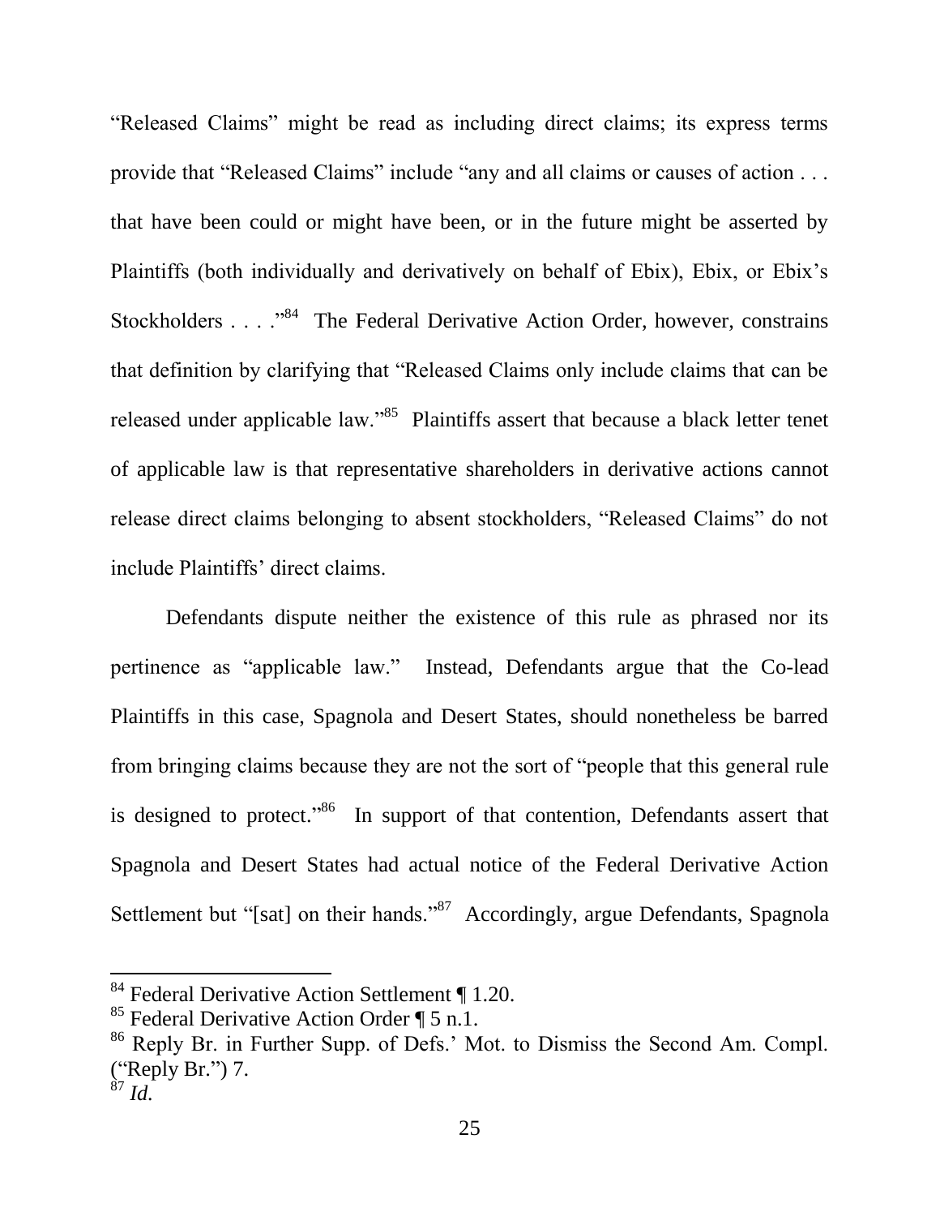"Released Claims" might be read as including direct claims; its express terms provide that "Released Claims" include "any and all claims or causes of action . . . that have been could or might have been, or in the future might be asserted by Plaintiffs (both individually and derivatively on behalf of Ebix), Ebix, or Ebix's Stockholders . . . ."[84] The Federal Derivative Action Order, however, constrains that definition by clarifying that "Released Claims only include claims that can be released under applicable law."[85] Plaintiffs assert that because a black letter tenet of applicable law is that representative shareholders in derivative actions cannot release direct claims belonging to absent stockholders, "Released Claims" do not include Plaintiffs' direct claims.

Defendants dispute neither the existence of this rule as phrased nor its pertinence as "applicable law." Instead, Defendants argue that the Co-lead Plaintiffs in this case, Spagnola and Desert States, should nonetheless be barred from bringing claims because they are not the sort of "people that this general rule is designed to protect."[86] In support of that contention, Defendants assert that Spagnola and Desert States had actual notice of the Federal Derivative Action Settlement but "[sat] on their hands."[87] Accordingly, argue Defendants, Spagnola

---

[84] Federal Derivative Action Settlement ¶ 1.20.

[85] Federal Derivative Action Order ¶ 5 n.1.

[86] Reply Br. in Further Supp. of Defs.' Mot. to Dismiss the Second Am. Compl. ("Reply Br.") 7.

[87] *Id.*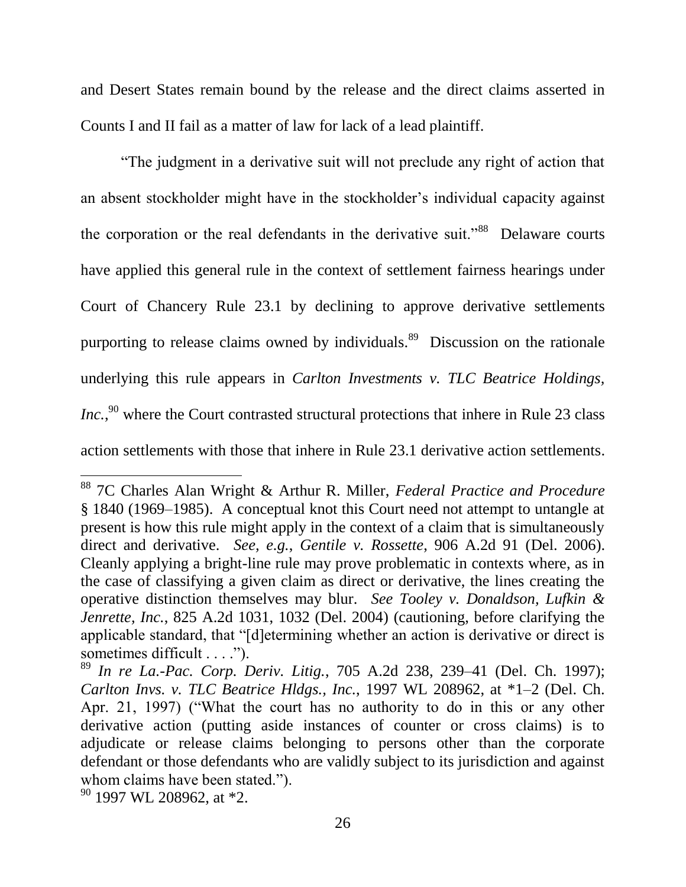and Desert States remain bound by the release and the direct claims asserted in Counts I and II fail as a matter of law for lack of a lead plaintiff.

"The judgment in a derivative suit will not preclude any right of action that an absent stockholder might have in the stockholder's individual capacity against the corporation or the real defendants in the derivative suit."[88] Delaware courts have applied this general rule in the context of settlement fairness hearings under Court of Chancery Rule 23.1 by declining to approve derivative settlements purporting to release claims owned by individuals.[89] Discussion on the rationale underlying this rule appears in *Carlton Investments v. TLC Beatrice Holdings, Inc.*,[90] where the Court contrasted structural protections that inhere in Rule 23 class action settlements with those that inhere in Rule 23.1 derivative action settlements.

---

[88] 7C Charles Alan Wright & Arthur R. Miller, *Federal Practice and Procedure* § 1840 (1969–1985). A conceptual knot this Court need not attempt to untangle at present is how this rule might apply in the context of a claim that is simultaneously direct and derivative. *See, e.g.*, *Gentile v. Rossette*, 906 A.2d 91 (Del. 2006). Cleanly applying a bright-line rule may prove problematic in contexts where, as in the case of classifying a given claim as direct or derivative, the lines creating the operative distinction themselves may blur. *See Tooley v. Donaldson, Lufkin & Jenrette, Inc.*, 825 A.2d 1031, 1032 (Del. 2004) (cautioning, before clarifying the applicable standard, that "[d]etermining whether an action is derivative or direct is sometimes difficult . . . .").

[89] *In re La.-Pac. Corp. Deriv. Litig.*, 705 A.2d 238, 239–41 (Del. Ch. 1997); *Carlton Invs. v. TLC Beatrice Hldgs., Inc.*, 1997 WL 208962, at *1–2 (Del. Ch. Apr. 21, 1997) ("What the court has no authority to do in this or any other derivative action (putting aside instances of counter or cross claims) is to adjudicate or release claims belonging to persons other than the corporate defendant or those defendants who are validly subject to its jurisdiction and against whom claims have been stated.").

[90] 1997 WL 208962, at *2.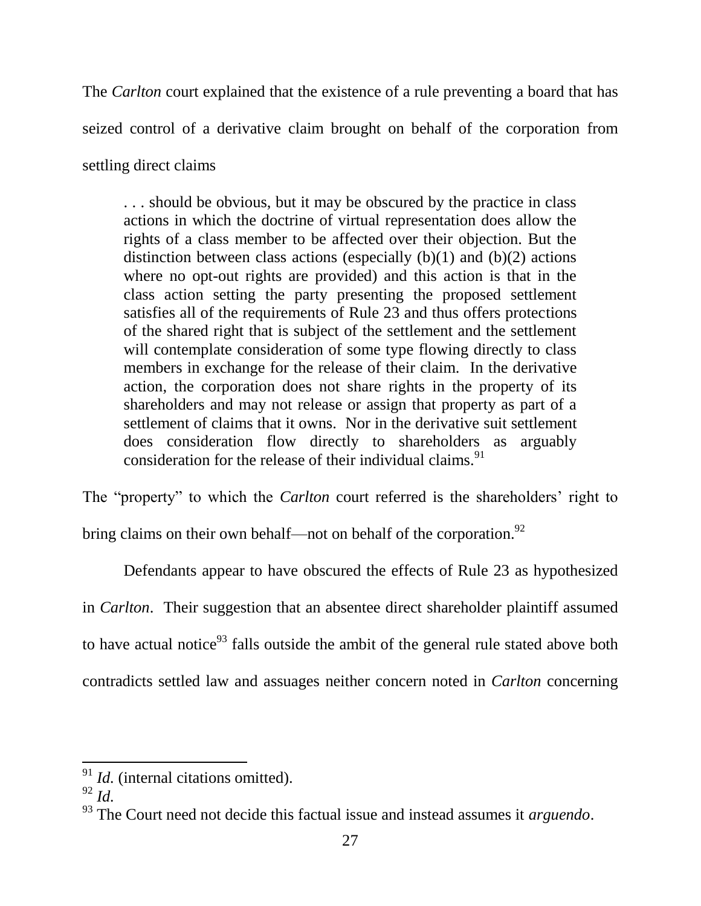The *Carlton* court explained that the existence of a rule preventing a board that has seized control of a derivative claim brought on behalf of the corporation from settling direct claims

> . . . should be obvious, but it may be obscured by the practice in class actions in which the doctrine of virtual representation does allow the rights of a class member to be affected over their objection. But the distinction between class actions (especially (b)(1) and (b)(2) actions where no opt-out rights are provided) and this action is that in the class action setting the party presenting the proposed settlement satisfies all of the requirements of Rule 23 and thus offers protections of the shared right that is subject of the settlement and the settlement will contemplate consideration of some type flowing directly to class members in exchange for the release of their claim. In the derivative action, the corporation does not share rights in the property of its shareholders and may not release or assign that property as part of a settlement of claims that it owns. Nor in the derivative suit settlement does consideration flow directly to shareholders as arguably consideration for the release of their individual claims.[91]

The "property" to which the *Carlton* court referred is the shareholders' right to bring claims on their own behalf—not on behalf of the corporation.[92]

Defendants appear to have obscured the effects of Rule 23 as hypothesized in *Carlton*. Their suggestion that an absentee direct shareholder plaintiff assumed to have actual notice[93] falls outside the ambit of the general rule stated above both contradicts settled law and assuages neither concern noted in *Carlton* concerning

---

[91] *Id.* (internal citations omitted).

[92] *Id.*

[93] The Court need not decide this factual issue and instead assumes it *arguendo*.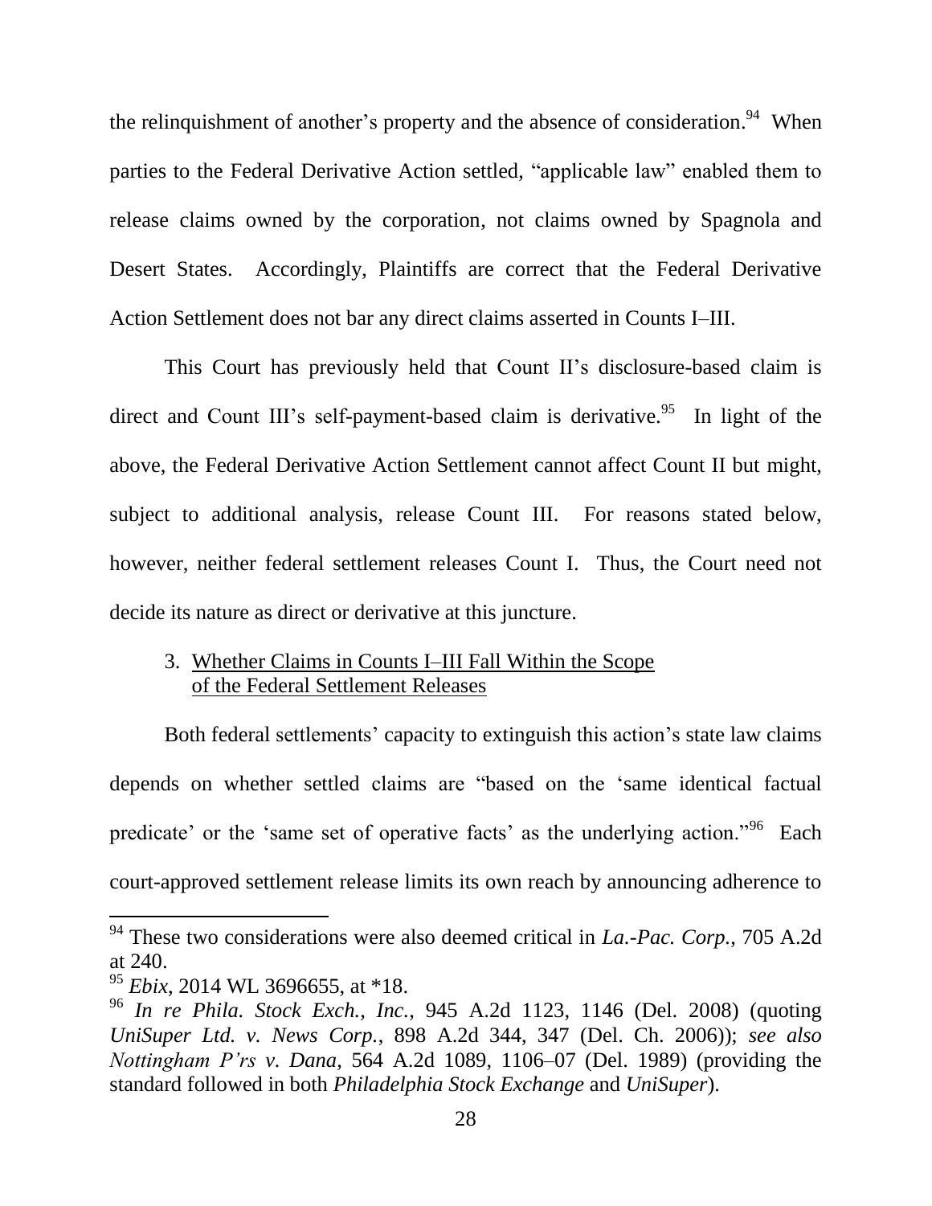the relinquishment of another's property and the absence of consideration.[94] When parties to the Federal Derivative Action settled, "applicable law" enabled them to release claims owned by the corporation, not claims owned by Spagnola and Desert States. Accordingly, Plaintiffs are correct that the Federal Derivative Action Settlement does not bar any direct claims asserted in Counts I–III.

This Court has previously held that Count II's disclosure-based claim is direct and Count III's self-payment-based claim is derivative.[95] In light of the above, the Federal Derivative Action Settlement cannot affect Count II but might, subject to additional analysis, release Count III. For reasons stated below, however, neither federal settlement releases Count I. Thus, the Court need not decide its nature as direct or derivative at this juncture.

3. Whether Claims in Counts I–III Fall Within the Scope of the Federal Settlement Releases

Both federal settlements' capacity to extinguish this action's state law claims depends on whether settled claims are "based on the 'same identical factual predicate' or the 'same set of operative facts' as the underlying action."[96] Each court-approved settlement release limits its own reach by announcing adherence to

---

[94] These two considerations were also deemed critical in *La.-Pac. Corp.*, 705 A.2d at 240.

[95] *Ebix*, 2014 WL 3696655, at *18.

[96] *In re Phila. Stock Exch., Inc.*, 945 A.2d 1123, 1146 (Del. 2008) (quoting *UniSuper Ltd. v. News Corp.*, 898 A.2d 344, 347 (Del. Ch. 2006)); *see also Nottingham P'rs v. Dana*, 564 A.2d 1089, 1106–07 (Del. 1989) (providing the standard followed in both *Philadelphia Stock Exchange* and *UniSuper*).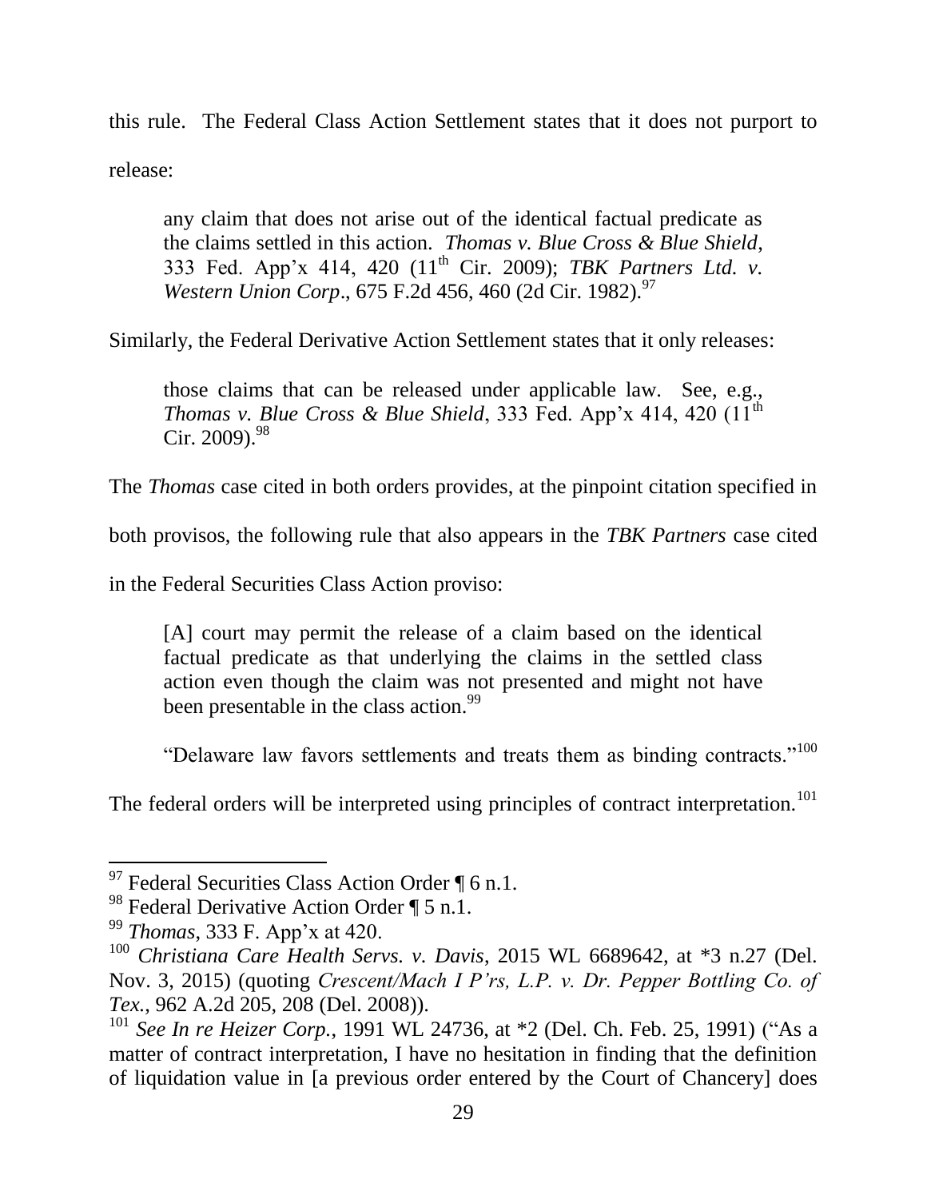this rule. The Federal Class Action Settlement states that it does not purport to release:

> any claim that does not arise out of the identical factual predicate as the claims settled in this action. *Thomas v. Blue Cross & Blue Shield*, 333 Fed. App'x 414, 420 (11th Cir. 2009); *TBK Partners Ltd. v. Western Union Corp*., 675 F.2d 456, 460 (2d Cir. 1982).[97]

Similarly, the Federal Derivative Action Settlement states that it only releases:

> those claims that can be released under applicable law. See, e.g., *Thomas v. Blue Cross & Blue Shield*, 333 Fed. App'x 414, 420 (11th Cir. 2009).[98]

The *Thomas* case cited in both orders provides, at the pinpoint citation specified in both provisos, the following rule that also appears in the *TBK Partners* case cited in the Federal Securities Class Action proviso:

> [A] court may permit the release of a claim based on the identical factual predicate as that underlying the claims in the settled class action even though the claim was not presented and might not have been presentable in the class action.[99]

"Delaware law favors settlements and treats them as binding contracts."[100] The federal orders will be interpreted using principles of contract interpretation.[101]

---

[97] Federal Securities Class Action Order ¶ 6 n.1.

[98] Federal Derivative Action Order ¶ 5 n.1.

[99] *Thomas*, 333 F. App'x at 420.

[100] *Christiana Care Health Servs. v. Davis*, 2015 WL 6689642, at *3 n.27 (Del. Nov. 3, 2015) (quoting *Crescent/Mach I P'rs, L.P. v. Dr. Pepper Bottling Co. of Tex.*, 962 A.2d 205, 208 (Del. 2008)).

[101] *See In re Heizer Corp.*, 1991 WL 24736, at *2 (Del. Ch. Feb. 25, 1991) ("As a matter of contract interpretation, I have no hesitation in finding that the definition of liquidation value in [a previous order entered by the Court of Chancery] does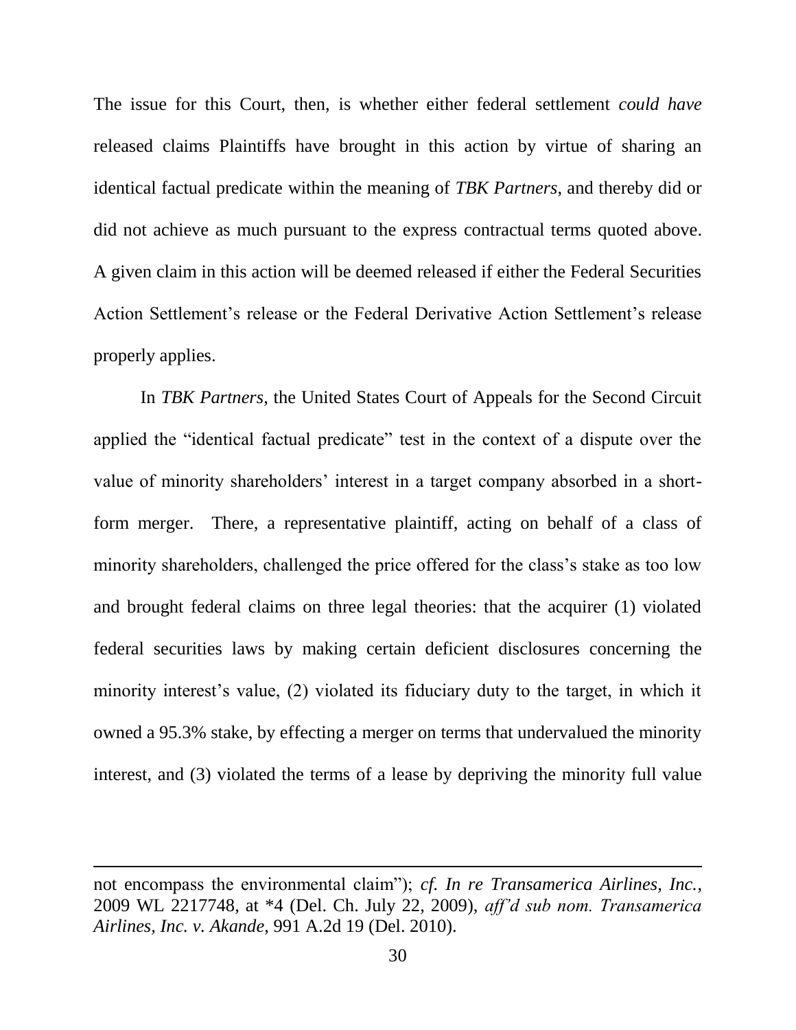The issue for this Court, then, is whether either federal settlement *could have* released claims Plaintiffs have brought in this action by virtue of sharing an identical factual predicate within the meaning of *TBK Partners*, and thereby did or did not achieve as much pursuant to the express contractual terms quoted above. A given claim in this action will be deemed released if either the Federal Securities Action Settlement's release or the Federal Derivative Action Settlement's release properly applies.

In *TBK Partners*, the United States Court of Appeals for the Second Circuit applied the "identical factual predicate" test in the context of a dispute over the value of minority shareholders' interest in a target company absorbed in a short-form merger. There, a representative plaintiff, acting on behalf of a class of minority shareholders, challenged the price offered for the class's stake as too low and brought federal claims on three legal theories: that the acquirer (1) violated federal securities laws by making certain deficient disclosures concerning the minority interest's value, (2) violated its fiduciary duty to the target, in which it owned a 95.3% stake, by effecting a merger on terms that undervalued the minority interest, and (3) violated the terms of a lease by depriving the minority full value

---

not encompass the environmental claim"); *cf. In re Transamerica Airlines, Inc.*, 2009 WL 2217748, at *4 (Del. Ch. July 22, 2009), *aff'd sub nom. Transamerica Airlines, Inc. v. Akande*, 991 A.2d 19 (Del. 2010).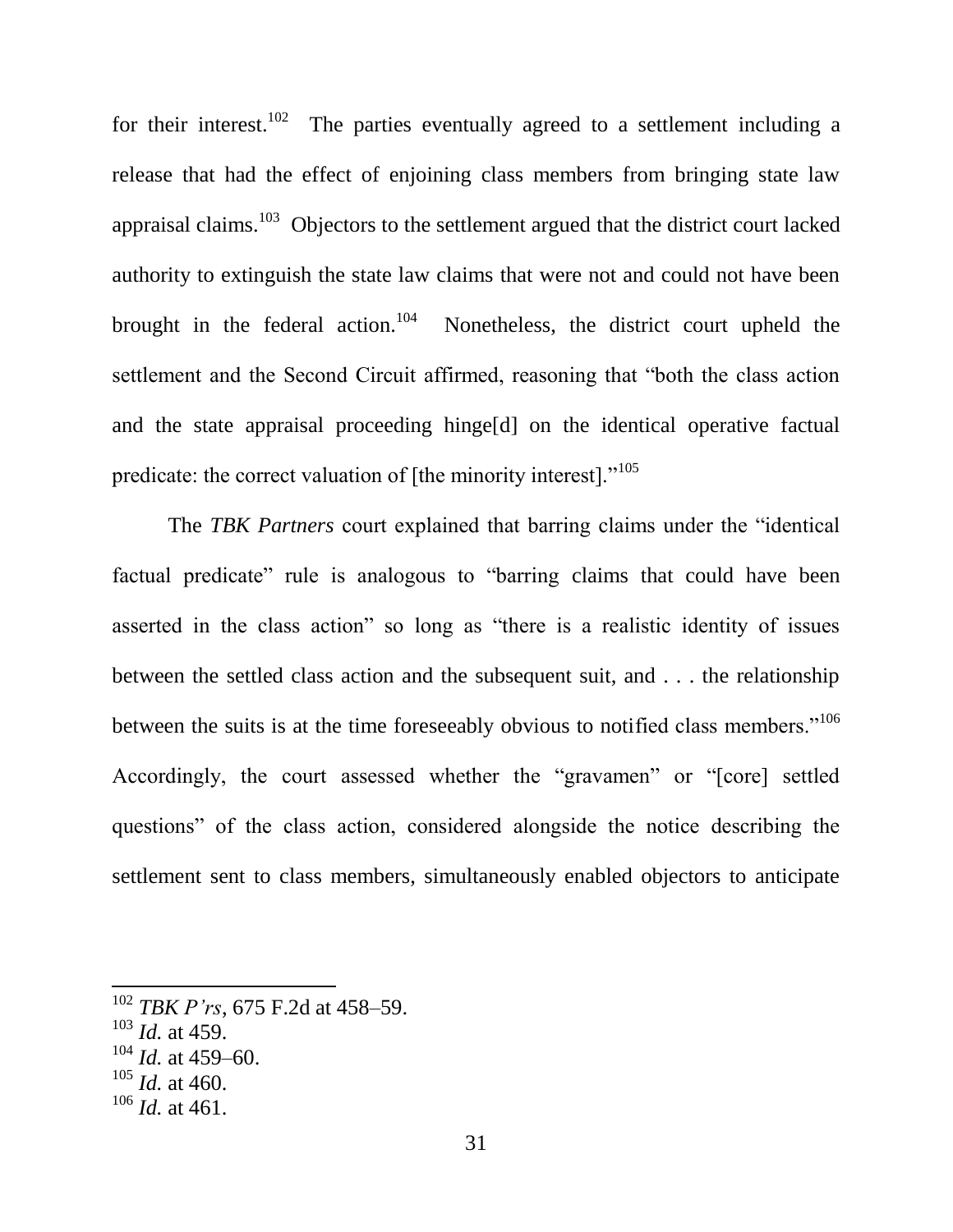for their interest.[102] The parties eventually agreed to a settlement including a release that had the effect of enjoining class members from bringing state law appraisal claims.[103] Objectors to the settlement argued that the district court lacked authority to extinguish the state law claims that were not and could not have been brought in the federal action.[104] Nonetheless, the district court upheld the settlement and the Second Circuit affirmed, reasoning that "both the class action and the state appraisal proceeding hinge[d] on the identical operative factual predicate: the correct valuation of [the minority interest]."[105]

The *TBK Partners* court explained that barring claims under the "identical factual predicate" rule is analogous to "barring claims that could have been asserted in the class action" so long as "there is a realistic identity of issues between the settled class action and the subsequent suit, and . . . the relationship between the suits is at the time foreseeably obvious to notified class members."[106] Accordingly, the court assessed whether the "gravamen" or "[core] settled questions" of the class action, considered alongside the notice describing the settlement sent to class members, simultaneously enabled objectors to anticipate

---

[102] *TBK P'rs*, 675 F.2d at 458–59.
[103] *Id.* at 459.
[104] *Id.* at 459–60.
[105] *Id.* at 460.
[106] *Id.* at 461.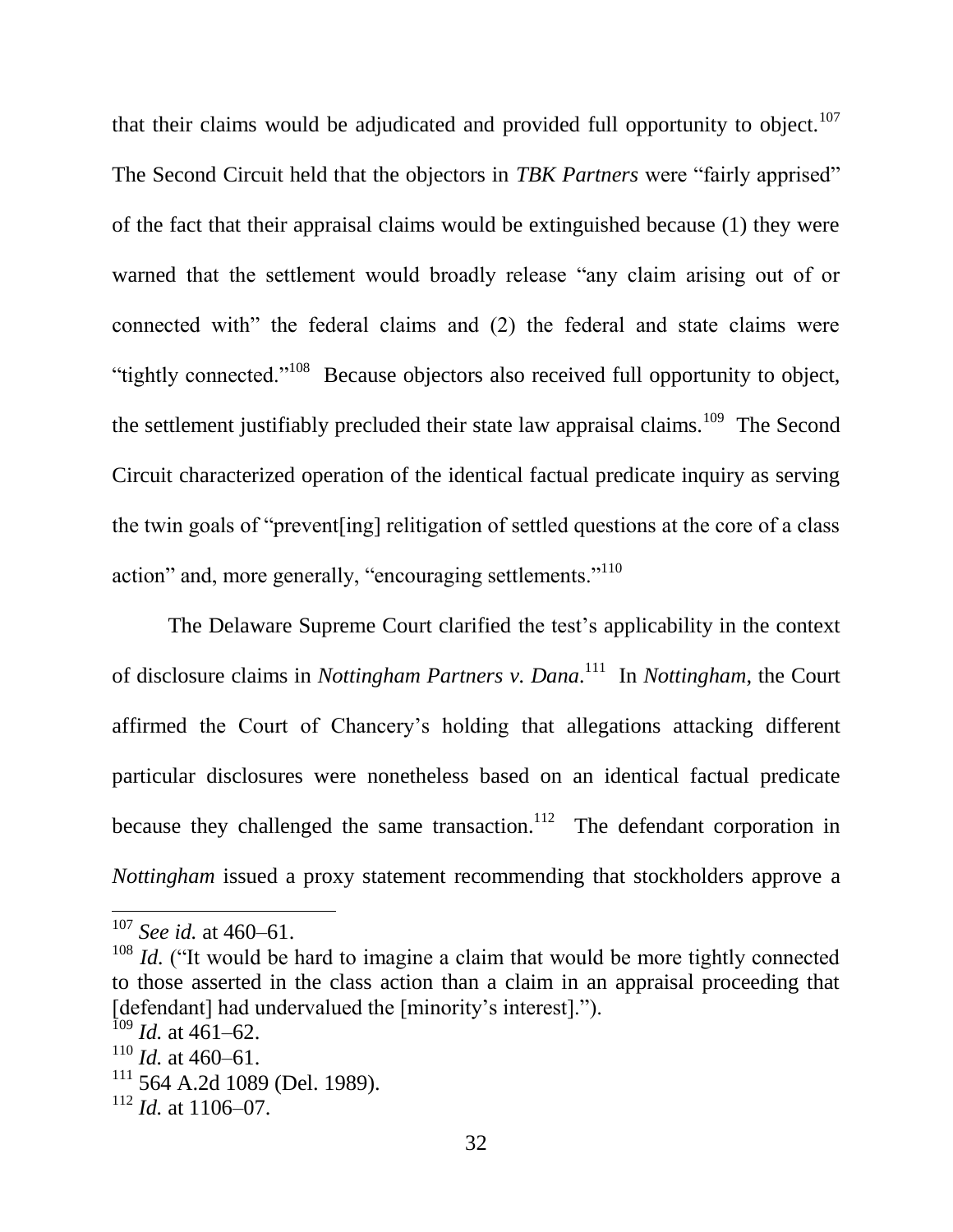that their claims would be adjudicated and provided full opportunity to object.[107] The Second Circuit held that the objectors in *TBK Partners* were "fairly apprised" of the fact that their appraisal claims would be extinguished because (1) they were warned that the settlement would broadly release "any claim arising out of or connected with" the federal claims and (2) the federal and state claims were "tightly connected."[108] Because objectors also received full opportunity to object, the settlement justifiably precluded their state law appraisal claims.[109] The Second Circuit characterized operation of the identical factual predicate inquiry as serving the twin goals of "prevent[ing] relitigation of settled questions at the core of a class action" and, more generally, "encouraging settlements."[110]

The Delaware Supreme Court clarified the test's applicability in the context of disclosure claims in *Nottingham Partners v. Dana*.[111] In *Nottingham*, the Court affirmed the Court of Chancery's holding that allegations attacking different particular disclosures were nonetheless based on an identical factual predicate because they challenged the same transaction.[112] The defendant corporation in *Nottingham* issued a proxy statement recommending that stockholders approve a

---

[107] *See id.* at 460–61.

[108] *Id.* ("It would be hard to imagine a claim that would be more tightly connected to those asserted in the class action than a claim in an appraisal proceeding that [defendant] had undervalued the [minority's interest].").

[109] *Id.* at 461–62.

[110] *Id.* at 460–61.

[111] 564 A.2d 1089 (Del. 1989).

[112] *Id.* at 1106–07.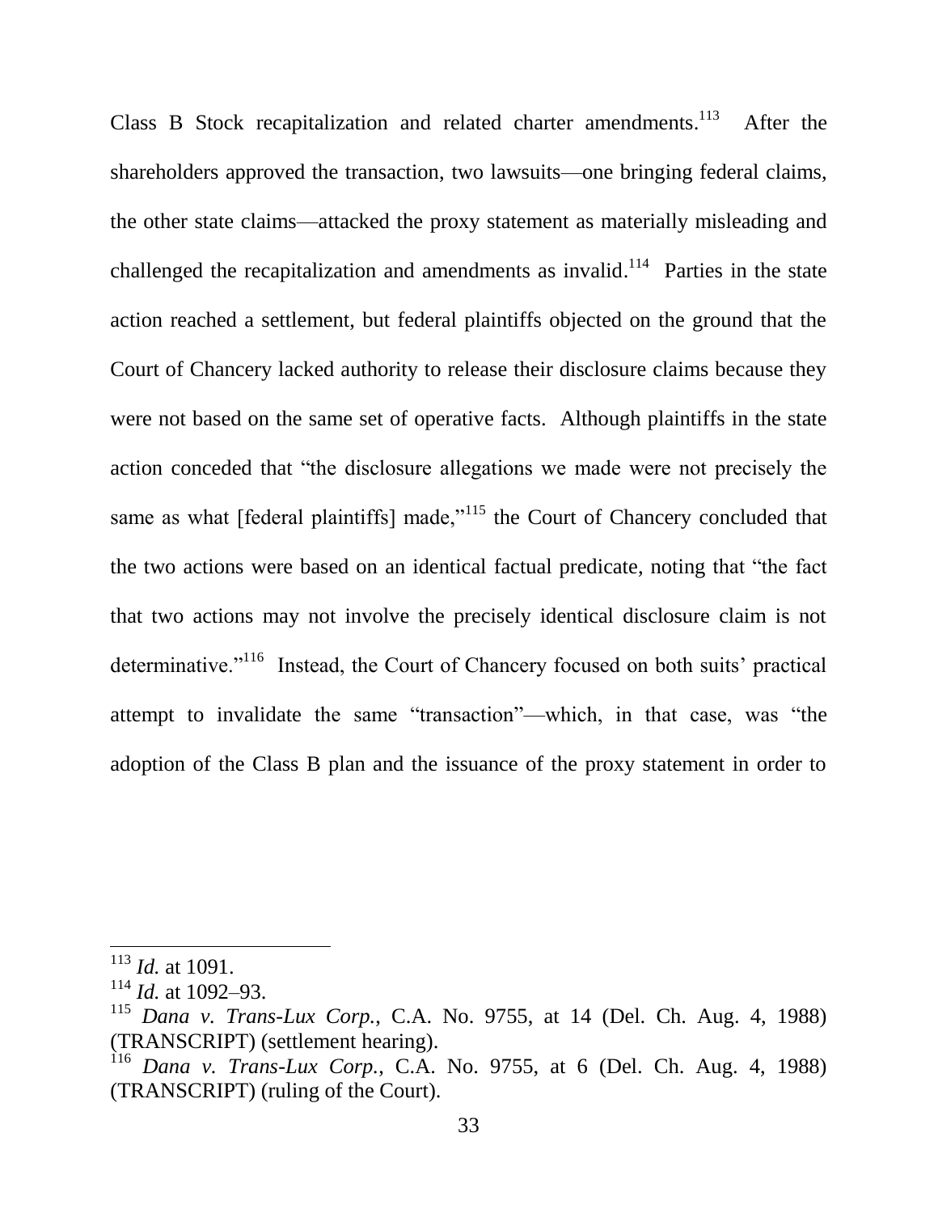Class B Stock recapitalization and related charter amendments.[113] After the shareholders approved the transaction, two lawsuits—one bringing federal claims, the other state claims—attacked the proxy statement as materially misleading and challenged the recapitalization and amendments as invalid.[114] Parties in the state action reached a settlement, but federal plaintiffs objected on the ground that the Court of Chancery lacked authority to release their disclosure claims because they were not based on the same set of operative facts. Although plaintiffs in the state action conceded that "the disclosure allegations we made were not precisely the same as what [federal plaintiffs] made,"[115] the Court of Chancery concluded that the two actions were based on an identical factual predicate, noting that "the fact that two actions may not involve the precisely identical disclosure claim is not determinative."[116] Instead, the Court of Chancery focused on both suits' practical attempt to invalidate the same "transaction"—which, in that case, was "the adoption of the Class B plan and the issuance of the proxy statement in order to

---

[113] *Id.* at 1091.

[114] *Id.* at 1092–93.

[115] *Dana v. Trans-Lux Corp.*, C.A. No. 9755, at 14 (Del. Ch. Aug. 4, 1988) (TRANSCRIPT) (settlement hearing).

[116] *Dana v. Trans-Lux Corp.*, C.A. No. 9755, at 6 (Del. Ch. Aug. 4, 1988) (TRANSCRIPT) (ruling of the Court).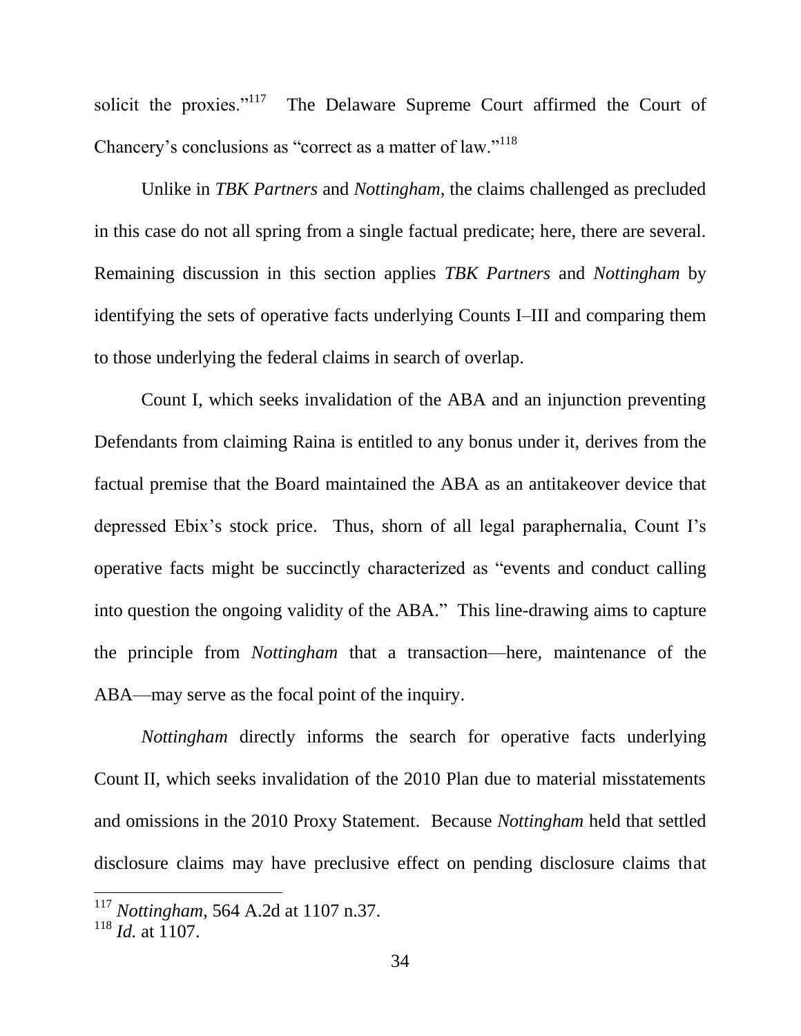solicit the proxies."[117] The Delaware Supreme Court affirmed the Court of Chancery's conclusions as "correct as a matter of law."[118]

Unlike in *TBK Partners* and *Nottingham*, the claims challenged as precluded in this case do not all spring from a single factual predicate; here, there are several. Remaining discussion in this section applies *TBK Partners* and *Nottingham* by identifying the sets of operative facts underlying Counts I–III and comparing them to those underlying the federal claims in search of overlap.

Count I, which seeks invalidation of the ABA and an injunction preventing Defendants from claiming Raina is entitled to any bonus under it, derives from the factual premise that the Board maintained the ABA as an antitakeover device that depressed Ebix's stock price. Thus, shorn of all legal paraphernalia, Count I's operative facts might be succinctly characterized as "events and conduct calling into question the ongoing validity of the ABA." This line-drawing aims to capture the principle from *Nottingham* that a transaction—here, maintenance of the ABA—may serve as the focal point of the inquiry.

*Nottingham* directly informs the search for operative facts underlying Count II, which seeks invalidation of the 2010 Plan due to material misstatements and omissions in the 2010 Proxy Statement. Because *Nottingham* held that settled disclosure claims may have preclusive effect on pending disclosure claims that

---

[117] *Nottingham*, 564 A.2d at 1107 n.37.

[118] *Id.* at 1107.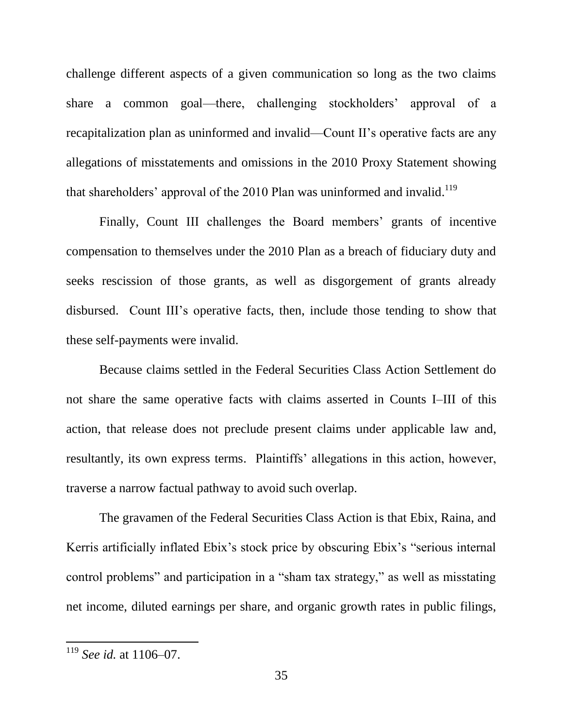challenge different aspects of a given communication so long as the two claims share a common goal—there, challenging stockholders' approval of a recapitalization plan as uninformed and invalid—Count II's operative facts are any allegations of misstatements and omissions in the 2010 Proxy Statement showing that shareholders' approval of the 2010 Plan was uninformed and invalid.[119]

Finally, Count III challenges the Board members' grants of incentive compensation to themselves under the 2010 Plan as a breach of fiduciary duty and seeks rescission of those grants, as well as disgorgement of grants already disbursed. Count III's operative facts, then, include those tending to show that these self-payments were invalid.

Because claims settled in the Federal Securities Class Action Settlement do not share the same operative facts with claims asserted in Counts I–III of this action, that release does not preclude present claims under applicable law and, resultantly, its own express terms. Plaintiffs' allegations in this action, however, traverse a narrow factual pathway to avoid such overlap.

The gravamen of the Federal Securities Class Action is that Ebix, Raina, and Kerris artificially inflated Ebix's stock price by obscuring Ebix's "serious internal control problems" and participation in a "sham tax strategy," as well as misstating net income, diluted earnings per share, and organic growth rates in public filings,

---

[119] *See id.* at 1106–07.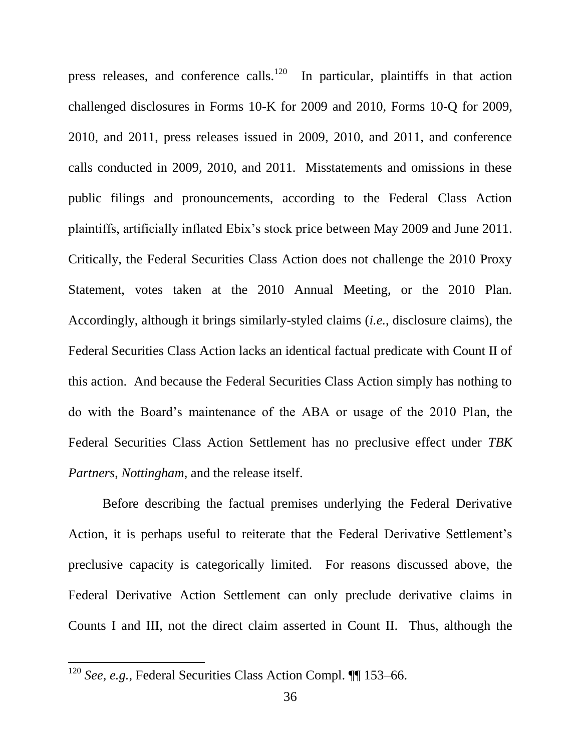press releases, and conference calls.[120] In particular, plaintiffs in that action challenged disclosures in Forms 10-K for 2009 and 2010, Forms 10-Q for 2009, 2010, and 2011, press releases issued in 2009, 2010, and 2011, and conference calls conducted in 2009, 2010, and 2011. Misstatements and omissions in these public filings and pronouncements, according to the Federal Class Action plaintiffs, artificially inflated Ebix's stock price between May 2009 and June 2011. Critically, the Federal Securities Class Action does not challenge the 2010 Proxy Statement, votes taken at the 2010 Annual Meeting, or the 2010 Plan. Accordingly, although it brings similarly-styled claims (*i.e.*, disclosure claims), the Federal Securities Class Action lacks an identical factual predicate with Count II of this action. And because the Federal Securities Class Action simply has nothing to do with the Board's maintenance of the ABA or usage of the 2010 Plan, the Federal Securities Class Action Settlement has no preclusive effect under *TBK Partners*, *Nottingham*, and the release itself.

Before describing the factual premises underlying the Federal Derivative Action, it is perhaps useful to reiterate that the Federal Derivative Settlement's preclusive capacity is categorically limited. For reasons discussed above, the Federal Derivative Action Settlement can only preclude derivative claims in Counts I and III, not the direct claim asserted in Count II. Thus, although the

---

[120] *See, e.g.*, Federal Securities Class Action Compl. ¶¶ 153–66.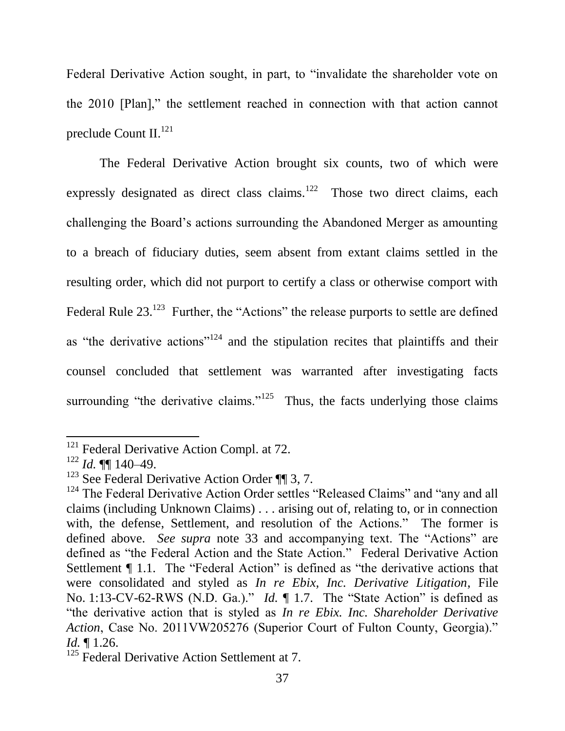Federal Derivative Action sought, in part, to "invalidate the shareholder vote on the 2010 [Plan]," the settlement reached in connection with that action cannot preclude Count II.[121]

The Federal Derivative Action brought six counts, two of which were expressly designated as direct class claims.[122] Those two direct claims, each challenging the Board's actions surrounding the Abandoned Merger as amounting to a breach of fiduciary duties, seem absent from extant claims settled in the resulting order, which did not purport to certify a class or otherwise comport with Federal Rule 23.[123] Further, the "Actions" the release purports to settle are defined as "the derivative actions"[124] and the stipulation recites that plaintiffs and their counsel concluded that settlement was warranted after investigating facts surrounding "the derivative claims."[125] Thus, the facts underlying those claims

---

[121] Federal Derivative Action Compl. at 72.

[122] *Id.* ¶¶ 140–49.

[123] See Federal Derivative Action Order ¶¶ 3, 7.

[124] The Federal Derivative Action Order settles "Released Claims" and "any and all claims (including Unknown Claims) . . . arising out of, relating to, or in connection with, the defense, Settlement, and resolution of the Actions." The former is defined above. *See supra* note 33 and accompanying text. The "Actions" are defined as "the Federal Action and the State Action." Federal Derivative Action Settlement ¶ 1.1. The "Federal Action" is defined as "the derivative actions that were consolidated and styled as *In re Ebix, Inc. Derivative Litigation*, File No. 1:13-CV-62-RWS (N.D. Ga.)." *Id.* ¶ 1.7. The "State Action" is defined as "the derivative action that is styled as *In re Ebix. Inc. Shareholder Derivative Action*, Case No. 2011VW205276 (Superior Court of Fulton County, Georgia)." *Id.* ¶ 1.26.

[125] Federal Derivative Action Settlement at 7.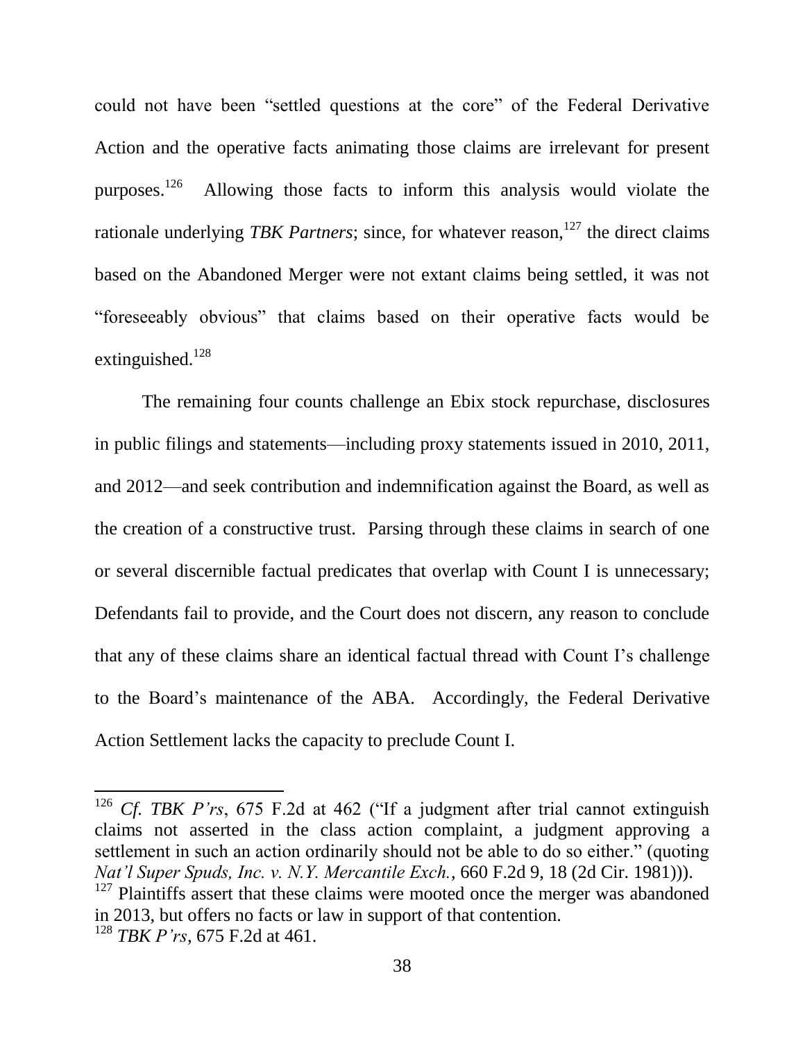could not have been "settled questions at the core" of the Federal Derivative Action and the operative facts animating those claims are irrelevant for present purposes.[126] Allowing those facts to inform this analysis would violate the rationale underlying *TBK Partners*; since, for whatever reason,[127] the direct claims based on the Abandoned Merger were not extant claims being settled, it was not "foreseeably obvious" that claims based on their operative facts would be extinguished.[128]

The remaining four counts challenge an Ebix stock repurchase, disclosures in public filings and statements—including proxy statements issued in 2010, 2011, and 2012—and seek contribution and indemnification against the Board, as well as the creation of a constructive trust. Parsing through these claims in search of one or several discernible factual predicates that overlap with Count I is unnecessary; Defendants fail to provide, and the Court does not discern, any reason to conclude that any of these claims share an identical factual thread with Count I's challenge to the Board's maintenance of the ABA. Accordingly, the Federal Derivative Action Settlement lacks the capacity to preclude Count I.

---

[126] *Cf. TBK P'rs*, 675 F.2d at 462 ("If a judgment after trial cannot extinguish claims not asserted in the class action complaint, a judgment approving a settlement in such an action ordinarily should not be able to do so either." (quoting *Nat'l Super Spuds, Inc. v. N.Y. Mercantile Exch.*, 660 F.2d 9, 18 (2d Cir. 1981))).

[127] Plaintiffs assert that these claims were mooted once the merger was abandoned in 2013, but offers no facts or law in support of that contention.

[128] *TBK P'rs*, 675 F.2d at 461.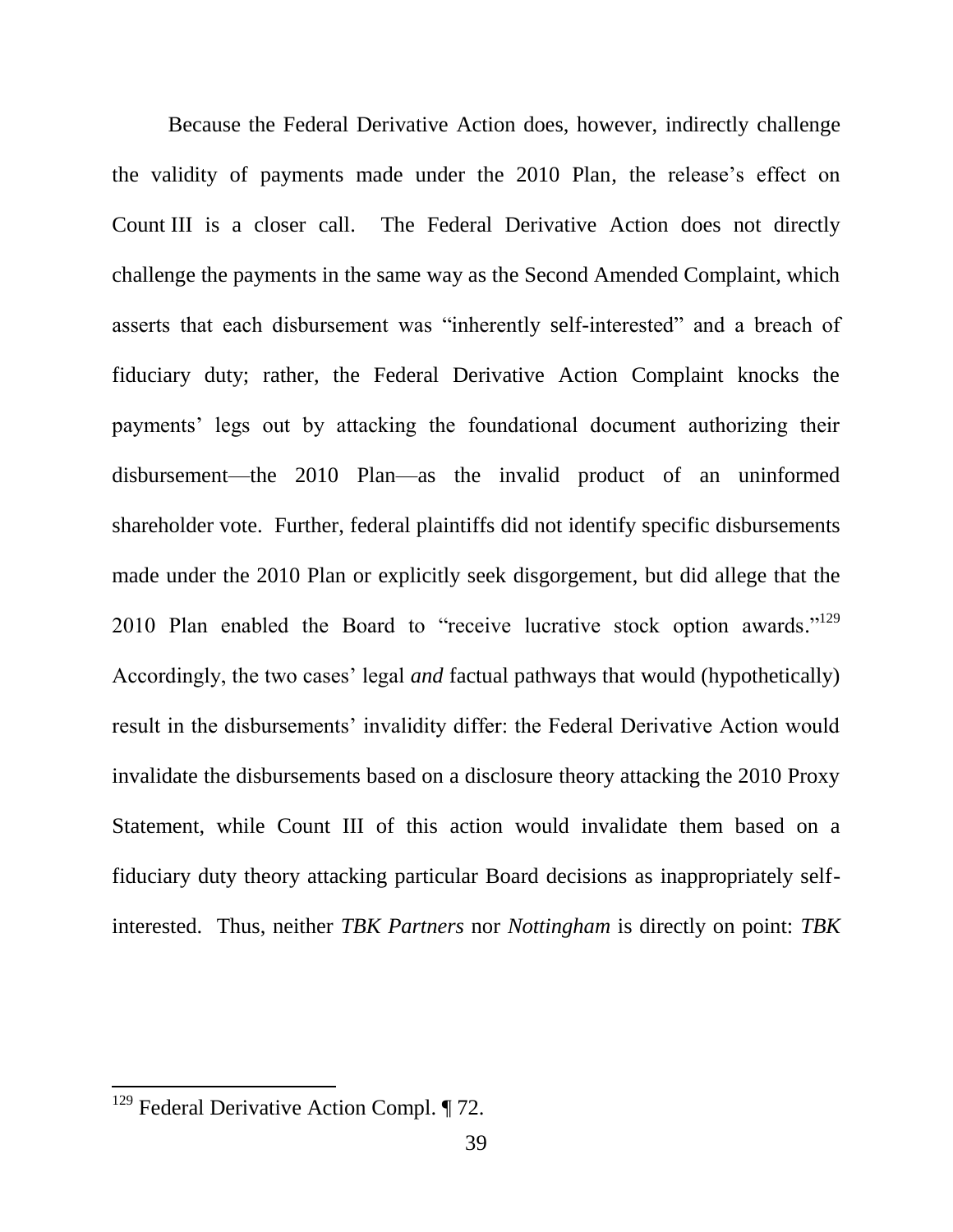Because the Federal Derivative Action does, however, indirectly challenge the validity of payments made under the 2010 Plan, the release's effect on Count III is a closer call. The Federal Derivative Action does not directly challenge the payments in the same way as the Second Amended Complaint, which asserts that each disbursement was "inherently self-interested" and a breach of fiduciary duty; rather, the Federal Derivative Action Complaint knocks the payments' legs out by attacking the foundational document authorizing their disbursement—the 2010 Plan—as the invalid product of an uninformed shareholder vote. Further, federal plaintiffs did not identify specific disbursements made under the 2010 Plan or explicitly seek disgorgement, but did allege that the 2010 Plan enabled the Board to "receive lucrative stock option awards."[129] Accordingly, the two cases' legal *and* factual pathways that would (hypothetically) result in the disbursements' invalidity differ: the Federal Derivative Action would invalidate the disbursements based on a disclosure theory attacking the 2010 Proxy Statement, while Count III of this action would invalidate them based on a fiduciary duty theory attacking particular Board decisions as inappropriately self-interested. Thus, neither *TBK Partners* nor *Nottingham* is directly on point: *TBK*

---

[129] Federal Derivative Action Compl. ¶ 72.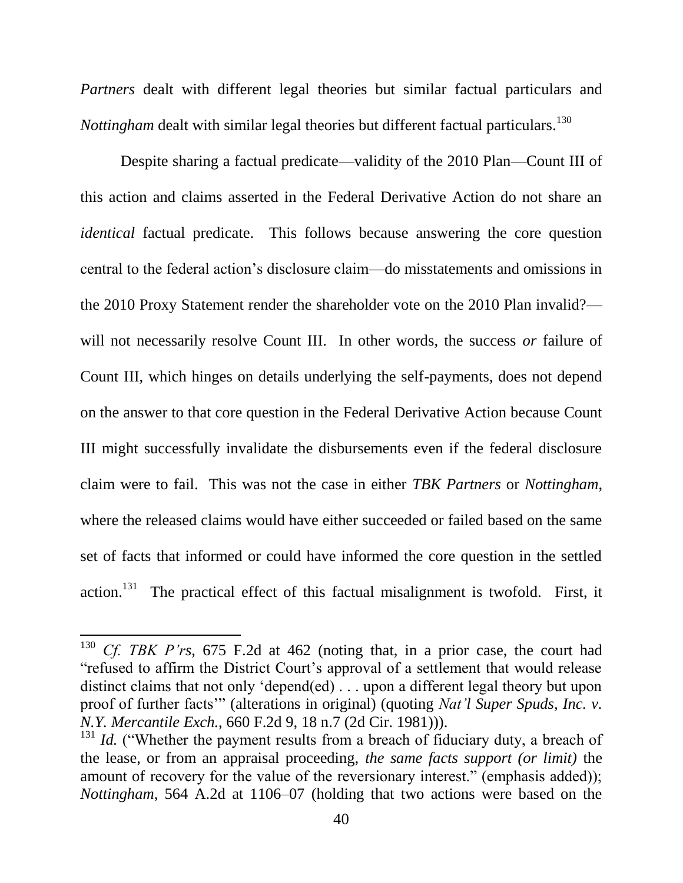*Partners* dealt with different legal theories but similar factual particulars and *Nottingham* dealt with similar legal theories but different factual particulars.[130]

Despite sharing a factual predicate—validity of the 2010 Plan—Count III of this action and claims asserted in the Federal Derivative Action do not share an *identical* factual predicate. This follows because answering the core question central to the federal action's disclosure claim—do misstatements and omissions in the 2010 Proxy Statement render the shareholder vote on the 2010 Plan invalid?—will not necessarily resolve Count III. In other words, the success *or* failure of Count III, which hinges on details underlying the self-payments, does not depend on the answer to that core question in the Federal Derivative Action because Count III might successfully invalidate the disbursements even if the federal disclosure claim were to fail. This was not the case in either *TBK Partners* or *Nottingham*, where the released claims would have either succeeded or failed based on the same set of facts that informed or could have informed the core question in the settled action.[131] The practical effect of this factual misalignment is twofold. First, it

---

[130] *Cf. TBK P'rs*, 675 F.2d at 462 (noting that, in a prior case, the court had "refused to affirm the District Court's approval of a settlement that would release distinct claims that not only 'depend(ed) . . . upon a different legal theory but upon proof of further facts'" (alterations in original) (quoting *Nat'l Super Spuds, Inc. v. N.Y. Mercantile Exch.*, 660 F.2d 9, 18 n.7 (2d Cir. 1981))).

[131] *Id.* ("Whether the payment results from a breach of fiduciary duty, a breach of the lease, or from an appraisal proceeding, *the same facts support (or limit)* the amount of recovery for the value of the reversionary interest." (emphasis added)); *Nottingham*, 564 A.2d at 1106–07 (holding that two actions were based on the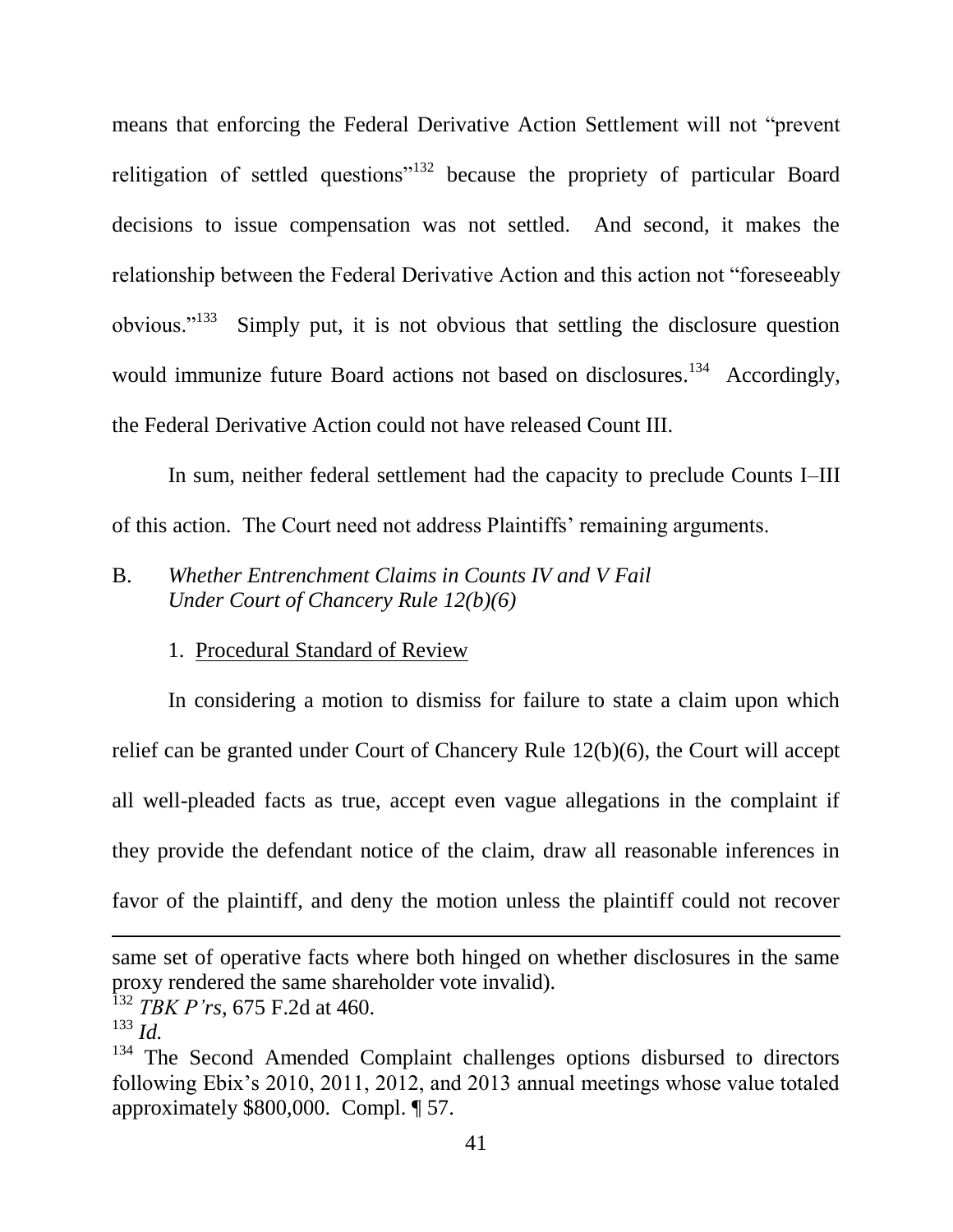means that enforcing the Federal Derivative Action Settlement will not "prevent relitigation of settled questions"[132] because the propriety of particular Board decisions to issue compensation was not settled. And second, it makes the relationship between the Federal Derivative Action and this action not "foreseeably obvious."[133] Simply put, it is not obvious that settling the disclosure question would immunize future Board actions not based on disclosures.[134] Accordingly, the Federal Derivative Action could not have released Count III.

In sum, neither federal settlement had the capacity to preclude Counts I–III of this action. The Court need not address Plaintiffs' remaining arguments.

B. *Whether Entrenchment Claims in Counts IV and V Fail Under Court of Chancery Rule 12(b)(6)*

1. Procedural Standard of Review

In considering a motion to dismiss for failure to state a claim upon which relief can be granted under Court of Chancery Rule 12(b)(6), the Court will accept all well-pleaded facts as true, accept even vague allegations in the complaint if they provide the defendant notice of the claim, draw all reasonable inferences in favor of the plaintiff, and deny the motion unless the plaintiff could not recover

---

same set of operative facts where both hinged on whether disclosures in the same proxy rendered the same shareholder vote invalid).

[132] *TBK P'rs*, 675 F.2d at 460.

[133] *Id.*

[134] The Second Amended Complaint challenges options disbursed to directors following Ebix's 2010, 2011, 2012, and 2013 annual meetings whose value totaled approximately $800,000. Compl. ¶ 57.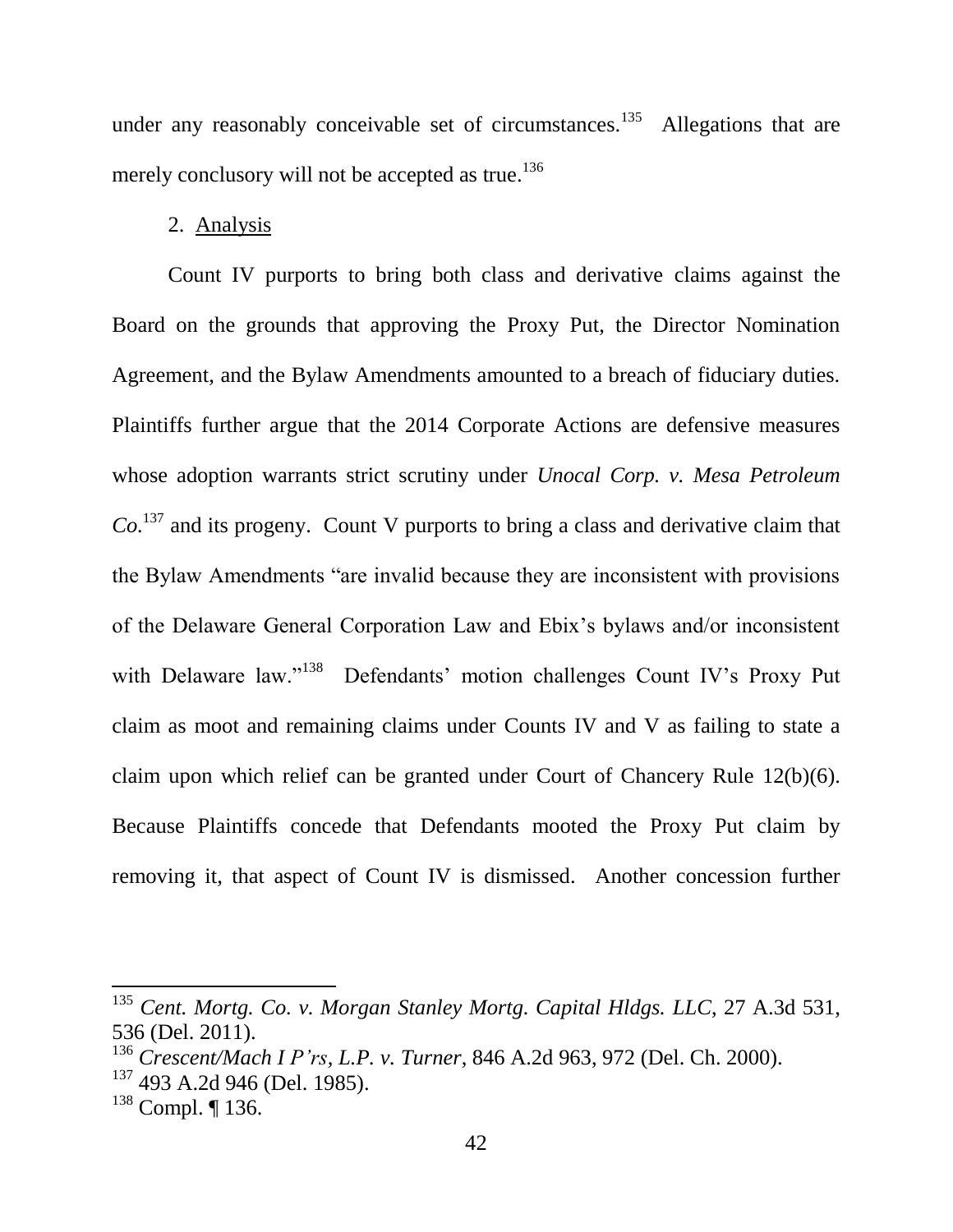under any reasonably conceivable set of circumstances.[135] Allegations that are merely conclusory will not be accepted as true.[136]

2. <u>Analysis</u>

Count IV purports to bring both class and derivative claims against the Board on the grounds that approving the Proxy Put, the Director Nomination Agreement, and the Bylaw Amendments amounted to a breach of fiduciary duties. Plaintiffs further argue that the 2014 Corporate Actions are defensive measures whose adoption warrants strict scrutiny under *Unocal Corp. v. Mesa Petroleum Co.*[137] and its progeny. Count V purports to bring a class and derivative claim that the Bylaw Amendments "are invalid because they are inconsistent with provisions of the Delaware General Corporation Law and Ebix's bylaws and/or inconsistent with Delaware law."[138] Defendants' motion challenges Count IV's Proxy Put claim as moot and remaining claims under Counts IV and V as failing to state a claim upon which relief can be granted under Court of Chancery Rule 12(b)(6). Because Plaintiffs concede that Defendants mooted the Proxy Put claim by removing it, that aspect of Count IV is dismissed. Another concession further

---

[135] *Cent. Mortg. Co. v. Morgan Stanley Mortg. Capital Hldgs. LLC*, 27 A.3d 531, 536 (Del. 2011).

[136] *Crescent/Mach I P'rs, L.P. v. Turner*, 846 A.2d 963, 972 (Del. Ch. 2000).

[137] 493 A.2d 946 (Del. 1985).

[138] Compl. ¶ 136.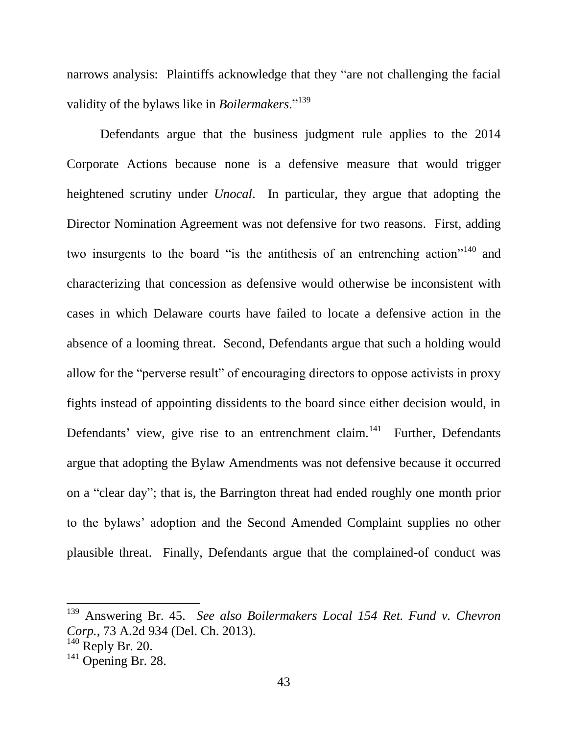narrows analysis: Plaintiffs acknowledge that they "are not challenging the facial validity of the bylaws like in *Boilermakers*."[139]

Defendants argue that the business judgment rule applies to the 2014 Corporate Actions because none is a defensive measure that would trigger heightened scrutiny under *Unocal*. In particular, they argue that adopting the Director Nomination Agreement was not defensive for two reasons. First, adding two insurgents to the board "is the antithesis of an entrenching action"[140] and characterizing that concession as defensive would otherwise be inconsistent with cases in which Delaware courts have failed to locate a defensive action in the absence of a looming threat. Second, Defendants argue that such a holding would allow for the "perverse result" of encouraging directors to oppose activists in proxy fights instead of appointing dissidents to the board since either decision would, in Defendants' view, give rise to an entrenchment claim.[141] Further, Defendants argue that adopting the Bylaw Amendments was not defensive because it occurred on a "clear day"; that is, the Barrington threat had ended roughly one month prior to the bylaws' adoption and the Second Amended Complaint supplies no other plausible threat. Finally, Defendants argue that the complained-of conduct was

---

[139] Answering Br. 45. *See also Boilermakers Local 154 Ret. Fund v. Chevron Corp.*, 73 A.2d 934 (Del. Ch. 2013).

[140] Reply Br. 20.

[141] Opening Br. 28.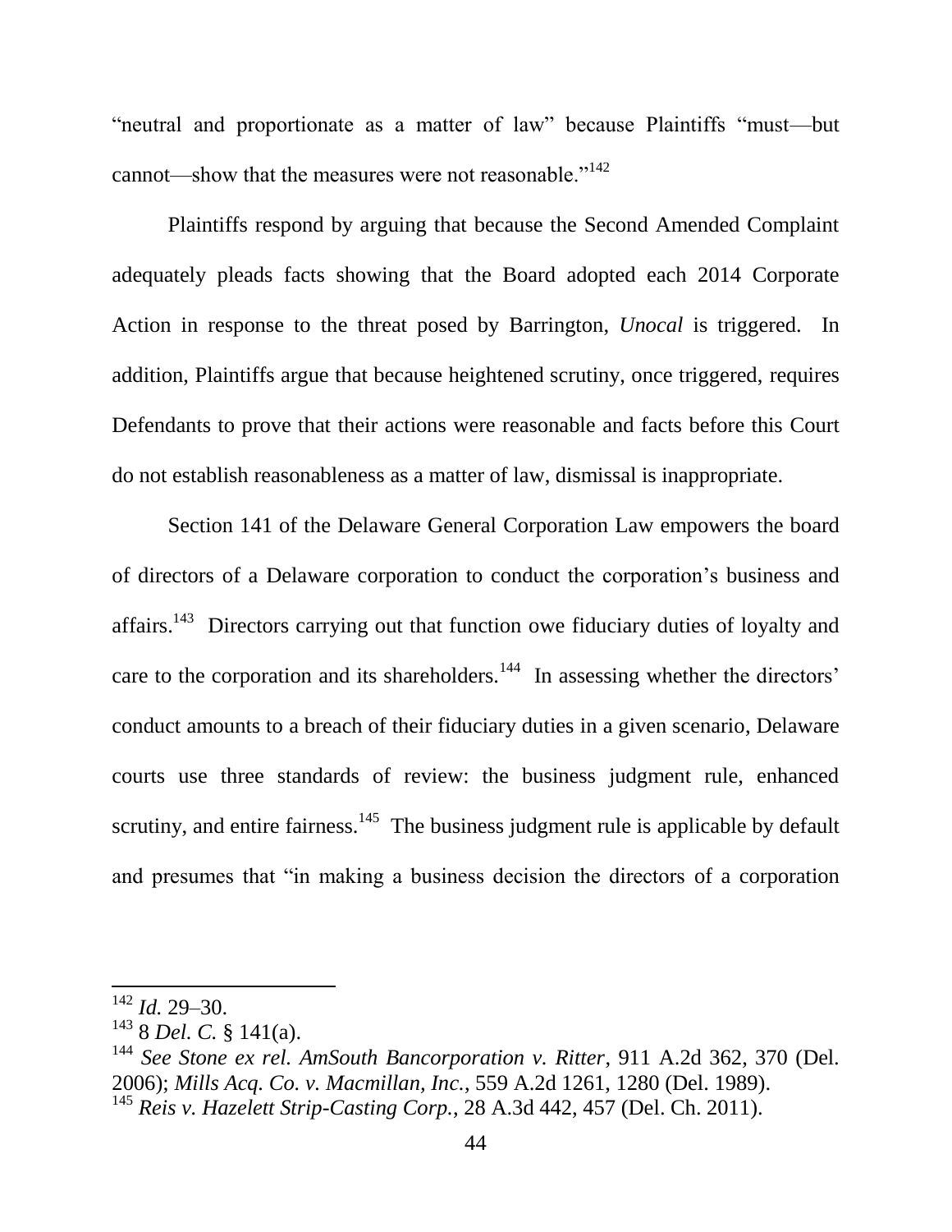"neutral and proportionate as a matter of law" because Plaintiffs "must—but cannot—show that the measures were not reasonable."[142]

Plaintiffs respond by arguing that because the Second Amended Complaint adequately pleads facts showing that the Board adopted each 2014 Corporate Action in response to the threat posed by Barrington, *Unocal* is triggered. In addition, Plaintiffs argue that because heightened scrutiny, once triggered, requires Defendants to prove that their actions were reasonable and facts before this Court do not establish reasonableness as a matter of law, dismissal is inappropriate.

Section 141 of the Delaware General Corporation Law empowers the board of directors of a Delaware corporation to conduct the corporation's business and affairs.[143] Directors carrying out that function owe fiduciary duties of loyalty and care to the corporation and its shareholders.[144] In assessing whether the directors' conduct amounts to a breach of their fiduciary duties in a given scenario, Delaware courts use three standards of review: the business judgment rule, enhanced scrutiny, and entire fairness.[145] The business judgment rule is applicable by default and presumes that "in making a business decision the directors of a corporation

---

[142] *Id.* 29–30.

[143] 8 *Del. C.* § 141(a).

[144] *See Stone ex rel. AmSouth Bancorporation v. Ritter*, 911 A.2d 362, 370 (Del. 2006); *Mills Acq. Co. v. Macmillan, Inc.*, 559 A.2d 1261, 1280 (Del. 1989).

[145] *Reis v. Hazelett Strip-Casting Corp.*, 28 A.3d 442, 457 (Del. Ch. 2011).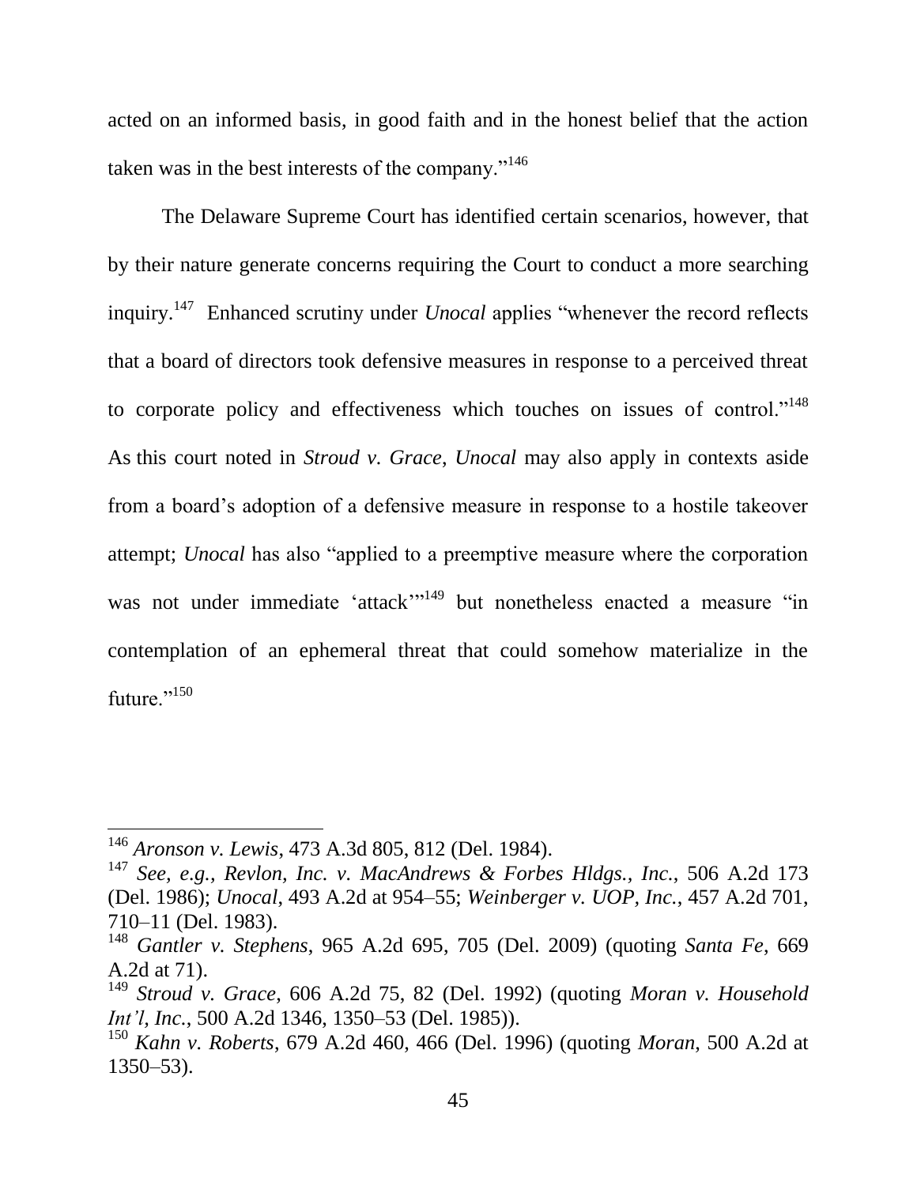acted on an informed basis, in good faith and in the honest belief that the action taken was in the best interests of the company."[146]

The Delaware Supreme Court has identified certain scenarios, however, that by their nature generate concerns requiring the Court to conduct a more searching inquiry.[147] Enhanced scrutiny under *Unocal* applies "whenever the record reflects that a board of directors took defensive measures in response to a perceived threat to corporate policy and effectiveness which touches on issues of control."[148] As this court noted in *Stroud v. Grace*, *Unocal* may also apply in contexts aside from a board's adoption of a defensive measure in response to a hostile takeover attempt; *Unocal* has also "applied to a preemptive measure where the corporation was not under immediate 'attack'"[149] but nonetheless enacted a measure "in contemplation of an ephemeral threat that could somehow materialize in the future."[150]

---

[146] *Aronson v. Lewis*, 473 A.3d 805, 812 (Del. 1984).

[147] *See, e.g., Revlon, Inc. v. MacAndrews & Forbes Hldgs., Inc.*, 506 A.2d 173 (Del. 1986); *Unocal*, 493 A.2d at 954–55; *Weinberger v. UOP, Inc.*, 457 A.2d 701, 710–11 (Del. 1983).

[148] *Gantler v. Stephens*, 965 A.2d 695, 705 (Del. 2009) (quoting *Santa Fe*, 669 A.2d at 71).

[149] *Stroud v. Grace*, 606 A.2d 75, 82 (Del. 1992) (quoting *Moran v. Household Int'l, Inc.*, 500 A.2d 1346, 1350–53 (Del. 1985)).

[150] *Kahn v. Roberts*, 679 A.2d 460, 466 (Del. 1996) (quoting *Moran*, 500 A.2d at 1350–53).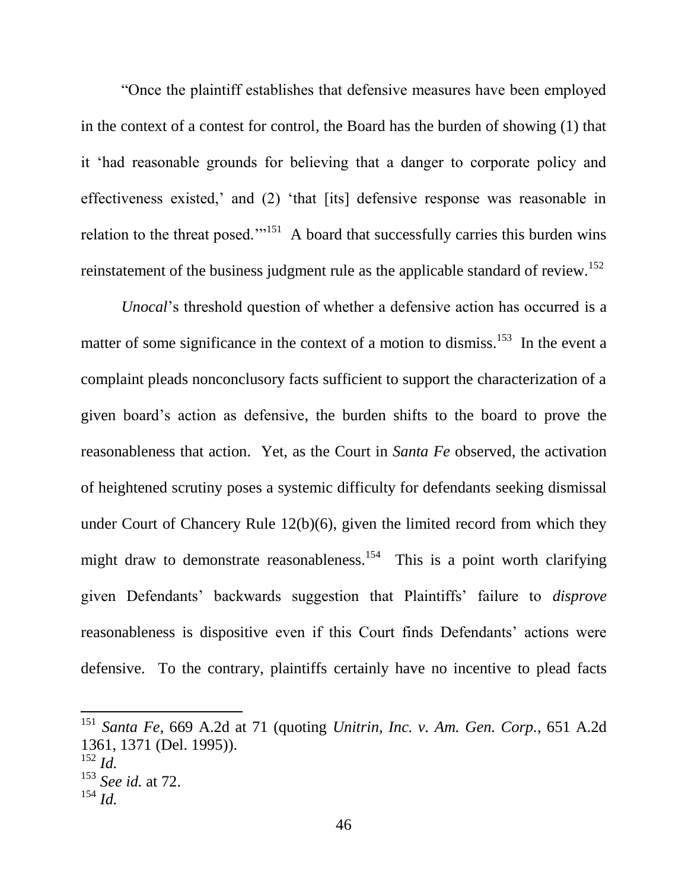"Once the plaintiff establishes that defensive measures have been employed in the context of a contest for control, the Board has the burden of showing (1) that it 'had reasonable grounds for believing that a danger to corporate policy and effectiveness existed,' and (2) 'that [its] defensive response was reasonable in relation to the threat posed.'"[151] A board that successfully carries this burden wins reinstatement of the business judgment rule as the applicable standard of review.[152]

*Unocal*'s threshold question of whether a defensive action has occurred is a matter of some significance in the context of a motion to dismiss.[153] In the event a complaint pleads nonconclusory facts sufficient to support the characterization of a given board's action as defensive, the burden shifts to the board to prove the reasonableness that action. Yet, as the Court in *Santa Fe* observed, the activation of heightened scrutiny poses a systemic difficulty for defendants seeking dismissal under Court of Chancery Rule 12(b)(6), given the limited record from which they might draw to demonstrate reasonableness.[154] This is a point worth clarifying given Defendants' backwards suggestion that Plaintiffs' failure to *disprove* reasonableness is dispositive even if this Court finds Defendants' actions were defensive. To the contrary, plaintiffs certainly have no incentive to plead facts

---

[151] *Santa Fe*, 669 A.2d at 71 (quoting *Unitrin, Inc. v. Am. Gen. Corp.*, 651 A.2d 1361, 1371 (Del. 1995)).

[152] *Id.*

[153] *See id.* at 72.

[154] *Id.*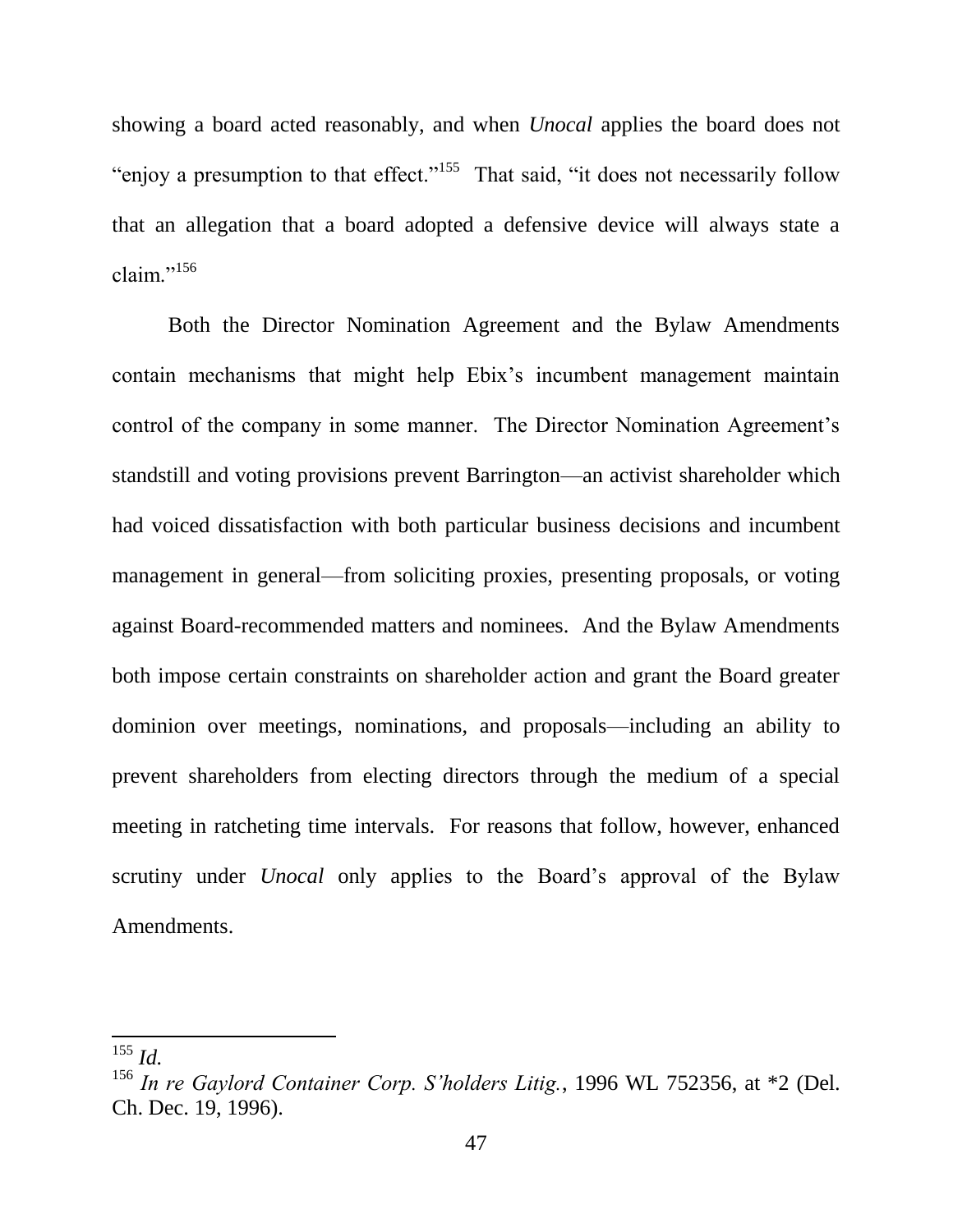showing a board acted reasonably, and when *Unocal* applies the board does not "enjoy a presumption to that effect."[155] That said, "it does not necessarily follow that an allegation that a board adopted a defensive device will always state a claim."[156]

Both the Director Nomination Agreement and the Bylaw Amendments contain mechanisms that might help Ebix's incumbent management maintain control of the company in some manner. The Director Nomination Agreement's standstill and voting provisions prevent Barrington—an activist shareholder which had voiced dissatisfaction with both particular business decisions and incumbent management in general—from soliciting proxies, presenting proposals, or voting against Board-recommended matters and nominees. And the Bylaw Amendments both impose certain constraints on shareholder action and grant the Board greater dominion over meetings, nominations, and proposals—including an ability to prevent shareholders from electing directors through the medium of a special meeting in ratcheting time intervals. For reasons that follow, however, enhanced scrutiny under *Unocal* only applies to the Board's approval of the Bylaw Amendments.

---

[155] *Id.*

[156] *In re Gaylord Container Corp. S'holders Litig.*, 1996 WL 752356, at *2 (Del. Ch. Dec. 19, 1996).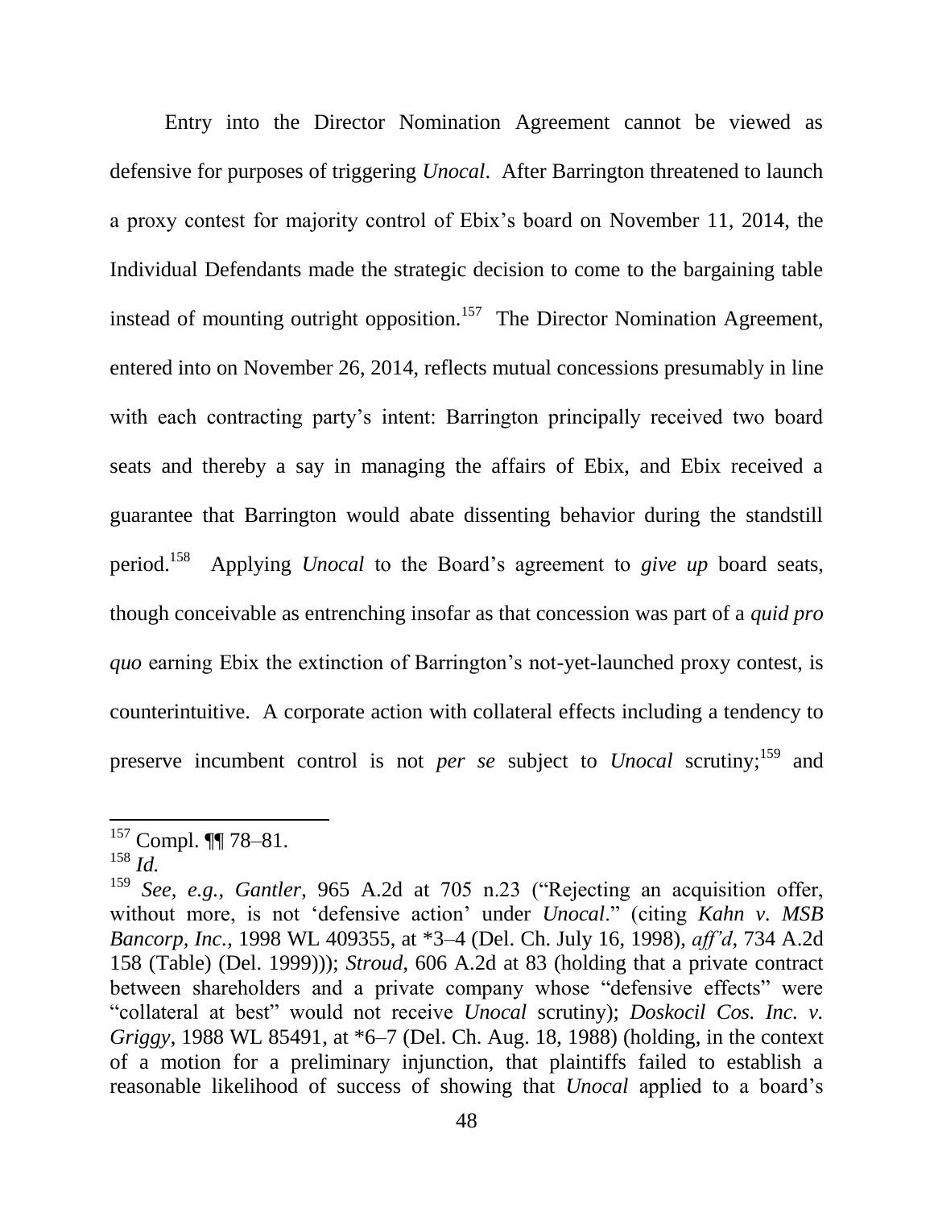Entry into the Director Nomination Agreement cannot be viewed as defensive for purposes of triggering *Unocal*. After Barrington threatened to launch a proxy contest for majority control of Ebix's board on November 11, 2014, the Individual Defendants made the strategic decision to come to the bargaining table instead of mounting outright opposition.[157] The Director Nomination Agreement, entered into on November 26, 2014, reflects mutual concessions presumably in line with each contracting party's intent: Barrington principally received two board seats and thereby a say in managing the affairs of Ebix, and Ebix received a guarantee that Barrington would abate dissenting behavior during the standstill period.[158] Applying *Unocal* to the Board's agreement to *give up* board seats, though conceivable as entrenching insofar as that concession was part of a *quid pro quo* earning Ebix the extinction of Barrington's not-yet-launched proxy contest, is counterintuitive. A corporate action with collateral effects including a tendency to preserve incumbent control is not *per se* subject to *Unocal* scrutiny;[159] and

---

[157] Compl. ¶¶ 78–81.

[158] *Id.*

[159] *See, e.g., Gantler*, 965 A.2d at 705 n.23 ("Rejecting an acquisition offer, without more, is not 'defensive action' under *Unocal*." (citing *Kahn v. MSB Bancorp, Inc.*, 1998 WL 409355, at *3–4 (Del. Ch. July 16, 1998), *aff'd*, 734 A.2d 158 (Table) (Del. 1999))); *Stroud*, 606 A.2d at 83 (holding that a private contract between shareholders and a private company whose "defensive effects" were "collateral at best" would not receive *Unocal* scrutiny); *Doskocil Cos. Inc. v. Griggy*, 1988 WL 85491, at *6–7 (Del. Ch. Aug. 18, 1988) (holding, in the context of a motion for a preliminary injunction, that plaintiffs failed to establish a reasonable likelihood of success of showing that *Unocal* applied to a board's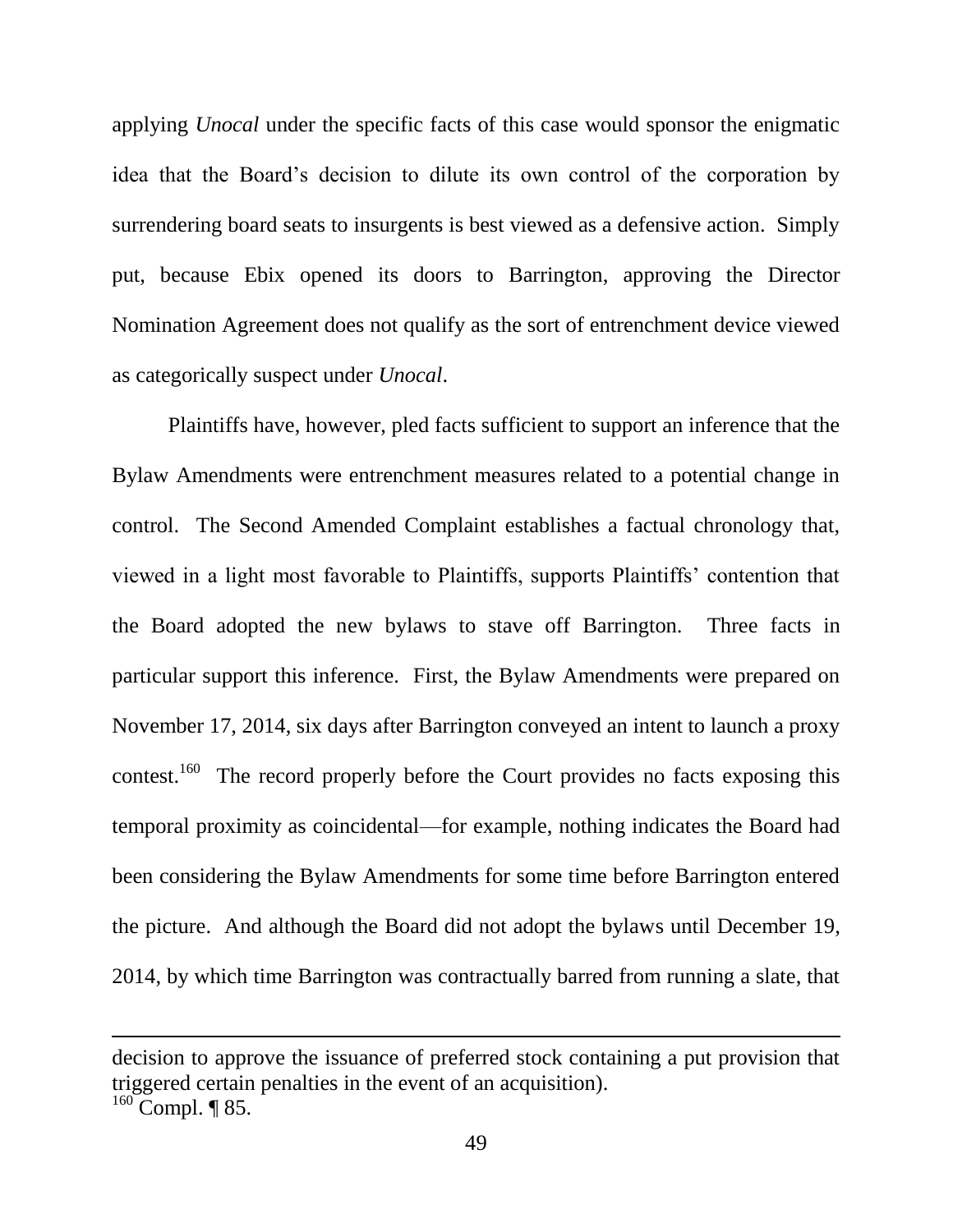applying *Unocal* under the specific facts of this case would sponsor the enigmatic idea that the Board's decision to dilute its own control of the corporation by surrendering board seats to insurgents is best viewed as a defensive action. Simply put, because Ebix opened its doors to Barrington, approving the Director Nomination Agreement does not qualify as the sort of entrenchment device viewed as categorically suspect under *Unocal*.

Plaintiffs have, however, pled facts sufficient to support an inference that the Bylaw Amendments were entrenchment measures related to a potential change in control. The Second Amended Complaint establishes a factual chronology that, viewed in a light most favorable to Plaintiffs, supports Plaintiffs' contention that the Board adopted the new bylaws to stave off Barrington. Three facts in particular support this inference. First, the Bylaw Amendments were prepared on November 17, 2014, six days after Barrington conveyed an intent to launch a proxy contest.[160] The record properly before the Court provides no facts exposing this temporal proximity as coincidental—for example, nothing indicates the Board had been considering the Bylaw Amendments for some time before Barrington entered the picture. And although the Board did not adopt the bylaws until December 19, 2014, by which time Barrington was contractually barred from running a slate, that

---

decision to approve the issuance of preferred stock containing a put provision that triggered certain penalties in the event of an acquisition).

[160] Compl. ¶ 85.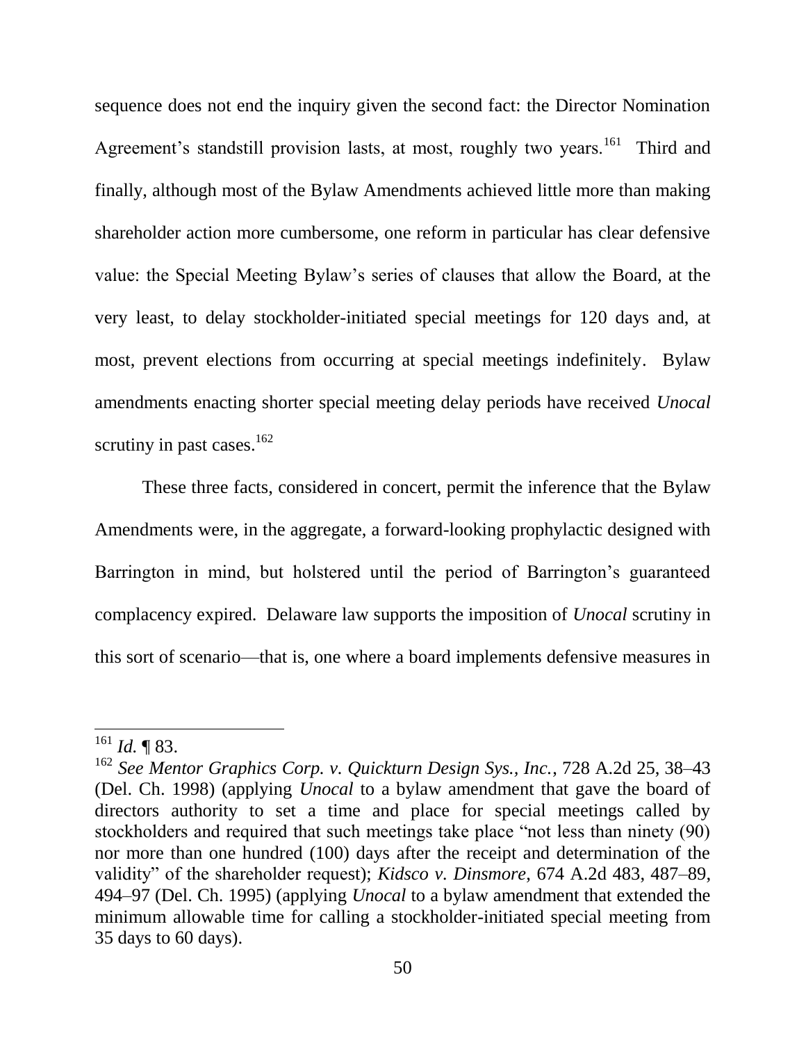sequence does not end the inquiry given the second fact: the Director Nomination Agreement's standstill provision lasts, at most, roughly two years.[161] Third and finally, although most of the Bylaw Amendments achieved little more than making shareholder action more cumbersome, one reform in particular has clear defensive value: the Special Meeting Bylaw's series of clauses that allow the Board, at the very least, to delay stockholder-initiated special meetings for 120 days and, at most, prevent elections from occurring at special meetings indefinitely. Bylaw amendments enacting shorter special meeting delay periods have received *Unocal* scrutiny in past cases.[162]

These three facts, considered in concert, permit the inference that the Bylaw Amendments were, in the aggregate, a forward-looking prophylactic designed with Barrington in mind, but holstered until the period of Barrington's guaranteed complacency expired. Delaware law supports the imposition of *Unocal* scrutiny in this sort of scenario—that is, one where a board implements defensive measures in

---

[161] *Id.* ¶ 83.

[162] *See Mentor Graphics Corp. v. Quickturn Design Sys., Inc.*, 728 A.2d 25, 38–43 (Del. Ch. 1998) (applying *Unocal* to a bylaw amendment that gave the board of directors authority to set a time and place for special meetings called by stockholders and required that such meetings take place "not less than ninety (90) nor more than one hundred (100) days after the receipt and determination of the validity" of the shareholder request); *Kidsco v. Dinsmore*, 674 A.2d 483, 487–89, 494–97 (Del. Ch. 1995) (applying *Unocal* to a bylaw amendment that extended the minimum allowable time for calling a stockholder-initiated special meeting from 35 days to 60 days).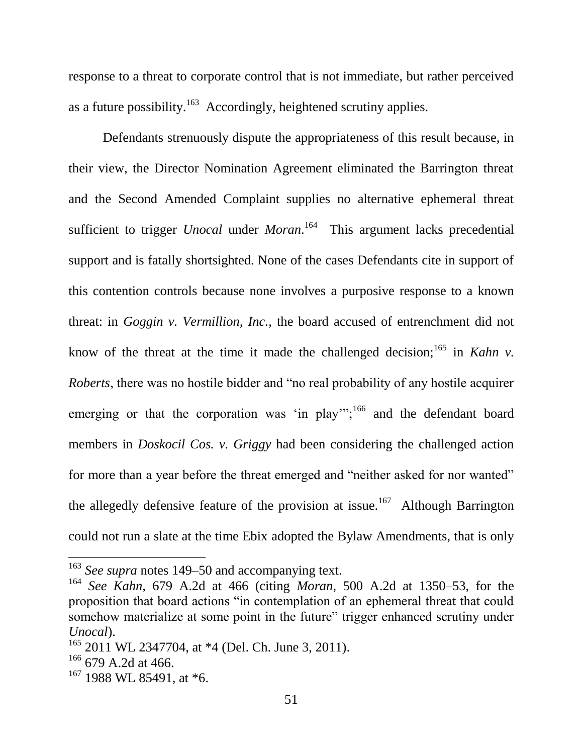response to a threat to corporate control that is not immediate, but rather perceived as a future possibility.[163] Accordingly, heightened scrutiny applies.

Defendants strenuously dispute the appropriateness of this result because, in their view, the Director Nomination Agreement eliminated the Barrington threat and the Second Amended Complaint supplies no alternative ephemeral threat sufficient to trigger *Unocal* under *Moran*.[164] This argument lacks precedential support and is fatally shortsighted. None of the cases Defendants cite in support of this contention controls because none involves a purposive response to a known threat: in *Goggin v. Vermillion, Inc.*, the board accused of entrenchment did not know of the threat at the time it made the challenged decision;[165] in *Kahn v. Roberts*, there was no hostile bidder and "no real probability of any hostile acquirer emerging or that the corporation was 'in play'";[166] and the defendant board members in *Doskocil Cos. v. Griggy* had been considering the challenged action for more than a year before the threat emerged and "neither asked for nor wanted" the allegedly defensive feature of the provision at issue.[167] Although Barrington could not run a slate at the time Ebix adopted the Bylaw Amendments, that is only

---

[163] *See supra* notes 149–50 and accompanying text.

[164] *See Kahn*, 679 A.2d at 466 (citing *Moran*, 500 A.2d at 1350–53, for the proposition that board actions "in contemplation of an ephemeral threat that could somehow materialize at some point in the future" trigger enhanced scrutiny under *Unocal*).

[165] 2011 WL 2347704, at *4 (Del. Ch. June 3, 2011).

[166] 679 A.2d at 466.

[167] 1988 WL 85491, at *6.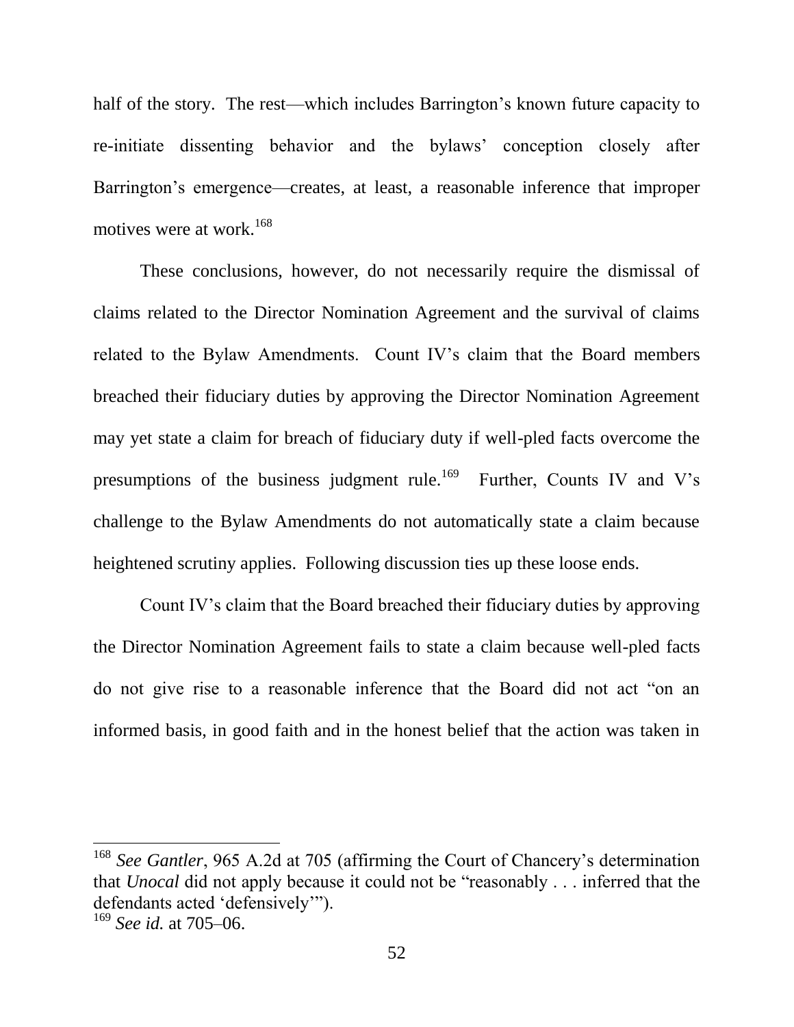half of the story. The rest—which includes Barrington's known future capacity to re-initiate dissenting behavior and the bylaws' conception closely after Barrington's emergence—creates, at least, a reasonable inference that improper motives were at work.[168]

These conclusions, however, do not necessarily require the dismissal of claims related to the Director Nomination Agreement and the survival of claims related to the Bylaw Amendments. Count IV's claim that the Board members breached their fiduciary duties by approving the Director Nomination Agreement may yet state a claim for breach of fiduciary duty if well-pled facts overcome the presumptions of the business judgment rule.[169] Further, Counts IV and V's challenge to the Bylaw Amendments do not automatically state a claim because heightened scrutiny applies. Following discussion ties up these loose ends.

Count IV's claim that the Board breached their fiduciary duties by approving the Director Nomination Agreement fails to state a claim because well-pled facts do not give rise to a reasonable inference that the Board did not act "on an informed basis, in good faith and in the honest belief that the action was taken in

---

[168] *See Gantler*, 965 A.2d at 705 (affirming the Court of Chancery's determination that *Unocal* did not apply because it could not be "reasonably . . . inferred that the defendants acted 'defensively'").

[169] *See id.* at 705–06.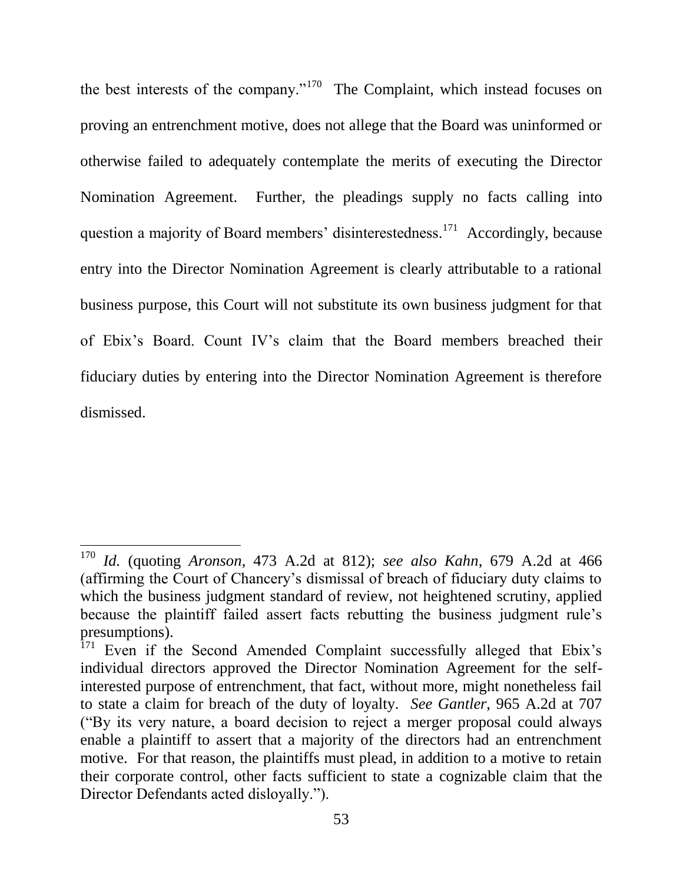the best interests of the company."[170] The Complaint, which instead focuses on proving an entrenchment motive, does not allege that the Board was uninformed or otherwise failed to adequately contemplate the merits of executing the Director Nomination Agreement. Further, the pleadings supply no facts calling into question a majority of Board members' disinterestedness.[171] Accordingly, because entry into the Director Nomination Agreement is clearly attributable to a rational business purpose, this Court will not substitute its own business judgment for that of Ebix's Board. Count IV's claim that the Board members breached their fiduciary duties by entering into the Director Nomination Agreement is therefore dismissed.

---

[170] *Id.* (quoting *Aronson*, 473 A.2d at 812); *see also Kahn*, 679 A.2d at 466 (affirming the Court of Chancery's dismissal of breach of fiduciary duty claims to which the business judgment standard of review, not heightened scrutiny, applied because the plaintiff failed assert facts rebutting the business judgment rule's presumptions).

[171] Even if the Second Amended Complaint successfully alleged that Ebix's individual directors approved the Director Nomination Agreement for the self-interested purpose of entrenchment, that fact, without more, might nonetheless fail to state a claim for breach of the duty of loyalty. *See Gantler*, 965 A.2d at 707 ("By its very nature, a board decision to reject a merger proposal could always enable a plaintiff to assert that a majority of the directors had an entrenchment motive. For that reason, the plaintiffs must plead, in addition to a motive to retain their corporate control, other facts sufficient to state a cognizable claim that the Director Defendants acted disloyally.").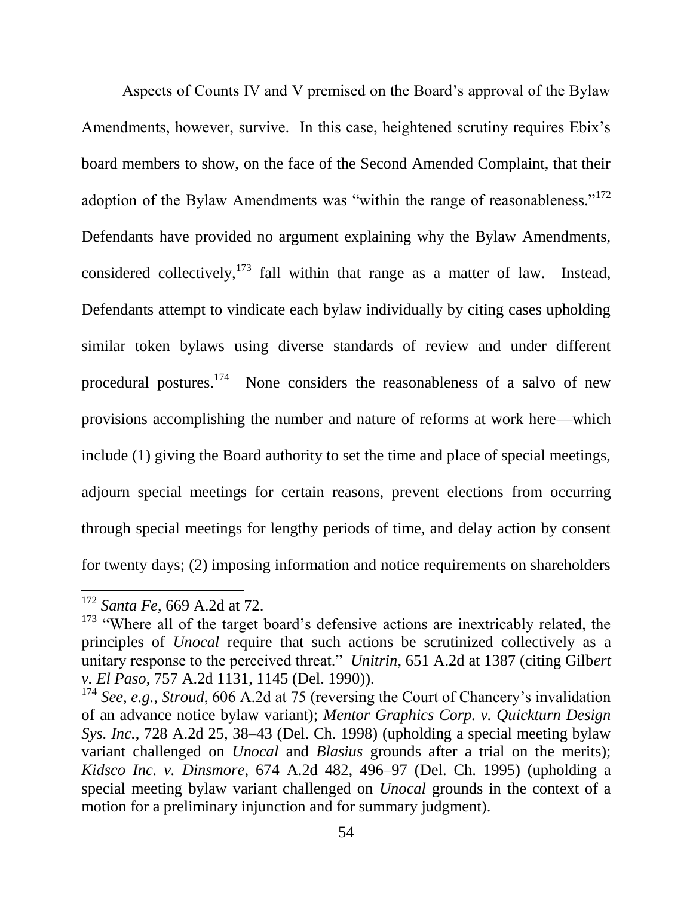Aspects of Counts IV and V premised on the Board's approval of the Bylaw Amendments, however, survive. In this case, heightened scrutiny requires Ebix's board members to show, on the face of the Second Amended Complaint, that their adoption of the Bylaw Amendments was "within the range of reasonableness."[172] Defendants have provided no argument explaining why the Bylaw Amendments, considered collectively,[173] fall within that range as a matter of law. Instead, Defendants attempt to vindicate each bylaw individually by citing cases upholding similar token bylaws using diverse standards of review and under different procedural postures.[174] None considers the reasonableness of a salvo of new provisions accomplishing the number and nature of reforms at work here—which include (1) giving the Board authority to set the time and place of special meetings, adjourn special meetings for certain reasons, prevent elections from occurring through special meetings for lengthy periods of time, and delay action by consent for twenty days; (2) imposing information and notice requirements on shareholders

---

[172] *Santa Fe*, 669 A.2d at 72.

[173] "Where all of the target board's defensive actions are inextricably related, the principles of *Unocal* require that such actions be scrutinized collectively as a unitary response to the perceived threat." *Unitrin*, 651 A.2d at 1387 (citing *Gilbert v. El Paso*, 757 A.2d 1131, 1145 (Del. 1990)).

[174] *See, e.g.*, *Stroud*, 606 A.2d at 75 (reversing the Court of Chancery's invalidation of an advance notice bylaw variant); *Mentor Graphics Corp. v. Quickturn Design Sys. Inc.*, 728 A.2d 25, 38–43 (Del. Ch. 1998) (upholding a special meeting bylaw variant challenged on *Unocal* and *Blasius* grounds after a trial on the merits); *Kidsco Inc. v. Dinsmore*, 674 A.2d 482, 496–97 (Del. Ch. 1995) (upholding a special meeting bylaw variant challenged on *Unocal* grounds in the context of a motion for a preliminary injunction and for summary judgment).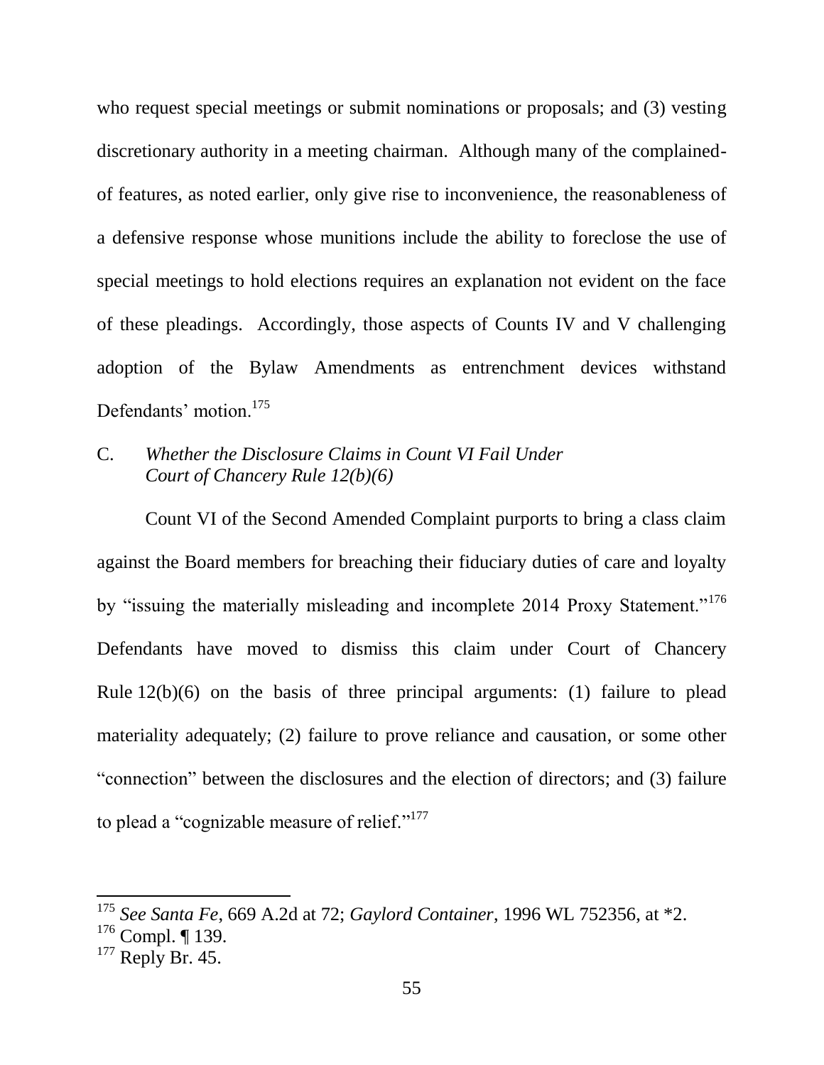who request special meetings or submit nominations or proposals; and (3) vesting discretionary authority in a meeting chairman. Although many of the complained-of features, as noted earlier, only give rise to inconvenience, the reasonableness of a defensive response whose munitions include the ability to foreclose the use of special meetings to hold elections requires an explanation not evident on the face of these pleadings. Accordingly, those aspects of Counts IV and V challenging adoption of the Bylaw Amendments as entrenchment devices withstand Defendants' motion.[175]

C. *Whether the Disclosure Claims in Count VI Fail Under Court of Chancery Rule 12(b)(6)*

Count VI of the Second Amended Complaint purports to bring a class claim against the Board members for breaching their fiduciary duties of care and loyalty by "issuing the materially misleading and incomplete 2014 Proxy Statement."[176] Defendants have moved to dismiss this claim under Court of Chancery Rule 12(b)(6) on the basis of three principal arguments: (1) failure to plead materiality adequately; (2) failure to prove reliance and causation, or some other "connection" between the disclosures and the election of directors; and (3) failure to plead a "cognizable measure of relief."[177]

---

[175] *See Santa Fe*, 669 A.2d at 72; *Gaylord Container*, 1996 WL 752356, at *2.

[176] Compl. ¶ 139.

[177] Reply Br. 45.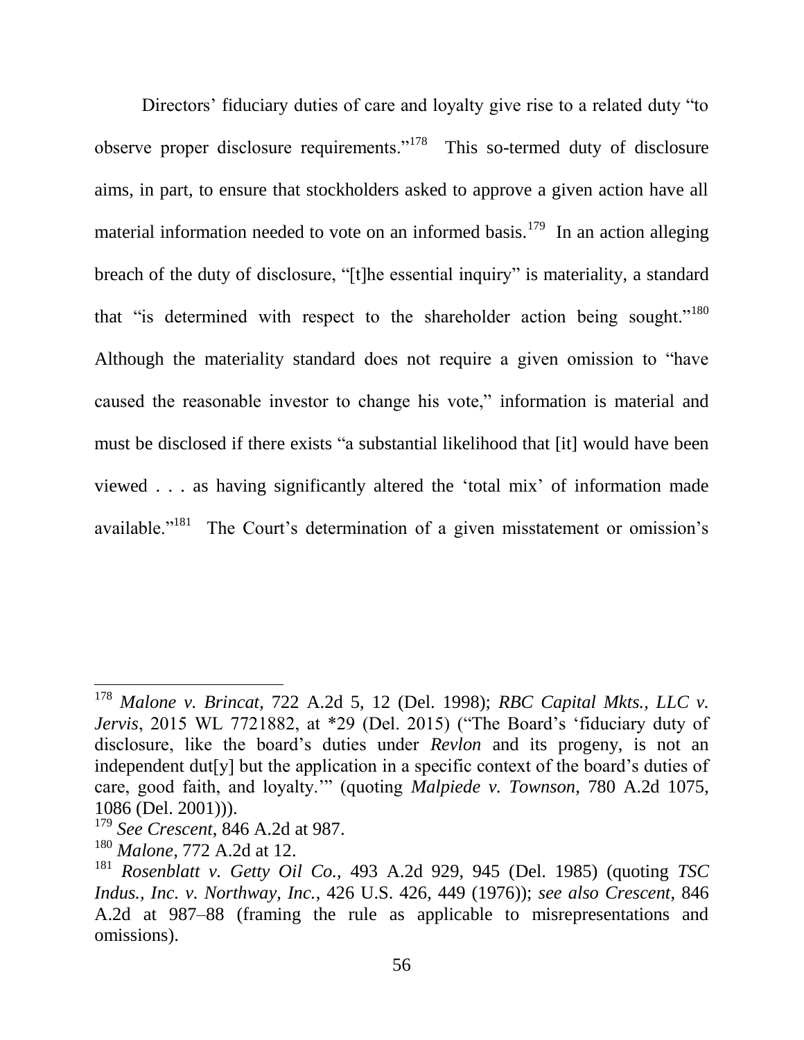Directors' fiduciary duties of care and loyalty give rise to a related duty "to observe proper disclosure requirements."[178] This so-termed duty of disclosure aims, in part, to ensure that stockholders asked to approve a given action have all material information needed to vote on an informed basis.[179] In an action alleging breach of the duty of disclosure, "[t]he essential inquiry" is materiality, a standard that "is determined with respect to the shareholder action being sought."[180] Although the materiality standard does not require a given omission to "have caused the reasonable investor to change his vote," information is material and must be disclosed if there exists "a substantial likelihood that [it] would have been viewed . . . as having significantly altered the 'total mix' of information made available."[181] The Court's determination of a given misstatement or omission's

---

[178] *Malone v. Brincat*, 722 A.2d 5, 12 (Del. 1998); *RBC Capital Mkts., LLC v. Jervis*, 2015 WL 7721882, at *29 (Del. 2015) ("The Board's 'fiduciary duty of disclosure, like the board's duties under *Revlon* and its progeny, is not an independent dut[y] but the application in a specific context of the board's duties of care, good faith, and loyalty.'" (quoting *Malpiede v. Townson*, 780 A.2d 1075, 1086 (Del. 2001))).

[179] *See Crescent*, 846 A.2d at 987.

[180] *Malone*, 772 A.2d at 12.

[181] *Rosenblatt v. Getty Oil Co.*, 493 A.2d 929, 945 (Del. 1985) (quoting *TSC Indus., Inc. v. Northway, Inc.*, 426 U.S. 426, 449 (1976)); *see also Crescent*, 846 A.2d at 987–88 (framing the rule as applicable to misrepresentations and omissions).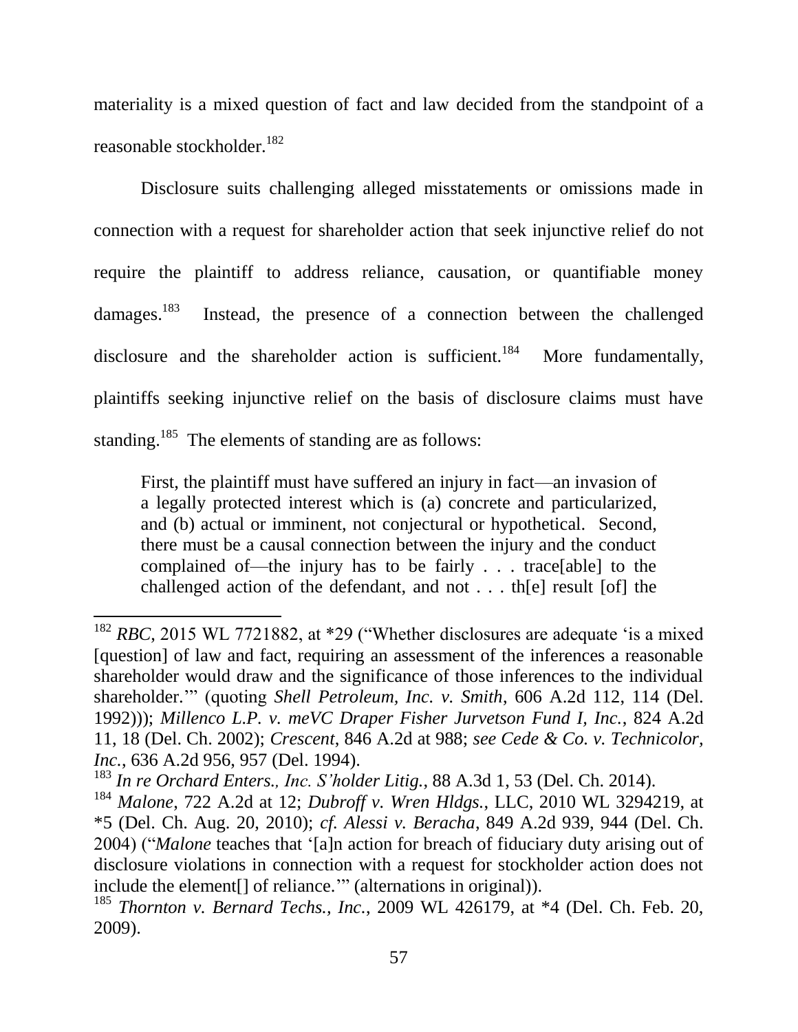materiality is a mixed question of fact and law decided from the standpoint of a reasonable stockholder.[182]

Disclosure suits challenging alleged misstatements or omissions made in connection with a request for shareholder action that seek injunctive relief do not require the plaintiff to address reliance, causation, or quantifiable money damages.[183] Instead, the presence of a connection between the challenged disclosure and the shareholder action is sufficient.[184] More fundamentally, plaintiffs seeking injunctive relief on the basis of disclosure claims must have standing.[185] The elements of standing are as follows:

> First, the plaintiff must have suffered an injury in fact—an invasion of a legally protected interest which is (a) concrete and particularized, and (b) actual or imminent, not conjectural or hypothetical. Second, there must be a causal connection between the injury and the conduct complained of—the injury has to be fairly . . . trace[able] to the challenged action of the defendant, and not . . . th[e] result [of] the

---

[182] *RBC*, 2015 WL 7721882, at *29 ("Whether disclosures are adequate 'is a mixed [question] of law and fact, requiring an assessment of the inferences a reasonable shareholder would draw and the significance of those inferences to the individual shareholder.'" (quoting *Shell Petroleum, Inc. v. Smith*, 606 A.2d 112, 114 (Del. 1992))); *Millenco L.P. v. meVC Draper Fisher Jurvetson Fund I, Inc.*, 824 A.2d 11, 18 (Del. Ch. 2002); *Crescent*, 846 A.2d at 988; *see Cede & Co. v. Technicolor, Inc.*, 636 A.2d 956, 957 (Del. 1994).

[183] *In re Orchard Enters., Inc. S'holder Litig.*, 88 A.3d 1, 53 (Del. Ch. 2014).

[184] *Malone*, 722 A.2d at 12; *Dubroff v. Wren Hldgs.*, LLC, 2010 WL 3294219, at *5 (Del. Ch. Aug. 20, 2010); *cf. Alessi v. Beracha*, 849 A.2d 939, 944 (Del. Ch. 2004) ("*Malone* teaches that '[a]n action for breach of fiduciary duty arising out of disclosure violations in connection with a request for stockholder action does not include the element[] of reliance.'" (alternations in original)).

[185] *Thornton v. Bernard Techs., Inc.*, 2009 WL 426179, at *4 (Del. Ch. Feb. 20, 2009).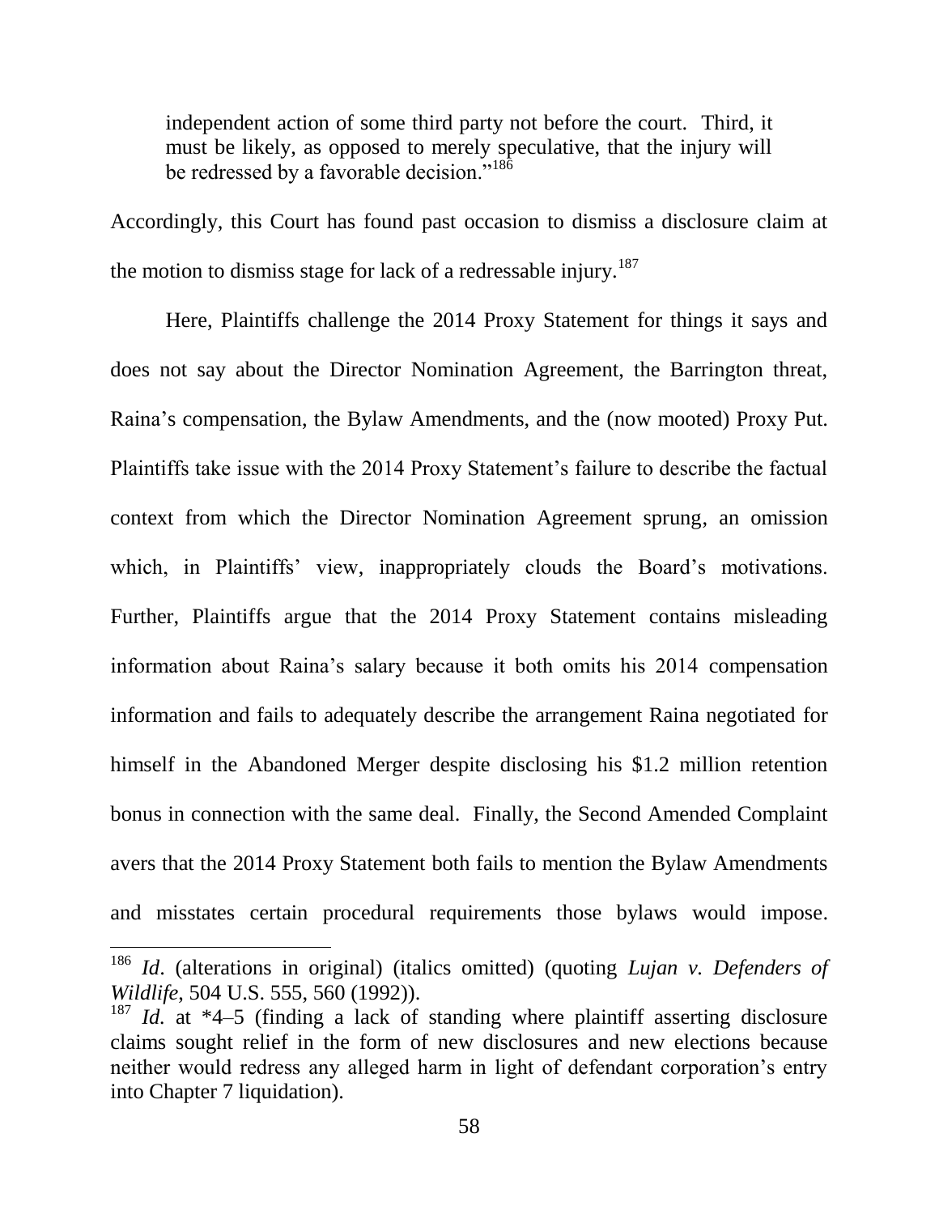> independent action of some third party not before the court. Third, it must be likely, as opposed to merely speculative, that the injury will be redressed by a favorable decision."[186]

Accordingly, this Court has found past occasion to dismiss a disclosure claim at the motion to dismiss stage for lack of a redressable injury.[187]

Here, Plaintiffs challenge the 2014 Proxy Statement for things it says and does not say about the Director Nomination Agreement, the Barrington threat, Raina's compensation, the Bylaw Amendments, and the (now mooted) Proxy Put. Plaintiffs take issue with the 2014 Proxy Statement's failure to describe the factual context from which the Director Nomination Agreement sprung, an omission which, in Plaintiffs' view, inappropriately clouds the Board's motivations. Further, Plaintiffs argue that the 2014 Proxy Statement contains misleading information about Raina's salary because it both omits his 2014 compensation information and fails to adequately describe the arrangement Raina negotiated for himself in the Abandoned Merger despite disclosing his $1.2 million retention bonus in connection with the same deal. Finally, the Second Amended Complaint avers that the 2014 Proxy Statement both fails to mention the Bylaw Amendments and misstates certain procedural requirements those bylaws would impose.

---

[186] *Id*. (alterations in original) (italics omitted) (quoting *Lujan v. Defenders of Wildlife*, 504 U.S. 555, 560 (1992)).

[187] *Id.* at *4–5 (finding a lack of standing where plaintiff asserting disclosure claims sought relief in the form of new disclosures and new elections because neither would redress any alleged harm in light of defendant corporation's entry into Chapter 7 liquidation).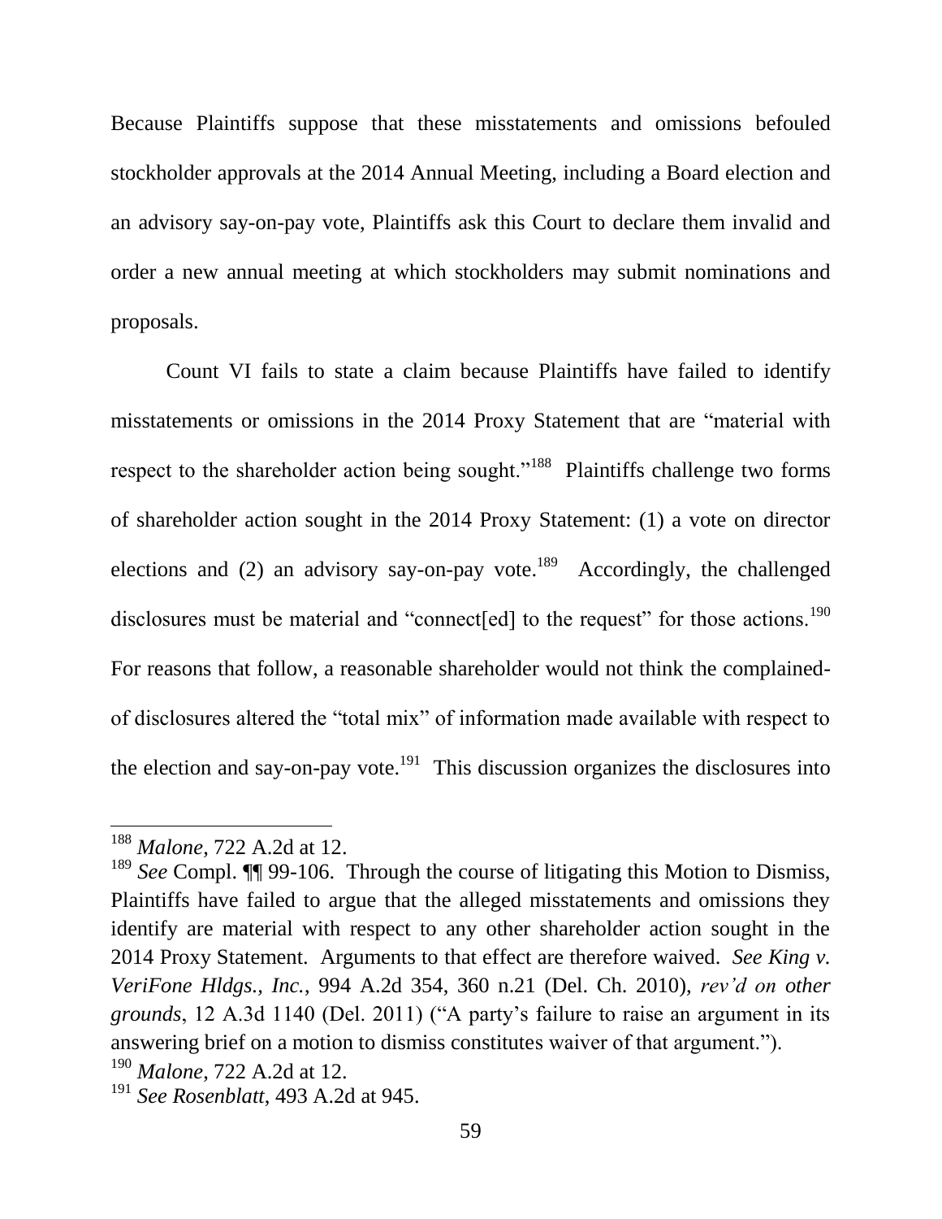Because Plaintiffs suppose that these misstatements and omissions befouled stockholder approvals at the 2014 Annual Meeting, including a Board election and an advisory say-on-pay vote, Plaintiffs ask this Court to declare them invalid and order a new annual meeting at which stockholders may submit nominations and proposals.

Count VI fails to state a claim because Plaintiffs have failed to identify misstatements or omissions in the 2014 Proxy Statement that are "material with respect to the shareholder action being sought."[188] Plaintiffs challenge two forms of shareholder action sought in the 2014 Proxy Statement: (1) a vote on director elections and (2) an advisory say-on-pay vote.[189] Accordingly, the challenged disclosures must be material and "connect[ed] to the request" for those actions.[190] For reasons that follow, a reasonable shareholder would not think the complained-of disclosures altered the "total mix" of information made available with respect to the election and say-on-pay vote.[191] This discussion organizes the disclosures into

---

[188] *Malone*, 722 A.2d at 12.

[189] *See* Compl. ¶¶ 99-106. Through the course of litigating this Motion to Dismiss, Plaintiffs have failed to argue that the alleged misstatements and omissions they identify are material with respect to any other shareholder action sought in the 2014 Proxy Statement. Arguments to that effect are therefore waived. *See King v. VeriFone Hldgs., Inc.*, 994 A.2d 354, 360 n.21 (Del. Ch. 2010), *rev'd on other grounds*, 12 A.3d 1140 (Del. 2011) ("A party's failure to raise an argument in its answering brief on a motion to dismiss constitutes waiver of that argument.").

[190] *Malone*, 722 A.2d at 12.

[191] *See Rosenblatt*, 493 A.2d at 945.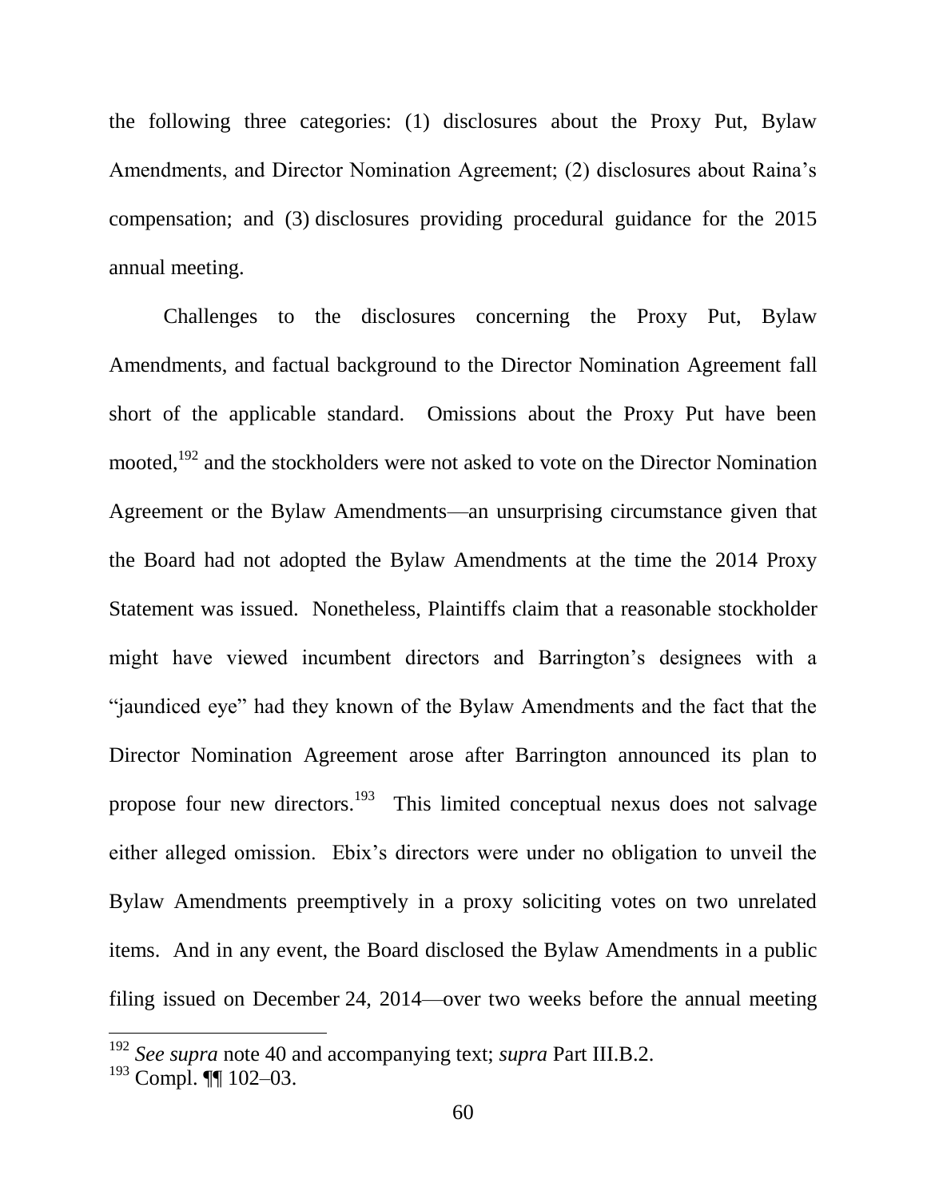the following three categories: (1) disclosures about the Proxy Put, Bylaw Amendments, and Director Nomination Agreement; (2) disclosures about Raina's compensation; and (3) disclosures providing procedural guidance for the 2015 annual meeting.

Challenges to the disclosures concerning the Proxy Put, Bylaw Amendments, and factual background to the Director Nomination Agreement fall short of the applicable standard. Omissions about the Proxy Put have been mooted,[192] and the stockholders were not asked to vote on the Director Nomination Agreement or the Bylaw Amendments—an unsurprising circumstance given that the Board had not adopted the Bylaw Amendments at the time the 2014 Proxy Statement was issued. Nonetheless, Plaintiffs claim that a reasonable stockholder might have viewed incumbent directors and Barrington's designees with a "jaundiced eye" had they known of the Bylaw Amendments and the fact that the Director Nomination Agreement arose after Barrington announced its plan to propose four new directors.[193] This limited conceptual nexus does not salvage either alleged omission. Ebix's directors were under no obligation to unveil the Bylaw Amendments preemptively in a proxy soliciting votes on two unrelated items. And in any event, the Board disclosed the Bylaw Amendments in a public filing issued on December 24, 2014—over two weeks before the annual meeting

[192] *See supra* note 40 and accompanying text; *supra* Part III.B.2.

[193] Compl. ¶¶ 102–03.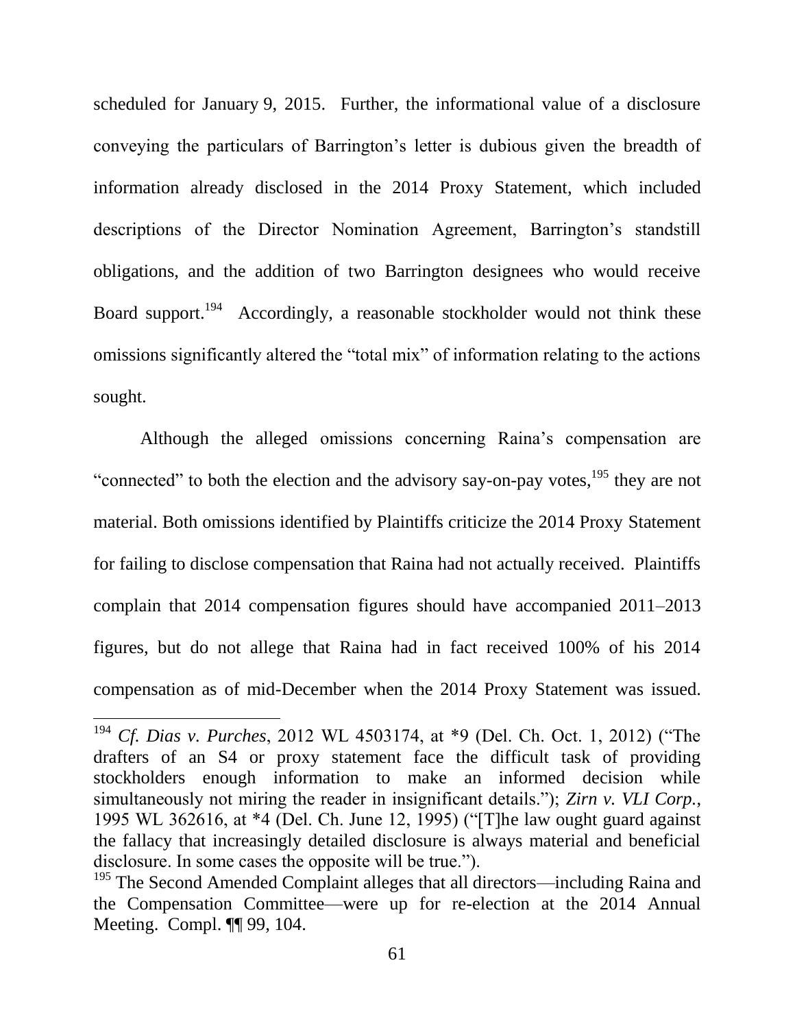scheduled for January 9, 2015. Further, the informational value of a disclosure conveying the particulars of Barrington's letter is dubious given the breadth of information already disclosed in the 2014 Proxy Statement, which included descriptions of the Director Nomination Agreement, Barrington's standstill obligations, and the addition of two Barrington designees who would receive Board support.[194] Accordingly, a reasonable stockholder would not think these omissions significantly altered the "total mix" of information relating to the actions sought.

Although the alleged omissions concerning Raina's compensation are "connected" to both the election and the advisory say-on-pay votes,[195] they are not material. Both omissions identified by Plaintiffs criticize the 2014 Proxy Statement for failing to disclose compensation that Raina had not actually received. Plaintiffs complain that 2014 compensation figures should have accompanied 2011–2013 figures, but do not allege that Raina had in fact received 100% of his 2014 compensation as of mid-December when the 2014 Proxy Statement was issued.

---

[194] *Cf. Dias v. Purches*, 2012 WL 4503174, at *9 (Del. Ch. Oct. 1, 2012) ("The drafters of an S4 or proxy statement face the difficult task of providing stockholders enough information to make an informed decision while simultaneously not miring the reader in insignificant details."); *Zirn v. VLI Corp.*, 1995 WL 362616, at *4 (Del. Ch. June 12, 1995) ("[T]he law ought guard against the fallacy that increasingly detailed disclosure is always material and beneficial disclosure. In some cases the opposite will be true.").

[195] The Second Amended Complaint alleges that all directors—including Raina and the Compensation Committee—were up for re-election at the 2014 Annual Meeting. Compl. ¶¶ 99, 104.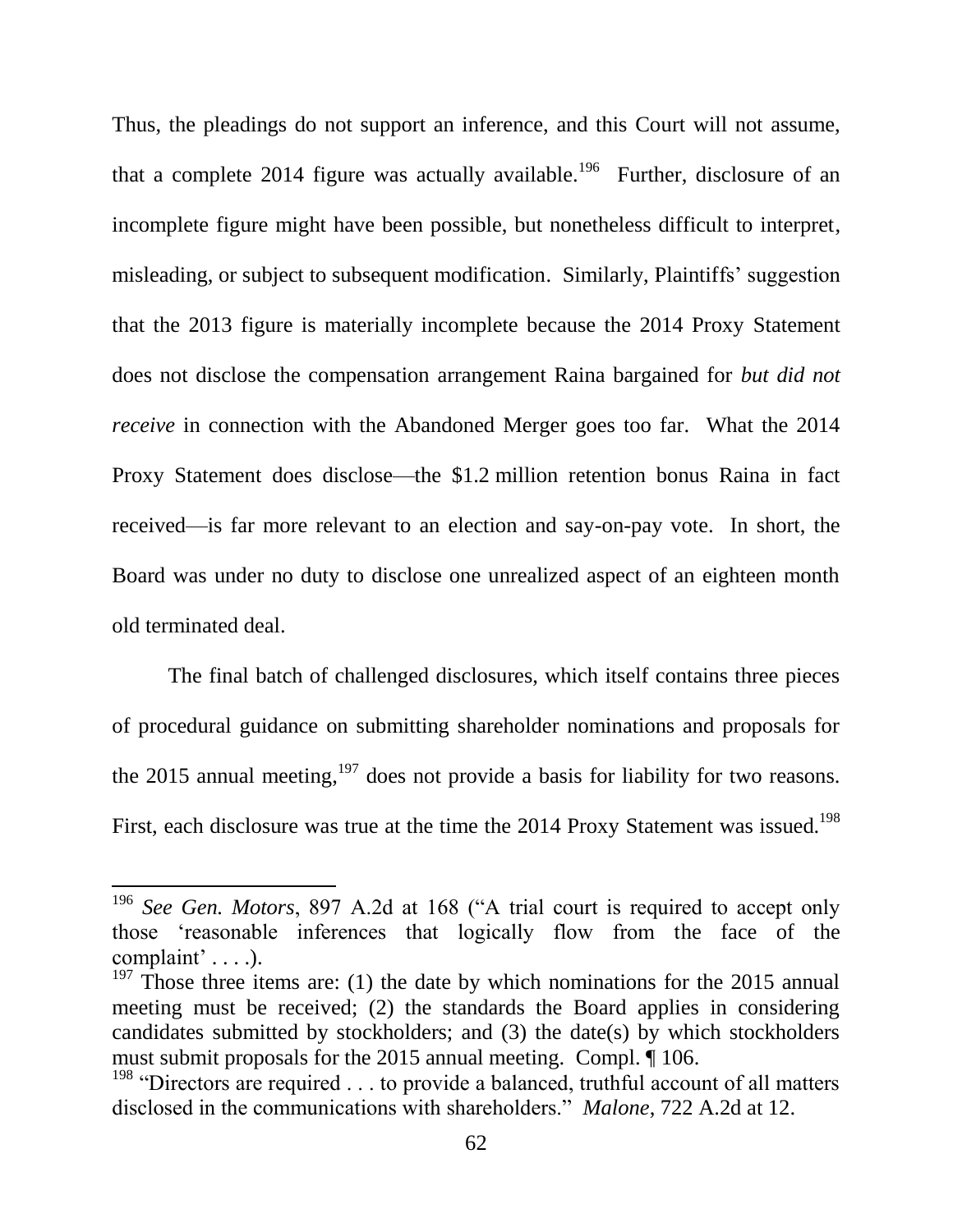Thus, the pleadings do not support an inference, and this Court will not assume, that a complete 2014 figure was actually available.[196] Further, disclosure of an incomplete figure might have been possible, but nonetheless difficult to interpret, misleading, or subject to subsequent modification. Similarly, Plaintiffs' suggestion that the 2013 figure is materially incomplete because the 2014 Proxy Statement does not disclose the compensation arrangement Raina bargained for *but did not receive* in connection with the Abandoned Merger goes too far. What the 2014 Proxy Statement does disclose—the \$1.2 million retention bonus Raina in fact received—is far more relevant to an election and say-on-pay vote. In short, the Board was under no duty to disclose one unrealized aspect of an eighteen month old terminated deal.

The final batch of challenged disclosures, which itself contains three pieces of procedural guidance on submitting shareholder nominations and proposals for the 2015 annual meeting,[197] does not provide a basis for liability for two reasons. First, each disclosure was true at the time the 2014 Proxy Statement was issued.[198]

---

[196] *See Gen. Motors*, 897 A.2d at 168 ("A trial court is required to accept only those 'reasonable inferences that logically flow from the face of the complaint' . . . .).

[197] Those three items are: (1) the date by which nominations for the 2015 annual meeting must be received; (2) the standards the Board applies in considering candidates submitted by stockholders; and (3) the date(s) by which stockholders must submit proposals for the 2015 annual meeting. Compl. ¶ 106.

[198] "Directors are required . . . to provide a balanced, truthful account of all matters disclosed in the communications with shareholders." *Malone*, 722 A.2d at 12.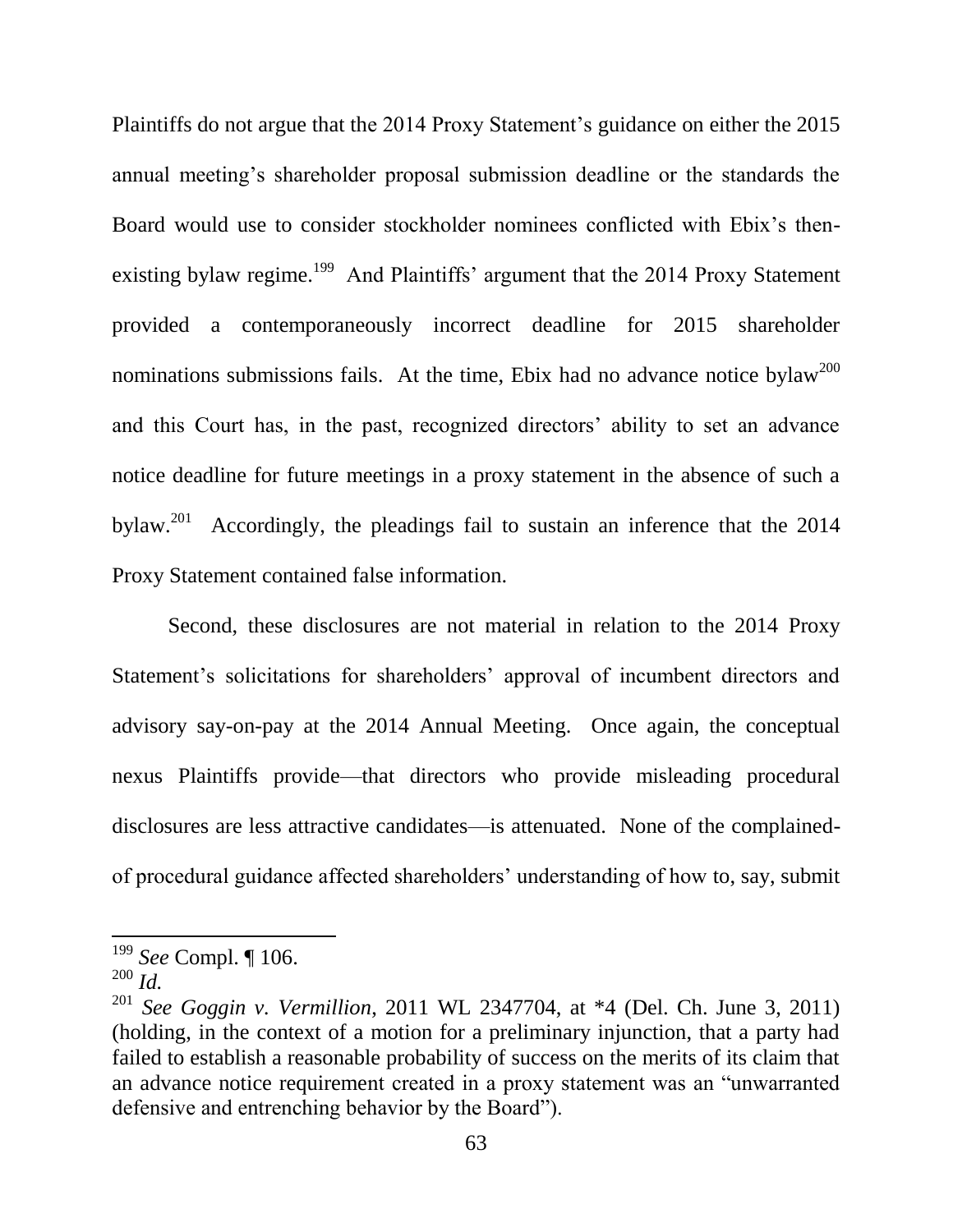Plaintiffs do not argue that the 2014 Proxy Statement's guidance on either the 2015 annual meeting's shareholder proposal submission deadline or the standards the Board would use to consider stockholder nominees conflicted with Ebix's then-existing bylaw regime.[199] And Plaintiffs' argument that the 2014 Proxy Statement provided a contemporaneously incorrect deadline for 2015 shareholder nominations submissions fails. At the time, Ebix had no advance notice bylaw[200] and this Court has, in the past, recognized directors' ability to set an advance notice deadline for future meetings in a proxy statement in the absence of such a bylaw.[201] Accordingly, the pleadings fail to sustain an inference that the 2014 Proxy Statement contained false information.

Second, these disclosures are not material in relation to the 2014 Proxy Statement's solicitations for shareholders' approval of incumbent directors and advisory say-on-pay at the 2014 Annual Meeting. Once again, the conceptual nexus Plaintiffs provide—that directors who provide misleading procedural disclosures are less attractive candidates—is attenuated. None of the complained-of procedural guidance affected shareholders' understanding of how to, say, submit

---

[199] *See* Compl. ¶ 106.

[200] *Id.*

[201] *See Goggin v. Vermillion*, 2011 WL 2347704, at *4 (Del. Ch. June 3, 2011) (holding, in the context of a motion for a preliminary injunction, that a party had failed to establish a reasonable probability of success on the merits of its claim that an advance notice requirement created in a proxy statement was an "unwarranted defensive and entrenching behavior by the Board").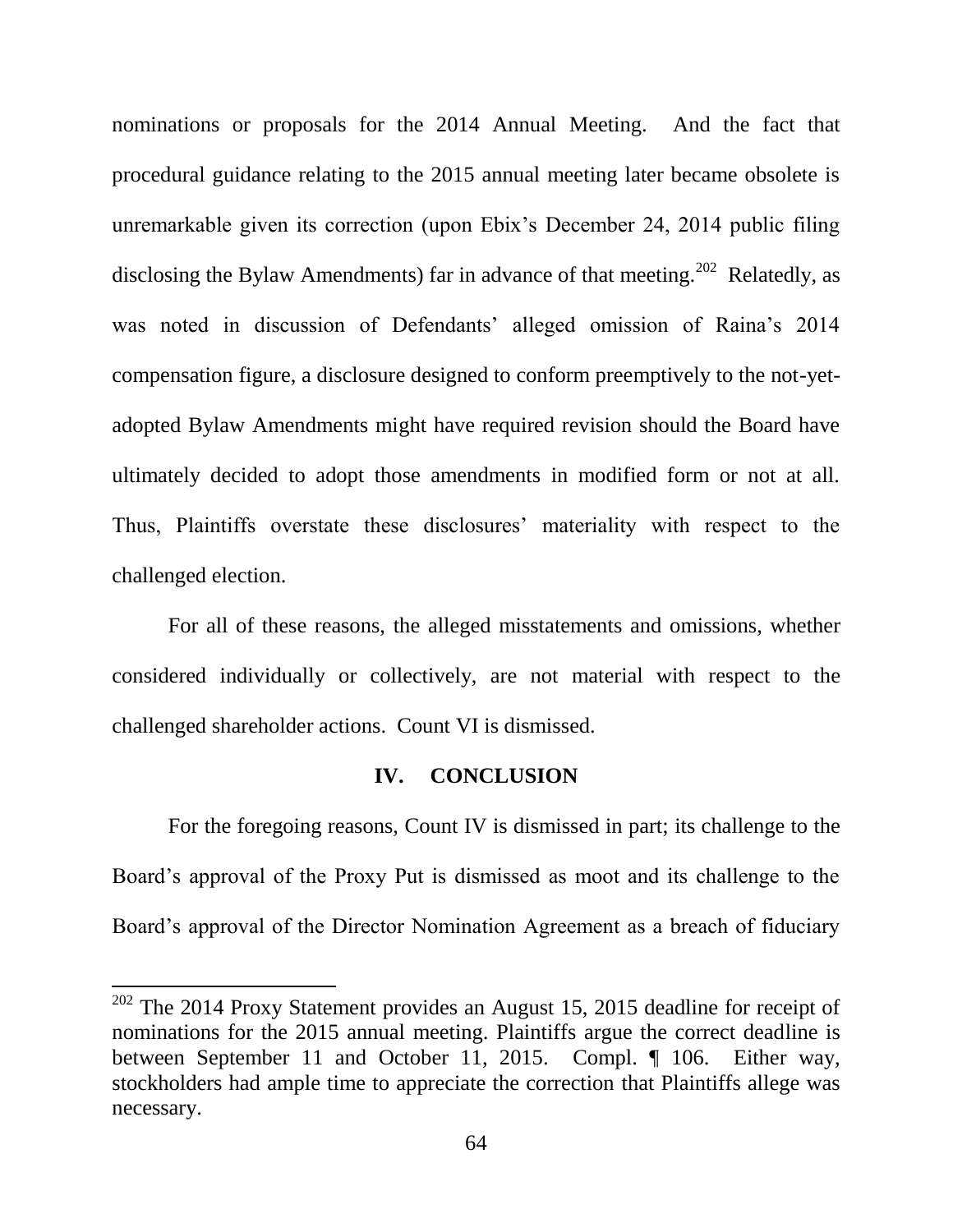nominations or proposals for the 2014 Annual Meeting. And the fact that procedural guidance relating to the 2015 annual meeting later became obsolete is unremarkable given its correction (upon Ebix's December 24, 2014 public filing disclosing the Bylaw Amendments) far in advance of that meeting.[202] Relatedly, as was noted in discussion of Defendants' alleged omission of Raina's 2014 compensation figure, a disclosure designed to conform preemptively to the not-yet-adopted Bylaw Amendments might have required revision should the Board have ultimately decided to adopt those amendments in modified form or not at all. Thus, Plaintiffs overstate these disclosures' materiality with respect to the challenged election.

For all of these reasons, the alleged misstatements and omissions, whether considered individually or collectively, are not material with respect to the challenged shareholder actions. Count VI is dismissed.

## IV. CONCLUSION

For the foregoing reasons, Count IV is dismissed in part; its challenge to the Board's approval of the Proxy Put is dismissed as moot and its challenge to the Board's approval of the Director Nomination Agreement as a breach of fiduciary

---

[202] The 2014 Proxy Statement provides an August 15, 2015 deadline for receipt of nominations for the 2015 annual meeting. Plaintiffs argue the correct deadline is between September 11 and October 11, 2015. Compl. ¶ 106. Either way, stockholders had ample time to appreciate the correction that Plaintiffs allege was necessary.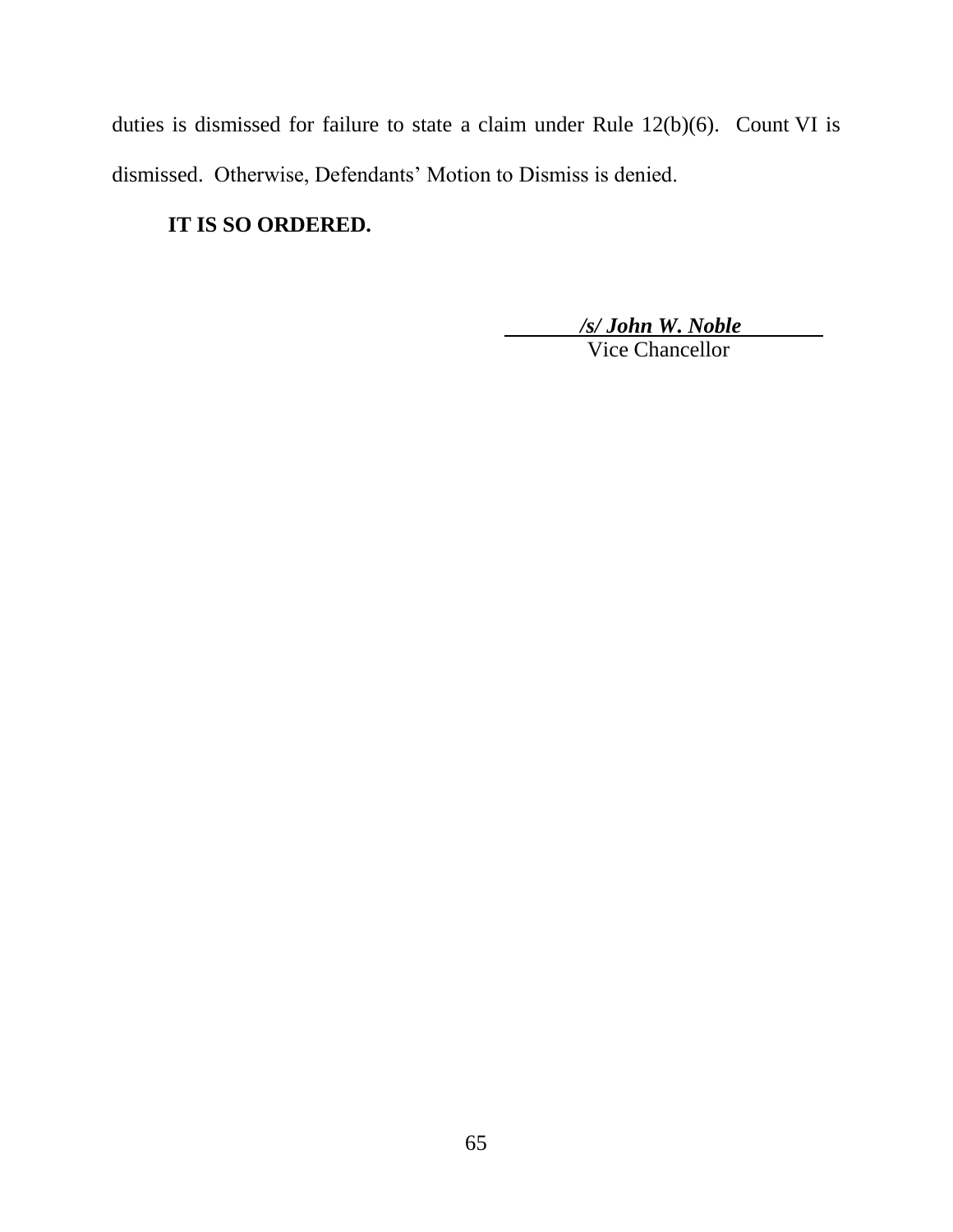duties is dismissed for failure to state a claim under Rule 12(b)(6). Count VI is dismissed. Otherwise, Defendants' Motion to Dismiss is denied.

**IT IS SO ORDERED.**

***/s/ John W. Noble***
Vice Chancellor